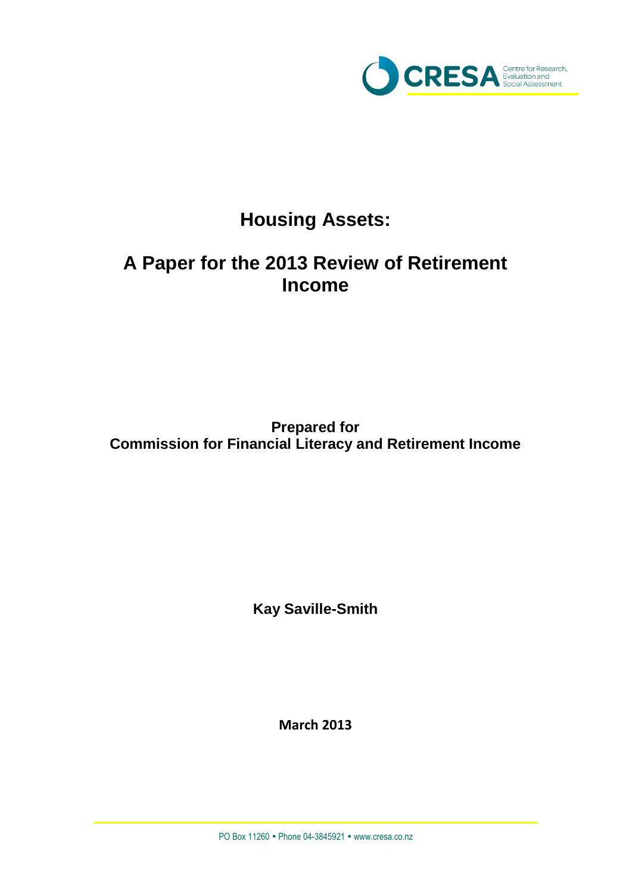CRESA Centre for Research, Evaluation and Social Assessment

# Housing Assets:

# A Paper for the 2013 Review of Retirement Income

**Prepared for**
**Commission for Financial Literacy and Retirement Income**

**Kay Saville-Smith**

**March 2013**

PO Box 11260 • Phone 04-3845921 • www.cresa.co.nz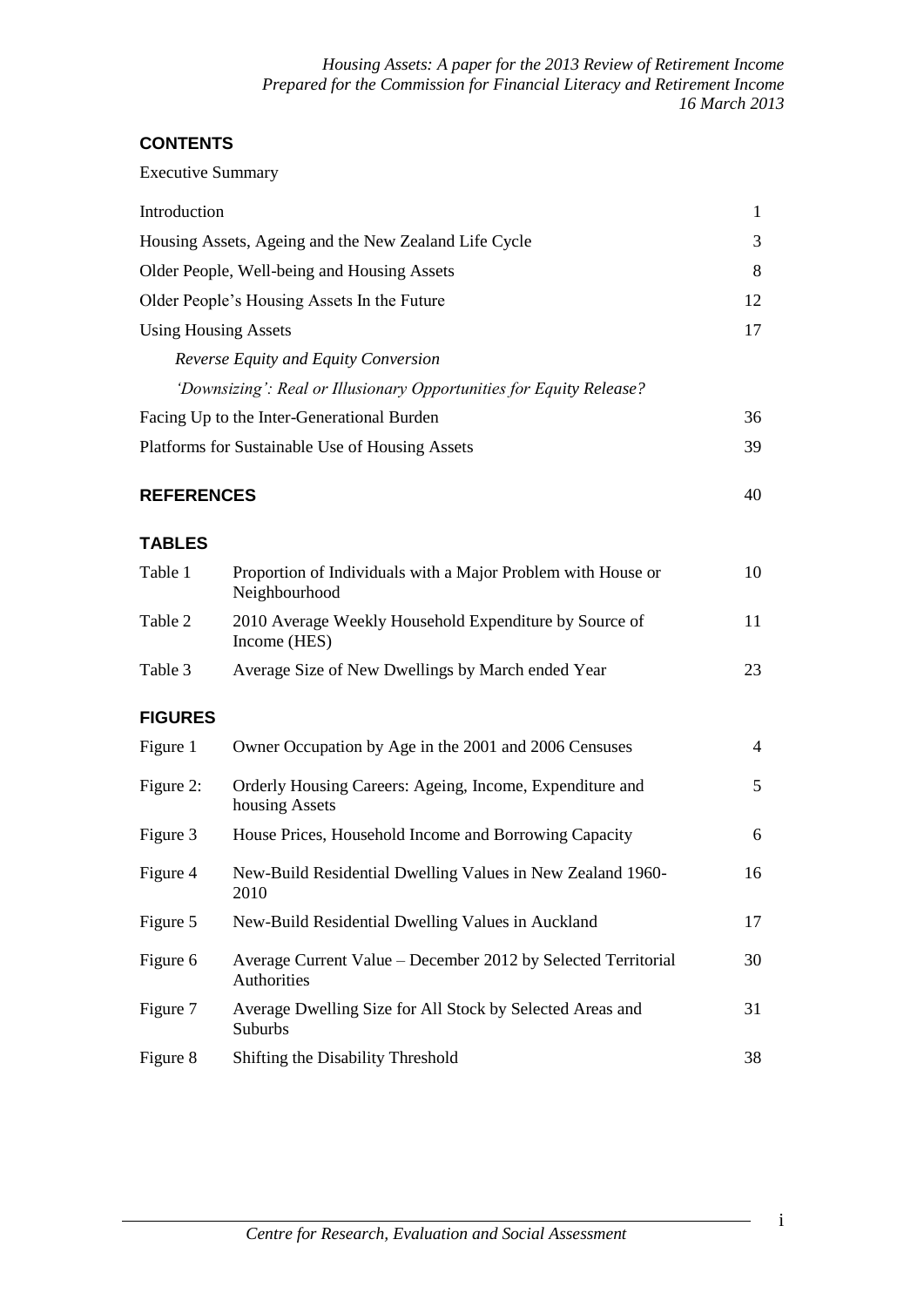## CONTENTS

Executive Summary

| | |
|---|---|
| Introduction | 1 |
| Housing Assets, Ageing and the New Zealand Life Cycle | 3 |
| Older People, Well-being and Housing Assets | 8 |
| Older People's Housing Assets In the Future | 12 |
| Using Housing Assets | 17 |
| *Reverse Equity and Equity Conversion* | |
| *'Downsizing': Real or Illusionary Opportunities for Equity Release?* | |
| Facing Up to the Inter-Generational Burden | 36 |
| Platforms for Sustainable Use of Housing Assets | 39 |

## REFERENCES 40

## TABLES

| | | |
|---|---|---|
| Table 1 | Proportion of Individuals with a Major Problem with House or Neighbourhood | 10 |
| Table 2 | 2010 Average Weekly Household Expenditure by Source of Income (HES) | 11 |
| Table 3 | Average Size of New Dwellings by March ended Year | 23 |

## FIGURES

| | | |
|---|---|---|
| Figure 1 | Owner Occupation by Age in the 2001 and 2006 Censuses | 4 |
| Figure 2: | Orderly Housing Careers: Ageing, Income, Expenditure and housing Assets | 5 |
| Figure 3 | House Prices, Household Income and Borrowing Capacity | 6 |
| Figure 4 | New-Build Residential Dwelling Values in New Zealand 1960-2010 | 16 |
| Figure 5 | New-Build Residential Dwelling Values in Auckland | 17 |
| Figure 6 | Average Current Value – December 2012 by Selected Territorial Authorities | 30 |
| Figure 7 | Average Dwelling Size for All Stock by Selected Areas and Suburbs | 31 |
| Figure 8 | Shifting the Disability Threshold | 38 |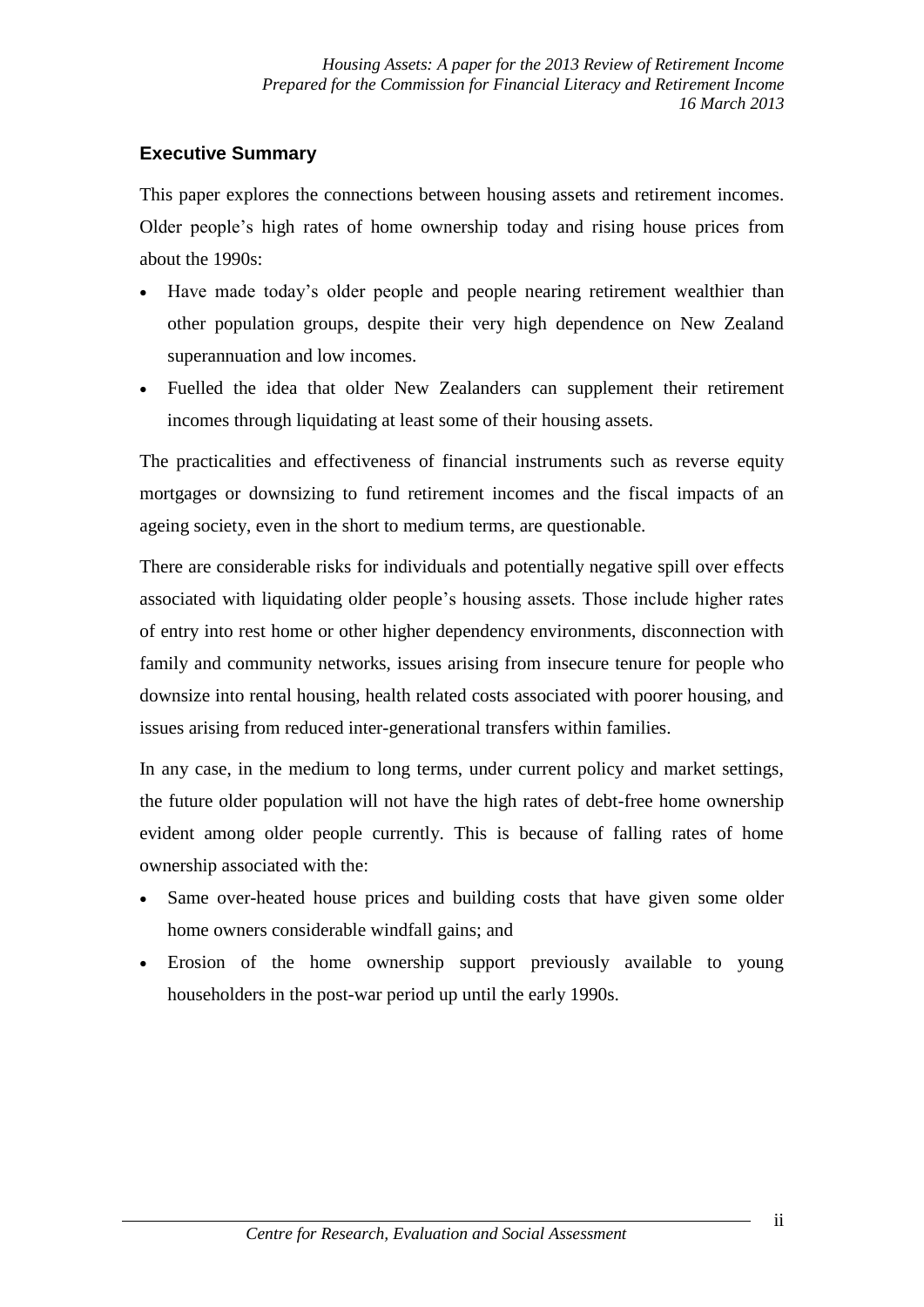## Executive Summary

This paper explores the connections between housing assets and retirement incomes. Older people's high rates of home ownership today and rising house prices from about the 1990s:

- Have made today's older people and people nearing retirement wealthier than other population groups, despite their very high dependence on New Zealand superannuation and low incomes.
- Fuelled the idea that older New Zealanders can supplement their retirement incomes through liquidating at least some of their housing assets.

The practicalities and effectiveness of financial instruments such as reverse equity mortgages or downsizing to fund retirement incomes and the fiscal impacts of an ageing society, even in the short to medium terms, are questionable.

There are considerable risks for individuals and potentially negative spill over effects associated with liquidating older people's housing assets. Those include higher rates of entry into rest home or other higher dependency environments, disconnection with family and community networks, issues arising from insecure tenure for people who downsize into rental housing, health related costs associated with poorer housing, and issues arising from reduced inter-generational transfers within families.

In any case, in the medium to long terms, under current policy and market settings, the future older population will not have the high rates of debt-free home ownership evident among older people currently. This is because of falling rates of home ownership associated with the:

- Same over-heated house prices and building costs that have given some older home owners considerable windfall gains; and
- Erosion of the home ownership support previously available to young householders in the post-war period up until the early 1990s.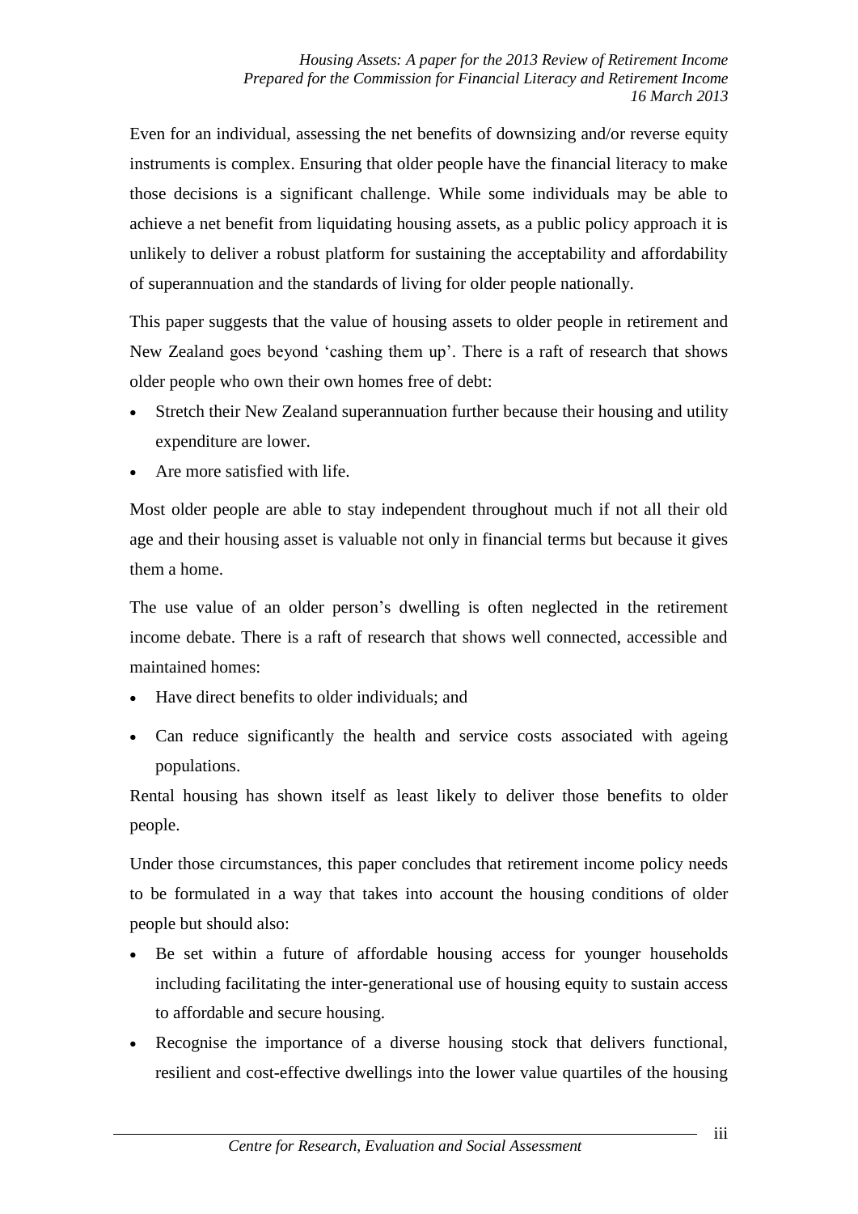Even for an individual, assessing the net benefits of downsizing and/or reverse equity instruments is complex. Ensuring that older people have the financial literacy to make those decisions is a significant challenge. While some individuals may be able to achieve a net benefit from liquidating housing assets, as a public policy approach it is unlikely to deliver a robust platform for sustaining the acceptability and affordability of superannuation and the standards of living for older people nationally.

This paper suggests that the value of housing assets to older people in retirement and New Zealand goes beyond 'cashing them up'. There is a raft of research that shows older people who own their own homes free of debt:

- Stretch their New Zealand superannuation further because their housing and utility expenditure are lower.
- Are more satisfied with life.

Most older people are able to stay independent throughout much if not all their old age and their housing asset is valuable not only in financial terms but because it gives them a home.

The use value of an older person's dwelling is often neglected in the retirement income debate. There is a raft of research that shows well connected, accessible and maintained homes:

- Have direct benefits to older individuals; and
- Can reduce significantly the health and service costs associated with ageing populations.

Rental housing has shown itself as least likely to deliver those benefits to older people.

Under those circumstances, this paper concludes that retirement income policy needs to be formulated in a way that takes into account the housing conditions of older people but should also:

- Be set within a future of affordable housing access for younger households including facilitating the inter-generational use of housing equity to sustain access to affordable and secure housing.
- Recognise the importance of a diverse housing stock that delivers functional, resilient and cost-effective dwellings into the lower value quartiles of the housing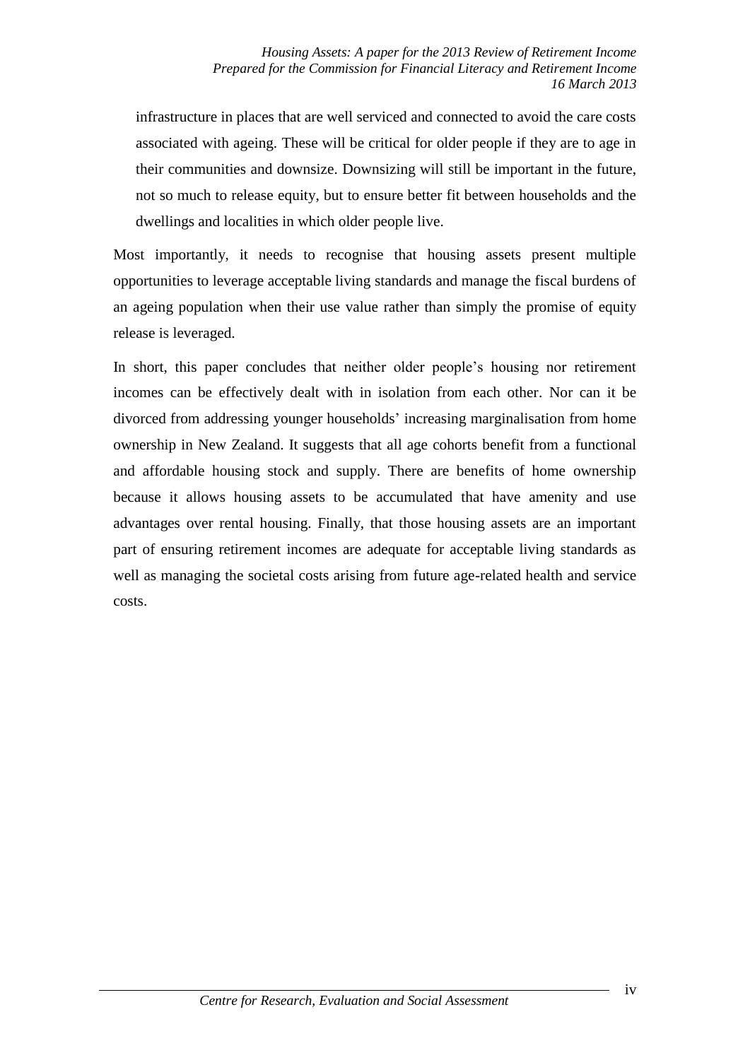infrastructure in places that are well serviced and connected to avoid the care costs associated with ageing. These will be critical for older people if they are to age in their communities and downsize. Downsizing will still be important in the future, not so much to release equity, but to ensure better fit between households and the dwellings and localities in which older people live.

Most importantly, it needs to recognise that housing assets present multiple opportunities to leverage acceptable living standards and manage the fiscal burdens of an ageing population when their use value rather than simply the promise of equity release is leveraged.

In short, this paper concludes that neither older people's housing nor retirement incomes can be effectively dealt with in isolation from each other. Nor can it be divorced from addressing younger households' increasing marginalisation from home ownership in New Zealand. It suggests that all age cohorts benefit from a functional and affordable housing stock and supply. There are benefits of home ownership because it allows housing assets to be accumulated that have amenity and use advantages over rental housing. Finally, that those housing assets are an important part of ensuring retirement incomes are adequate for acceptable living standards as well as managing the societal costs arising from future age-related health and service costs.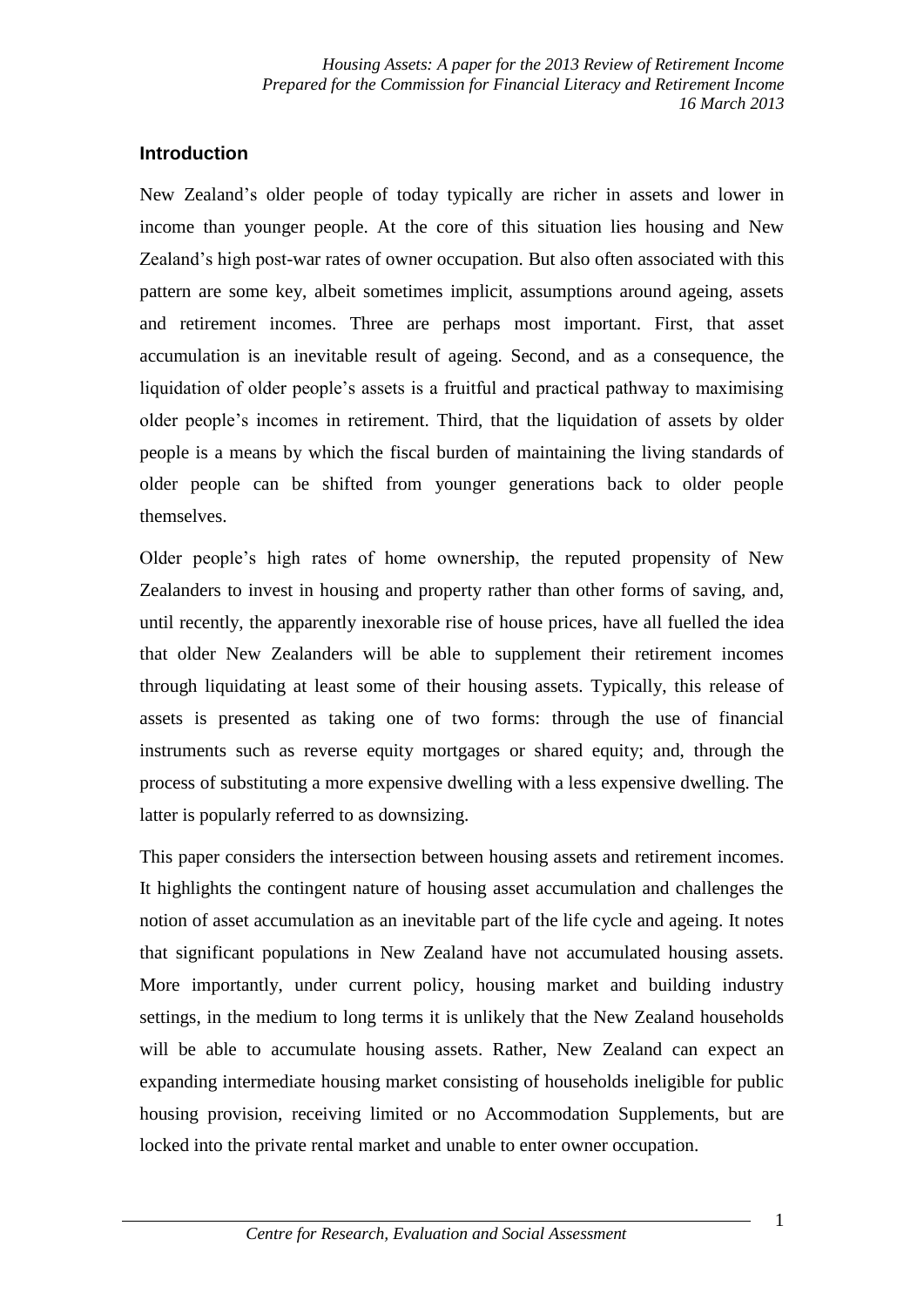## Introduction

New Zealand's older people of today typically are richer in assets and lower in income than younger people. At the core of this situation lies housing and New Zealand's high post-war rates of owner occupation. But also often associated with this pattern are some key, albeit sometimes implicit, assumptions around ageing, assets and retirement incomes. Three are perhaps most important. First, that asset accumulation is an inevitable result of ageing. Second, and as a consequence, the liquidation of older people's assets is a fruitful and practical pathway to maximising older people's incomes in retirement. Third, that the liquidation of assets by older people is a means by which the fiscal burden of maintaining the living standards of older people can be shifted from younger generations back to older people themselves.

Older people's high rates of home ownership, the reputed propensity of New Zealanders to invest in housing and property rather than other forms of saving, and, until recently, the apparently inexorable rise of house prices, have all fuelled the idea that older New Zealanders will be able to supplement their retirement incomes through liquidating at least some of their housing assets. Typically, this release of assets is presented as taking one of two forms: through the use of financial instruments such as reverse equity mortgages or shared equity; and, through the process of substituting a more expensive dwelling with a less expensive dwelling. The latter is popularly referred to as downsizing.

This paper considers the intersection between housing assets and retirement incomes. It highlights the contingent nature of housing asset accumulation and challenges the notion of asset accumulation as an inevitable part of the life cycle and ageing. It notes that significant populations in New Zealand have not accumulated housing assets. More importantly, under current policy, housing market and building industry settings, in the medium to long terms it is unlikely that the New Zealand households will be able to accumulate housing assets. Rather, New Zealand can expect an expanding intermediate housing market consisting of households ineligible for public housing provision, receiving limited or no Accommodation Supplements, but are locked into the private rental market and unable to enter owner occupation.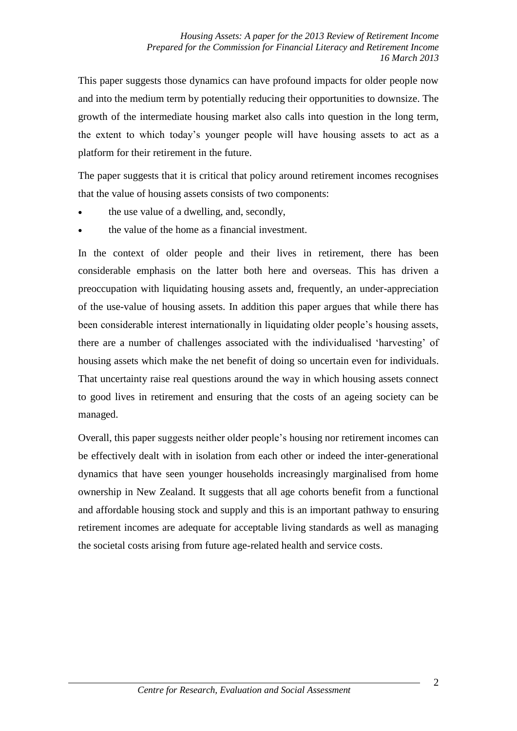This paper suggests those dynamics can have profound impacts for older people now and into the medium term by potentially reducing their opportunities to downsize. The growth of the intermediate housing market also calls into question in the long term, the extent to which today's younger people will have housing assets to act as a platform for their retirement in the future.

The paper suggests that it is critical that policy around retirement incomes recognises that the value of housing assets consists of two components:

- the use value of a dwelling, and, secondly,
- the value of the home as a financial investment.

In the context of older people and their lives in retirement, there has been considerable emphasis on the latter both here and overseas. This has driven a preoccupation with liquidating housing assets and, frequently, an under-appreciation of the use-value of housing assets. In addition this paper argues that while there has been considerable interest internationally in liquidating older people's housing assets, there are a number of challenges associated with the individualised 'harvesting' of housing assets which make the net benefit of doing so uncertain even for individuals. That uncertainty raise real questions around the way in which housing assets connect to good lives in retirement and ensuring that the costs of an ageing society can be managed.

Overall, this paper suggests neither older people's housing nor retirement incomes can be effectively dealt with in isolation from each other or indeed the inter-generational dynamics that have seen younger households increasingly marginalised from home ownership in New Zealand. It suggests that all age cohorts benefit from a functional and affordable housing stock and supply and this is an important pathway to ensuring retirement incomes are adequate for acceptable living standards as well as managing the societal costs arising from future age-related health and service costs.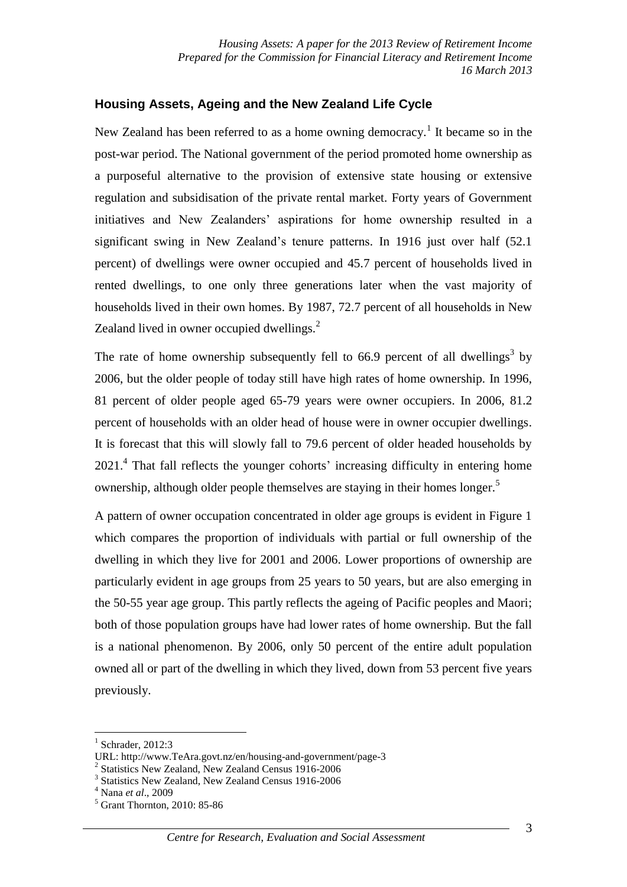## Housing Assets, Ageing and the New Zealand Life Cycle

New Zealand has been referred to as a home owning democracy.[1] It became so in the post-war period. The National government of the period promoted home ownership as a purposeful alternative to the provision of extensive state housing or extensive regulation and subsidisation of the private rental market. Forty years of Government initiatives and New Zealanders' aspirations for home ownership resulted in a significant swing in New Zealand's tenure patterns. In 1916 just over half (52.1 percent) of dwellings were owner occupied and 45.7 percent of households lived in rented dwellings, to one only three generations later when the vast majority of households lived in their own homes. By 1987, 72.7 percent of all households in New Zealand lived in owner occupied dwellings.[2]

The rate of home ownership subsequently fell to 66.9 percent of all dwellings[3] by 2006, but the older people of today still have high rates of home ownership. In 1996, 81 percent of older people aged 65-79 years were owner occupiers. In 2006, 81.2 percent of households with an older head of house were in owner occupier dwellings. It is forecast that this will slowly fall to 79.6 percent of older headed households by 2021.[4] That fall reflects the younger cohorts' increasing difficulty in entering home ownership, although older people themselves are staying in their homes longer.[5]

A pattern of owner occupation concentrated in older age groups is evident in Figure 1 which compares the proportion of individuals with partial or full ownership of the dwelling in which they live for 2001 and 2006. Lower proportions of ownership are particularly evident in age groups from 25 years to 50 years, but are also emerging in the 50-55 year age group. This partly reflects the ageing of Pacific peoples and Maori; both of those population groups have had lower rates of home ownership. But the fall is a national phenomenon. By 2006, only 50 percent of the entire adult population owned all or part of the dwelling in which they lived, down from 53 percent five years previously.

---

[1] Schrader, 2012:3
URL: http://www.TeAra.govt.nz/en/housing-and-government/page-3

[2] Statistics New Zealand, New Zealand Census 1916-2006

[3] Statistics New Zealand, New Zealand Census 1916-2006

[4] Nana *et al*., 2009

[5] Grant Thornton, 2010: 85-86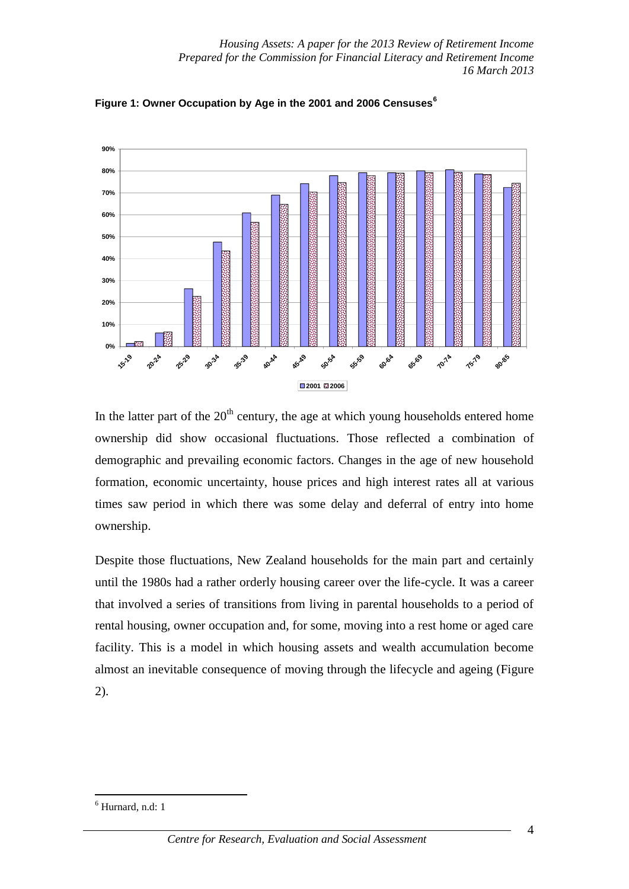**Figure 1: Owner Occupation by Age in the 2001 and 2006 Censuses**[6]

In the latter part of the 20th century, the age at which young households entered home ownership did show occasional fluctuations. Those reflected a combination of demographic and prevailing economic factors. Changes in the age of new household formation, economic uncertainty, house prices and high interest rates all at various times saw period in which there was some delay and deferral of entry into home ownership.

Despite those fluctuations, New Zealand households for the main part and certainly until the 1980s had a rather orderly housing career over the life-cycle. It was a career that involved a series of transitions from living in parental households to a period of rental housing, owner occupation and, for some, moving into a rest home or aged care facility. This is a model in which housing assets and wealth accumulation become almost an inevitable consequence of moving through the lifecycle and ageing (Figure 2).

[6] Hurnard, n.d: 1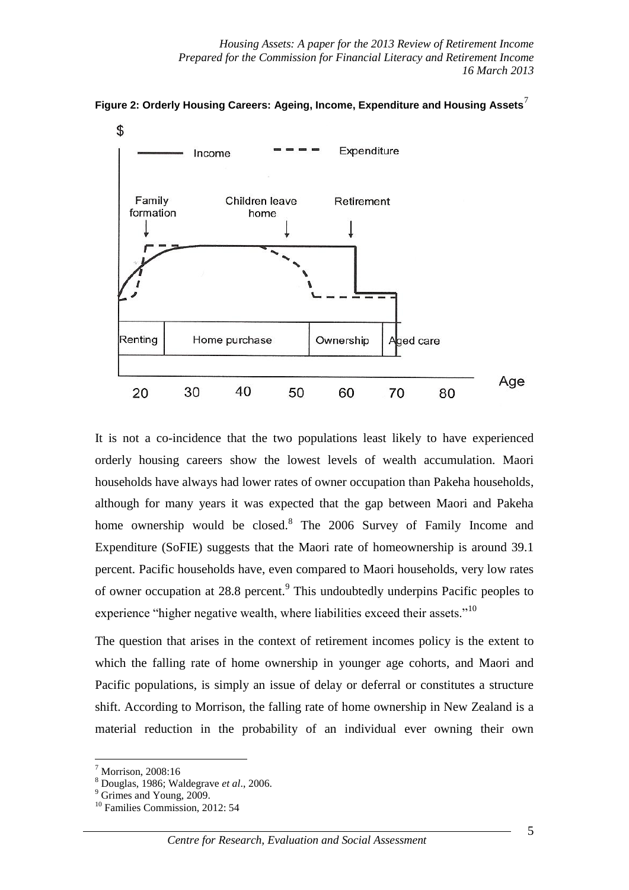**Figure 2: Orderly Housing Careers: Ageing, Income, Expenditure and Housing Assets**[7]

It is not a co-incidence that the two populations least likely to have experienced orderly housing careers show the lowest levels of wealth accumulation. Maori households have always had lower rates of owner occupation than Pakeha households, although for many years it was expected that the gap between Maori and Pakeha home ownership would be closed.[8] The 2006 Survey of Family Income and Expenditure (SoFIE) suggests that the Maori rate of homeownership is around 39.1 percent. Pacific households have, even compared to Maori households, very low rates of owner occupation at 28.8 percent.[9] This undoubtedly underpins Pacific peoples to experience "higher negative wealth, where liabilities exceed their assets."[10]

The question that arises in the context of retirement incomes policy is the extent to which the falling rate of home ownership in younger age cohorts, and Maori and Pacific populations, is simply an issue of delay or deferral or constitutes a structure shift. According to Morrison, the falling rate of home ownership in New Zealand is a material reduction in the probability of an individual ever owning their own

---

[7] Morrison, 2008:16

[8] Douglas, 1986; Waldegrave *et al*., 2006.

[9] Grimes and Young, 2009.

[10] Families Commission, 2012: 54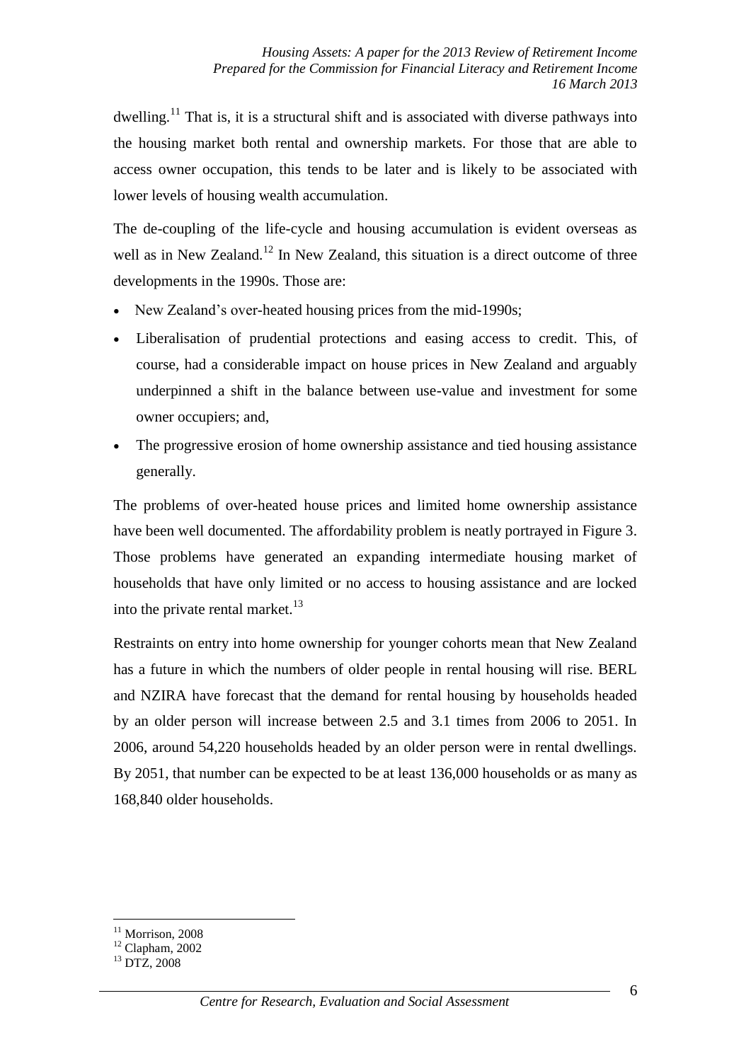dwelling.[11] That is, it is a structural shift and is associated with diverse pathways into the housing market both rental and ownership markets. For those that are able to access owner occupation, this tends to be later and is likely to be associated with lower levels of housing wealth accumulation.

The de-coupling of the life-cycle and housing accumulation is evident overseas as well as in New Zealand.[12] In New Zealand, this situation is a direct outcome of three developments in the 1990s. Those are:

- New Zealand's over-heated housing prices from the mid-1990s;
- Liberalisation of prudential protections and easing access to credit. This, of course, had a considerable impact on house prices in New Zealand and arguably underpinned a shift in the balance between use-value and investment for some owner occupiers; and,
- The progressive erosion of home ownership assistance and tied housing assistance generally.

The problems of over-heated house prices and limited home ownership assistance have been well documented. The affordability problem is neatly portrayed in Figure 3. Those problems have generated an expanding intermediate housing market of households that have only limited or no access to housing assistance and are locked into the private rental market.[13]

Restraints on entry into home ownership for younger cohorts mean that New Zealand has a future in which the numbers of older people in rental housing will rise. BERL and NZIRA have forecast that the demand for rental housing by households headed by an older person will increase between 2.5 and 3.1 times from 2006 to 2051. In 2006, around 54,220 households headed by an older person were in rental dwellings. By 2051, that number can be expected to be at least 136,000 households or as many as 168,840 older households.

---

[11] Morrison, 2008
[12] Clapham, 2002
[13] DTZ, 2008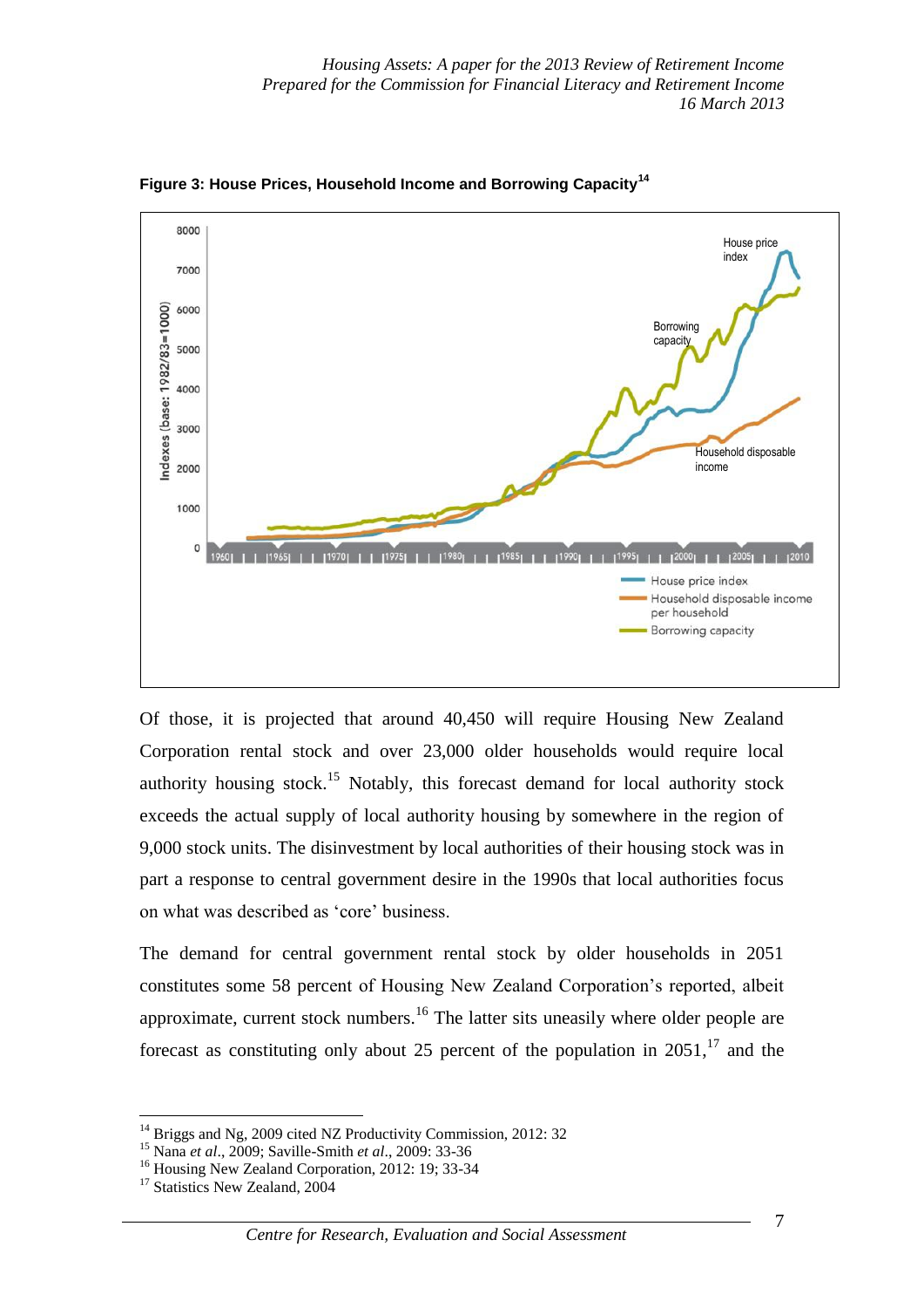**Figure 3: House Prices, Household Income and Borrowing Capacity**[14]

Of those, it is projected that around 40,450 will require Housing New Zealand Corporation rental stock and over 23,000 older households would require local authority housing stock.[15] Notably, this forecast demand for local authority stock exceeds the actual supply of local authority housing by somewhere in the region of 9,000 stock units. The disinvestment by local authorities of their housing stock was in part a response to central government desire in the 1990s that local authorities focus on what was described as 'core' business.

The demand for central government rental stock by older households in 2051 constitutes some 58 percent of Housing New Zealand Corporation's reported, albeit approximate, current stock numbers.[16] The latter sits uneasily where older people are forecast as constituting only about 25 percent of the population in 2051,[17] and the

[14] Briggs and Ng, 2009 cited NZ Productivity Commission, 2012: 32
[15] Nana *et al*., 2009; Saville-Smith *et al*., 2009: 33-36
[16] Housing New Zealand Corporation, 2012: 19; 33-34
[17] Statistics New Zealand, 2004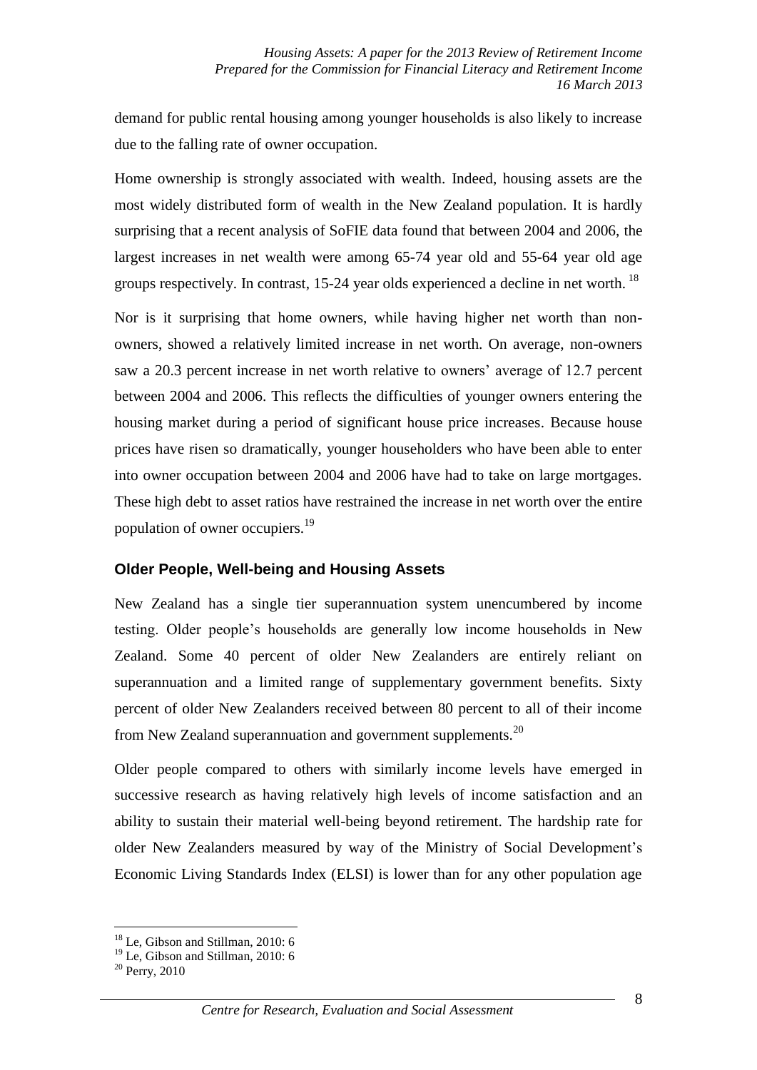demand for public rental housing among younger households is also likely to increase due to the falling rate of owner occupation.

Home ownership is strongly associated with wealth. Indeed, housing assets are the most widely distributed form of wealth in the New Zealand population. It is hardly surprising that a recent analysis of SoFIE data found that between 2004 and 2006, the largest increases in net wealth were among 65-74 year old and 55-64 year old age groups respectively. In contrast, 15-24 year olds experienced a decline in net worth. [18]

Nor is it surprising that home owners, while having higher net worth than non-owners, showed a relatively limited increase in net worth. On average, non-owners saw a 20.3 percent increase in net worth relative to owners' average of 12.7 percent between 2004 and 2006. This reflects the difficulties of younger owners entering the housing market during a period of significant house price increases. Because house prices have risen so dramatically, younger householders who have been able to enter into owner occupation between 2004 and 2006 have had to take on large mortgages. These high debt to asset ratios have restrained the increase in net worth over the entire population of owner occupiers.[19]

## Older People, Well-being and Housing Assets

New Zealand has a single tier superannuation system unencumbered by income testing. Older people's households are generally low income households in New Zealand. Some 40 percent of older New Zealanders are entirely reliant on superannuation and a limited range of supplementary government benefits. Sixty percent of older New Zealanders received between 80 percent to all of their income from New Zealand superannuation and government supplements.[20]

Older people compared to others with similarly income levels have emerged in successive research as having relatively high levels of income satisfaction and an ability to sustain their material well-being beyond retirement. The hardship rate for older New Zealanders measured by way of the Ministry of Social Development's Economic Living Standards Index (ELSI) is lower than for any other population age

[18] Le, Gibson and Stillman, 2010: 6

[19] Le, Gibson and Stillman, 2010: 6

[20] Perry, 2010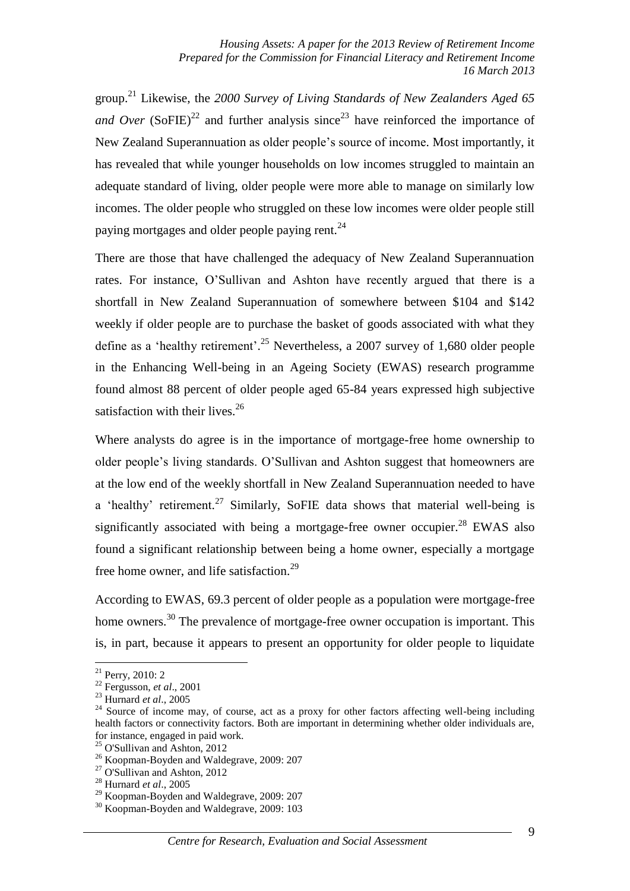group.[21] Likewise, the *2000 Survey of Living Standards of New Zealanders Aged 65 and Over* (SoFIE)[22] and further analysis since[23] have reinforced the importance of New Zealand Superannuation as older people's source of income. Most importantly, it has revealed that while younger households on low incomes struggled to maintain an adequate standard of living, older people were more able to manage on similarly low incomes. The older people who struggled on these low incomes were older people still paying mortgages and older people paying rent.[24]

There are those that have challenged the adequacy of New Zealand Superannuation rates. For instance, O'Sullivan and Ashton have recently argued that there is a shortfall in New Zealand Superannuation of somewhere between $104 and $142 weekly if older people are to purchase the basket of goods associated with what they define as a 'healthy retirement'.[25] Nevertheless, a 2007 survey of 1,680 older people in the Enhancing Well-being in an Ageing Society (EWAS) research programme found almost 88 percent of older people aged 65-84 years expressed high subjective satisfaction with their lives.[26]

Where analysts do agree is in the importance of mortgage-free home ownership to older people's living standards. O'Sullivan and Ashton suggest that homeowners are at the low end of the weekly shortfall in New Zealand Superannuation needed to have a 'healthy' retirement.[27] Similarly, SoFIE data shows that material well-being is significantly associated with being a mortgage-free owner occupier.[28] EWAS also found a significant relationship between being a home owner, especially a mortgage free home owner, and life satisfaction.[29]

According to EWAS, 69.3 percent of older people as a population were mortgage-free home owners.[30] The prevalence of mortgage-free owner occupation is important. This is, in part, because it appears to present an opportunity for older people to liquidate

---

[21] Perry, 2010: 2

[22] Fergusson, *et al*., 2001

[23] Hurnard *et al*., 2005

[24] Source of income may, of course, act as a proxy for other factors affecting well-being including health factors or connectivity factors. Both are important in determining whether older individuals are, for instance, engaged in paid work.

[25] O'Sullivan and Ashton, 2012

[26] Koopman-Boyden and Waldegrave, 2009: 207

[27] O'Sullivan and Ashton, 2012

[28] Hurnard *et al*., 2005

[29] Koopman-Boyden and Waldegrave, 2009: 207

[30] Koopman-Boyden and Waldegrave, 2009: 103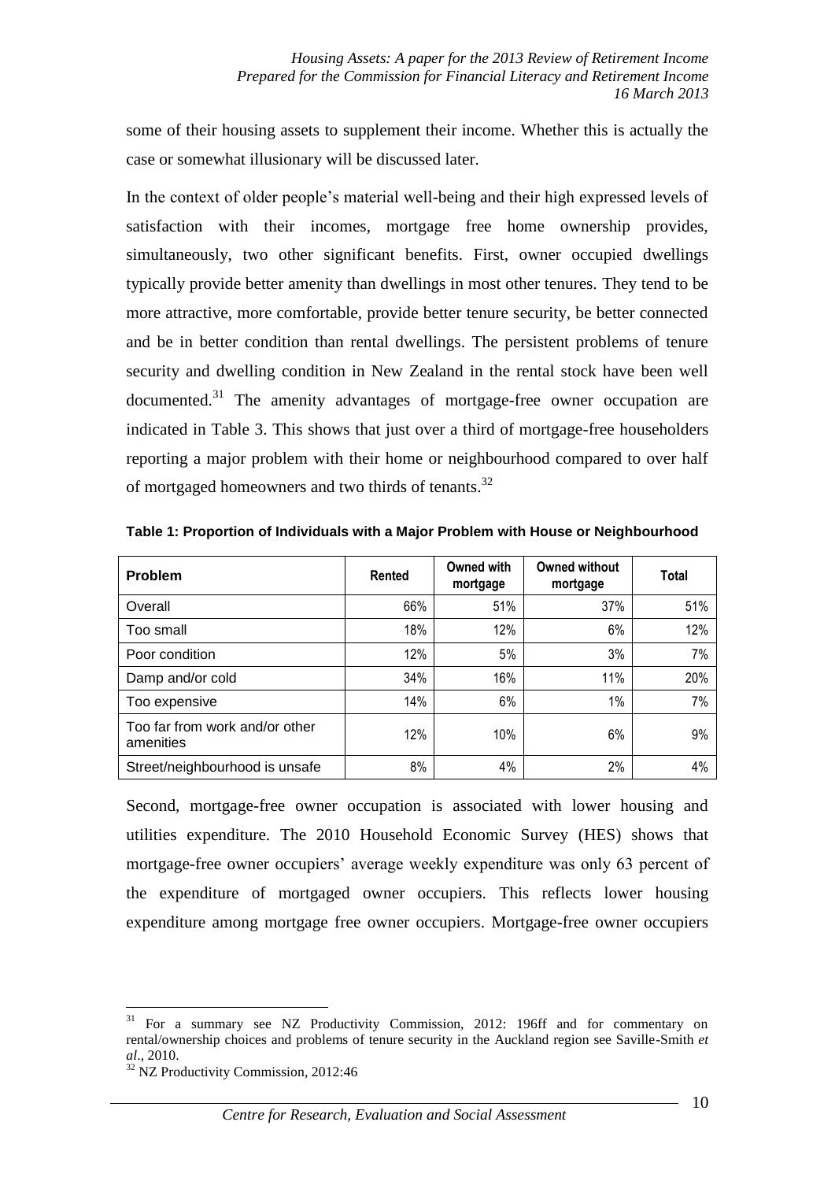some of their housing assets to supplement their income. Whether this is actually the case or somewhat illusionary will be discussed later.

In the context of older people's material well-being and their high expressed levels of satisfaction with their incomes, mortgage free home ownership provides, simultaneously, two other significant benefits. First, owner occupied dwellings typically provide better amenity than dwellings in most other tenures. They tend to be more attractive, more comfortable, provide better tenure security, be better connected and be in better condition than rental dwellings. The persistent problems of tenure security and dwelling condition in New Zealand in the rental stock have been well documented.[31] The amenity advantages of mortgage-free owner occupation are indicated in Table 3. This shows that just over a third of mortgage-free householders reporting a major problem with their home or neighbourhood compared to over half of mortgaged homeowners and two thirds of tenants.[32]

**Table 1: Proportion of Individuals with a Major Problem with House or Neighbourhood**

| Problem | Rented | Owned with mortgage | Owned without mortgage | Total |
|---|---|---|---|---|
| Overall | 66% | 51% | 37% | 51% |
| Too small | 18% | 12% | 6% | 12% |
| Poor condition | 12% | 5% | 3% | 7% |
| Damp and/or cold | 34% | 16% | 11% | 20% |
| Too expensive | 14% | 6% | 1% | 7% |
| Too far from work and/or other amenities | 12% | 10% | 6% | 9% |
| Street/neighbourhood is unsafe | 8% | 4% | 2% | 4% |

Second, mortgage-free owner occupation is associated with lower housing and utilities expenditure. The 2010 Household Economic Survey (HES) shows that mortgage-free owner occupiers' average weekly expenditure was only 63 percent of the expenditure of mortgaged owner occupiers. This reflects lower housing expenditure among mortgage free owner occupiers. Mortgage-free owner occupiers

[31] For a summary see NZ Productivity Commission, 2012: 196ff and for commentary on rental/ownership choices and problems of tenure security in the Auckland region see Saville-Smith *et al*., 2010.

[32] NZ Productivity Commission, 2012:46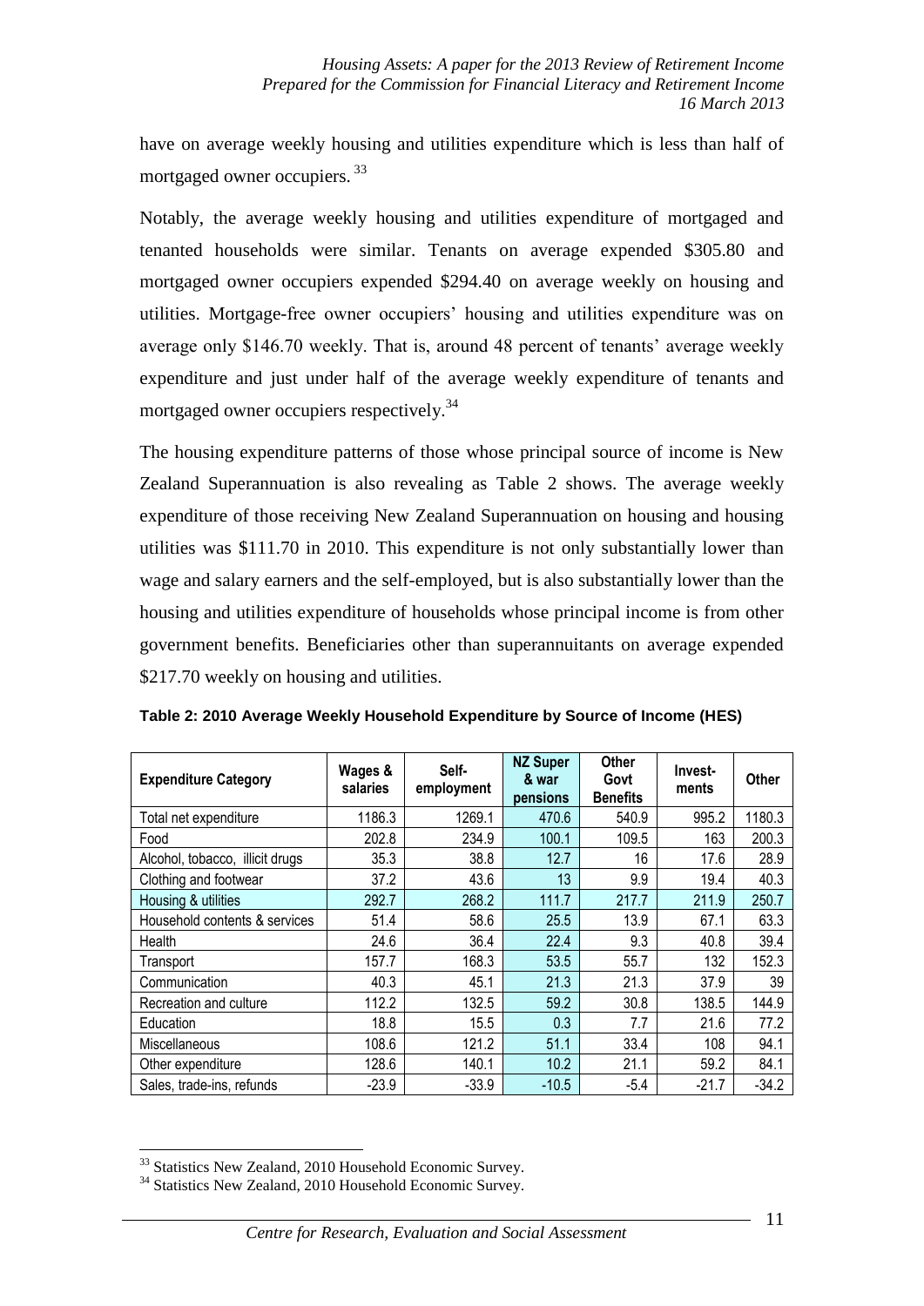have on average weekly housing and utilities expenditure which is less than half of mortgaged owner occupiers. [33]

Notably, the average weekly housing and utilities expenditure of mortgaged and tenanted households were similar. Tenants on average expended \$305.80 and mortgaged owner occupiers expended \$294.40 on average weekly on housing and utilities. Mortgage-free owner occupiers' housing and utilities expenditure was on average only \$146.70 weekly. That is, around 48 percent of tenants' average weekly expenditure and just under half of the average weekly expenditure of tenants and mortgaged owner occupiers respectively.[34]

The housing expenditure patterns of those whose principal source of income is New Zealand Superannuation is also revealing as Table 2 shows. The average weekly expenditure of those receiving New Zealand Superannuation on housing and housing utilities was \$111.70 in 2010. This expenditure is not only substantially lower than wage and salary earners and the self-employed, but is also substantially lower than the housing and utilities expenditure of households whose principal income is from other government benefits. Beneficiaries other than superannuitants on average expended \$217.70 weekly on housing and utilities.

**Table 2: 2010 Average Weekly Household Expenditure by Source of Income (HES)**

| Expenditure Category | Wages & salaries | Self-employment | NZ Super & war pensions | Other Govt Benefits | Invest-ments | Other |
|---|---|---|---|---|---|---|
| Total net expenditure | 1186.3 | 1269.1 | 470.6 | 540.9 | 995.2 | 1180.3 |
| Food | 202.8 | 234.9 | 100.1 | 109.5 | 163 | 200.3 |
| Alcohol, tobacco, illicit drugs | 35.3 | 38.8 | 12.7 | 16 | 17.6 | 28.9 |
| Clothing and footwear | 37.2 | 43.6 | 13 | 9.9 | 19.4 | 40.3 |
| Housing & utilities | 292.7 | 268.2 | 111.7 | 217.7 | 211.9 | 250.7 |
| Household contents & services | 51.4 | 58.6 | 25.5 | 13.9 | 67.1 | 63.3 |
| Health | 24.6 | 36.4 | 22.4 | 9.3 | 40.8 | 39.4 |
| Transport | 157.7 | 168.3 | 53.5 | 55.7 | 132 | 152.3 |
| Communication | 40.3 | 45.1 | 21.3 | 21.3 | 37.9 | 39 |
| Recreation and culture | 112.2 | 132.5 | 59.2 | 30.8 | 138.5 | 144.9 |
| Education | 18.8 | 15.5 | 0.3 | 7.7 | 21.6 | 77.2 |
| Miscellaneous | 108.6 | 121.2 | 51.1 | 33.4 | 108 | 94.1 |
| Other expenditure | 128.6 | 140.1 | 10.2 | 21.1 | 59.2 | 84.1 |
| Sales, trade-ins, refunds | -23.9 | -33.9 | -10.5 | -5.4 | -21.7 | -34.2 |

[33] Statistics New Zealand, 2010 Household Economic Survey.

[34] Statistics New Zealand, 2010 Household Economic Survey.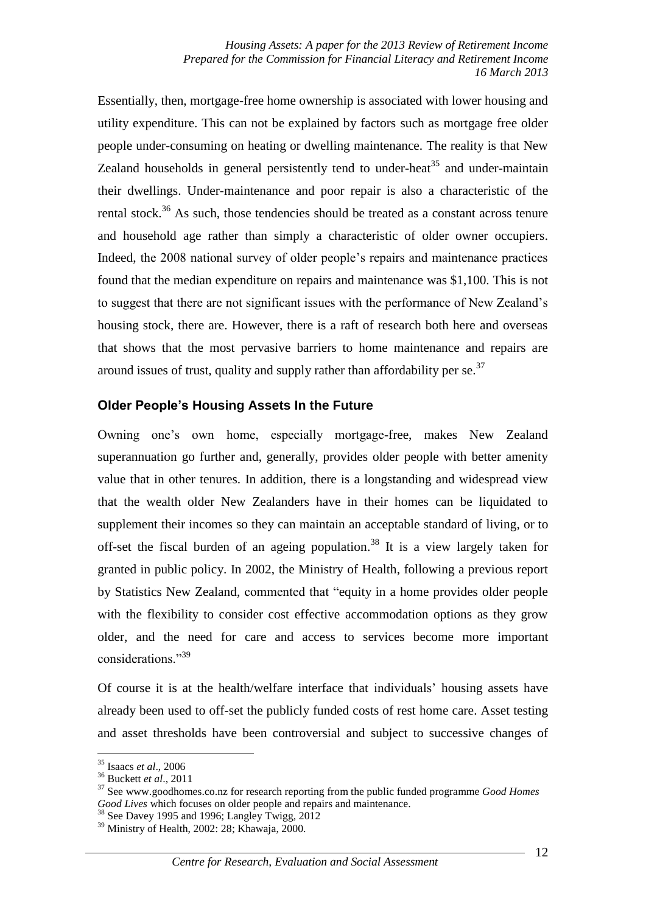Essentially, then, mortgage-free home ownership is associated with lower housing and utility expenditure. This can not be explained by factors such as mortgage free older people under-consuming on heating or dwelling maintenance. The reality is that New Zealand households in general persistently tend to under-heat[35] and under-maintain their dwellings. Under-maintenance and poor repair is also a characteristic of the rental stock.[36] As such, those tendencies should be treated as a constant across tenure and household age rather than simply a characteristic of older owner occupiers. Indeed, the 2008 national survey of older people's repairs and maintenance practices found that the median expenditure on repairs and maintenance was $1,100. This is not to suggest that there are not significant issues with the performance of New Zealand's housing stock, there are. However, there is a raft of research both here and overseas that shows that the most pervasive barriers to home maintenance and repairs are around issues of trust, quality and supply rather than affordability per se.[37]

## Older People's Housing Assets In the Future

Owning one's own home, especially mortgage-free, makes New Zealand superannuation go further and, generally, provides older people with better amenity value that in other tenures. In addition, there is a longstanding and widespread view that the wealth older New Zealanders have in their homes can be liquidated to supplement their incomes so they can maintain an acceptable standard of living, or to off-set the fiscal burden of an ageing population.[38] It is a view largely taken for granted in public policy. In 2002, the Ministry of Health, following a previous report by Statistics New Zealand, commented that "equity in a home provides older people with the flexibility to consider cost effective accommodation options as they grow older, and the need for care and access to services become more important considerations."[39]

Of course it is at the health/welfare interface that individuals' housing assets have already been used to off-set the publicly funded costs of rest home care. Asset testing and asset thresholds have been controversial and subject to successive changes of

---

[35] Isaacs *et al*., 2006

[36] Buckett *et al*., 2011

[37] See www.goodhomes.co.nz for research reporting from the public funded programme *Good Homes Good Lives* which focuses on older people and repairs and maintenance.

[38] See Davey 1995 and 1996; Langley Twigg, 2012

[39] Ministry of Health, 2002: 28; Khawaja, 2000.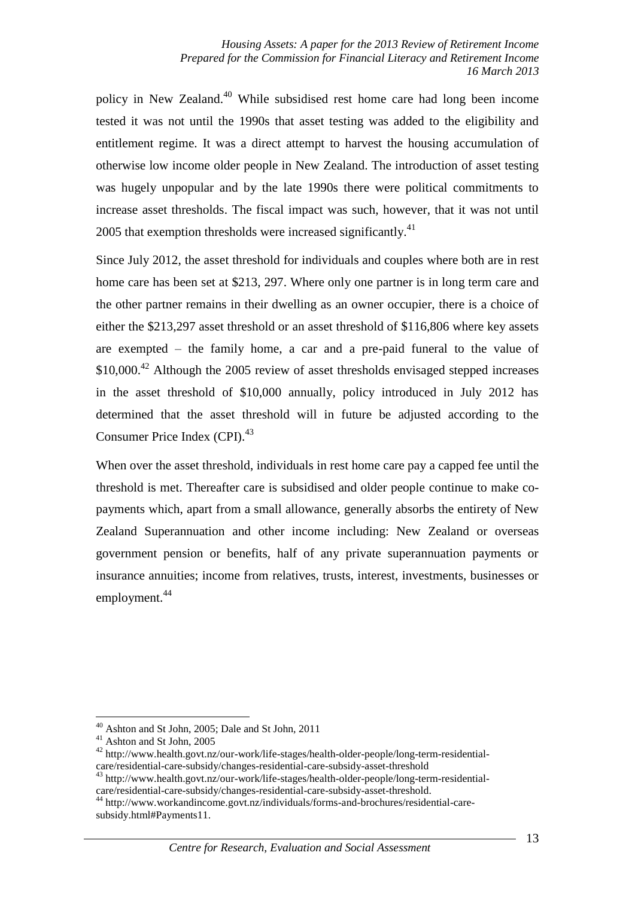policy in New Zealand.[40] While subsidised rest home care had long been income tested it was not until the 1990s that asset testing was added to the eligibility and entitlement regime. It was a direct attempt to harvest the housing accumulation of otherwise low income older people in New Zealand. The introduction of asset testing was hugely unpopular and by the late 1990s there were political commitments to increase asset thresholds. The fiscal impact was such, however, that it was not until 2005 that exemption thresholds were increased significantly.[41]

Since July 2012, the asset threshold for individuals and couples where both are in rest home care has been set at $213, 297. Where only one partner is in long term care and the other partner remains in their dwelling as an owner occupier, there is a choice of either the $213,297 asset threshold or an asset threshold of $116,806 where key assets are exempted – the family home, a car and a pre-paid funeral to the value of $10,000.[42] Although the 2005 review of asset thresholds envisaged stepped increases in the asset threshold of $10,000 annually, policy introduced in July 2012 has determined that the asset threshold will in future be adjusted according to the Consumer Price Index (CPI).[43]

When over the asset threshold, individuals in rest home care pay a capped fee until the threshold is met. Thereafter care is subsidised and older people continue to make co-payments which, apart from a small allowance, generally absorbs the entirety of New Zealand Superannuation and other income including: New Zealand or overseas government pension or benefits, half of any private superannuation payments or insurance annuities; income from relatives, trusts, interest, investments, businesses or employment.[44]

---

[40] Ashton and St John, 2005; Dale and St John, 2011

[41] Ashton and St John, 2005

[42] http://www.health.govt.nz/our-work/life-stages/health-older-people/long-term-residential-care/residential-care-subsidy/changes-residential-care-subsidy-asset-threshold

[43] http://www.health.govt.nz/our-work/life-stages/health-older-people/long-term-residential-care/residential-care-subsidy/changes-residential-care-subsidy-asset-threshold.

[44] http://www.workandincome.govt.nz/individuals/forms-and-brochures/residential-care-subsidy.html#Payments11.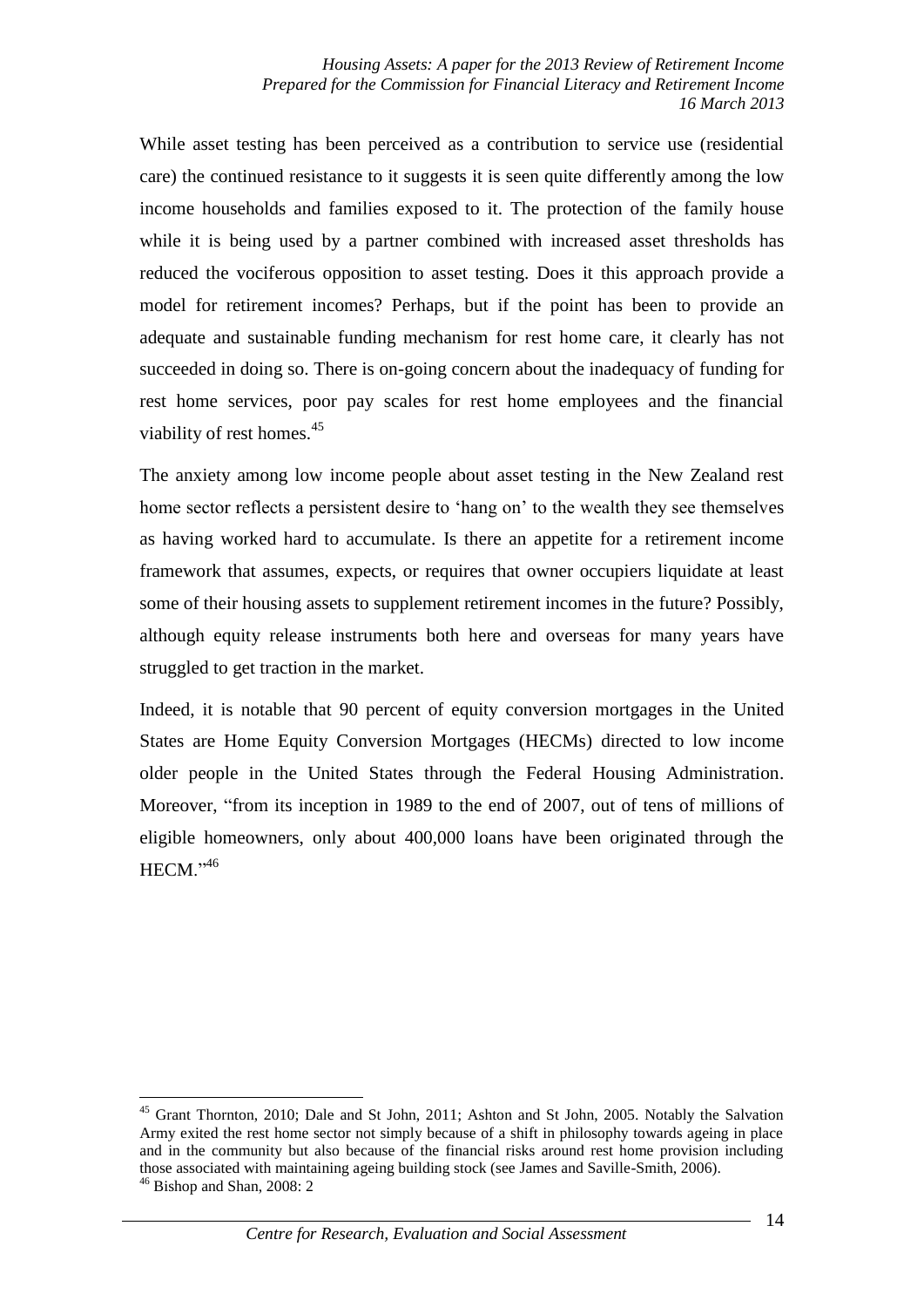While asset testing has been perceived as a contribution to service use (residential care) the continued resistance to it suggests it is seen quite differently among the low income households and families exposed to it. The protection of the family house while it is being used by a partner combined with increased asset thresholds has reduced the vociferous opposition to asset testing. Does it this approach provide a model for retirement incomes? Perhaps, but if the point has been to provide an adequate and sustainable funding mechanism for rest home care, it clearly has not succeeded in doing so. There is on-going concern about the inadequacy of funding for rest home services, poor pay scales for rest home employees and the financial viability of rest homes.[45]

The anxiety among low income people about asset testing in the New Zealand rest home sector reflects a persistent desire to 'hang on' to the wealth they see themselves as having worked hard to accumulate. Is there an appetite for a retirement income framework that assumes, expects, or requires that owner occupiers liquidate at least some of their housing assets to supplement retirement incomes in the future? Possibly, although equity release instruments both here and overseas for many years have struggled to get traction in the market.

Indeed, it is notable that 90 percent of equity conversion mortgages in the United States are Home Equity Conversion Mortgages (HECMs) directed to low income older people in the United States through the Federal Housing Administration. Moreover, "from its inception in 1989 to the end of 2007, out of tens of millions of eligible homeowners, only about 400,000 loans have been originated through the HECM."[46]

---

[45] Grant Thornton, 2010; Dale and St John, 2011; Ashton and St John, 2005. Notably the Salvation Army exited the rest home sector not simply because of a shift in philosophy towards ageing in place and in the community but also because of the financial risks around rest home provision including those associated with maintaining ageing building stock (see James and Saville-Smith, 2006).

[46] Bishop and Shan, 2008: 2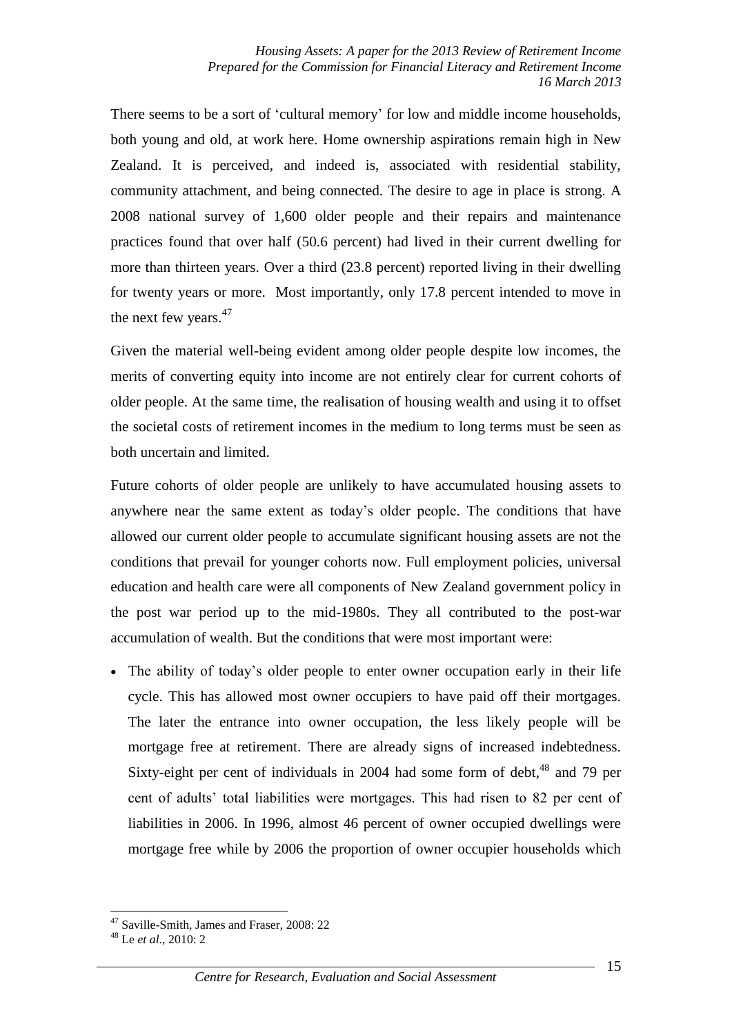There seems to be a sort of 'cultural memory' for low and middle income households, both young and old, at work here. Home ownership aspirations remain high in New Zealand. It is perceived, and indeed is, associated with residential stability, community attachment, and being connected. The desire to age in place is strong. A 2008 national survey of 1,600 older people and their repairs and maintenance practices found that over half (50.6 percent) had lived in their current dwelling for more than thirteen years. Over a third (23.8 percent) reported living in their dwelling for twenty years or more. Most importantly, only 17.8 percent intended to move in the next few years.[47]

Given the material well-being evident among older people despite low incomes, the merits of converting equity into income are not entirely clear for current cohorts of older people. At the same time, the realisation of housing wealth and using it to offset the societal costs of retirement incomes in the medium to long terms must be seen as both uncertain and limited.

Future cohorts of older people are unlikely to have accumulated housing assets to anywhere near the same extent as today's older people. The conditions that have allowed our current older people to accumulate significant housing assets are not the conditions that prevail for younger cohorts now. Full employment policies, universal education and health care were all components of New Zealand government policy in the post war period up to the mid-1980s. They all contributed to the post-war accumulation of wealth. But the conditions that were most important were:

- The ability of today's older people to enter owner occupation early in their life cycle. This has allowed most owner occupiers to have paid off their mortgages. The later the entrance into owner occupation, the less likely people will be mortgage free at retirement. There are already signs of increased indebtedness. Sixty-eight per cent of individuals in 2004 had some form of debt,[48] and 79 per cent of adults' total liabilities were mortgages. This had risen to 82 per cent of liabilities in 2006. In 1996, almost 46 percent of owner occupied dwellings were mortgage free while by 2006 the proportion of owner occupier households which

---

[47] Saville-Smith, James and Fraser, 2008: 22

[48] Le *et al*., 2010: 2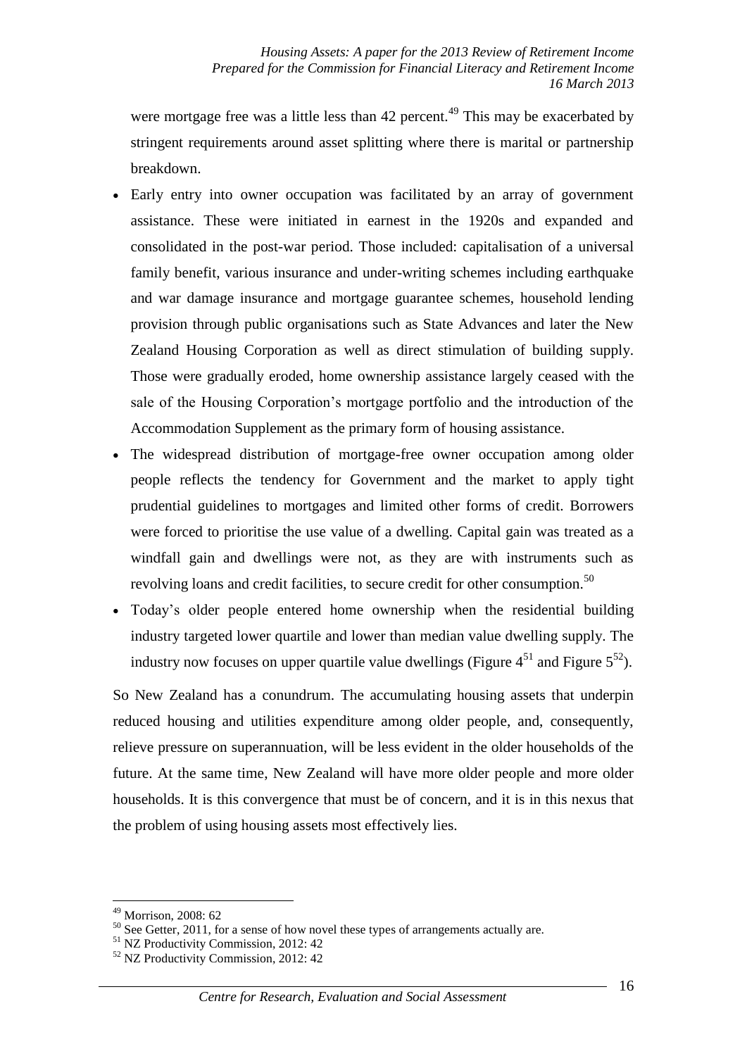were mortgage free was a little less than 42 percent.[49] This may be exacerbated by stringent requirements around asset splitting where there is marital or partnership breakdown.

- Early entry into owner occupation was facilitated by an array of government assistance. These were initiated in earnest in the 1920s and expanded and consolidated in the post-war period. Those included: capitalisation of a universal family benefit, various insurance and under-writing schemes including earthquake and war damage insurance and mortgage guarantee schemes, household lending provision through public organisations such as State Advances and later the New Zealand Housing Corporation as well as direct stimulation of building supply. Those were gradually eroded, home ownership assistance largely ceased with the sale of the Housing Corporation's mortgage portfolio and the introduction of the Accommodation Supplement as the primary form of housing assistance.
- The widespread distribution of mortgage-free owner occupation among older people reflects the tendency for Government and the market to apply tight prudential guidelines to mortgages and limited other forms of credit. Borrowers were forced to prioritise the use value of a dwelling. Capital gain was treated as a windfall gain and dwellings were not, as they are with instruments such as revolving loans and credit facilities, to secure credit for other consumption.[50]
- Today's older people entered home ownership when the residential building industry targeted lower quartile and lower than median value dwelling supply. The industry now focuses on upper quartile value dwellings (Figure 4[51] and Figure 5[52]).

So New Zealand has a conundrum. The accumulating housing assets that underpin reduced housing and utilities expenditure among older people, and, consequently, relieve pressure on superannuation, will be less evident in the older households of the future. At the same time, New Zealand will have more older people and more older households. It is this convergence that must be of concern, and it is in this nexus that the problem of using housing assets most effectively lies.

---

[49] Morrison, 2008: 62

[50] See Getter, 2011, for a sense of how novel these types of arrangements actually are.

[51] NZ Productivity Commission, 2012: 42

[52] NZ Productivity Commission, 2012: 42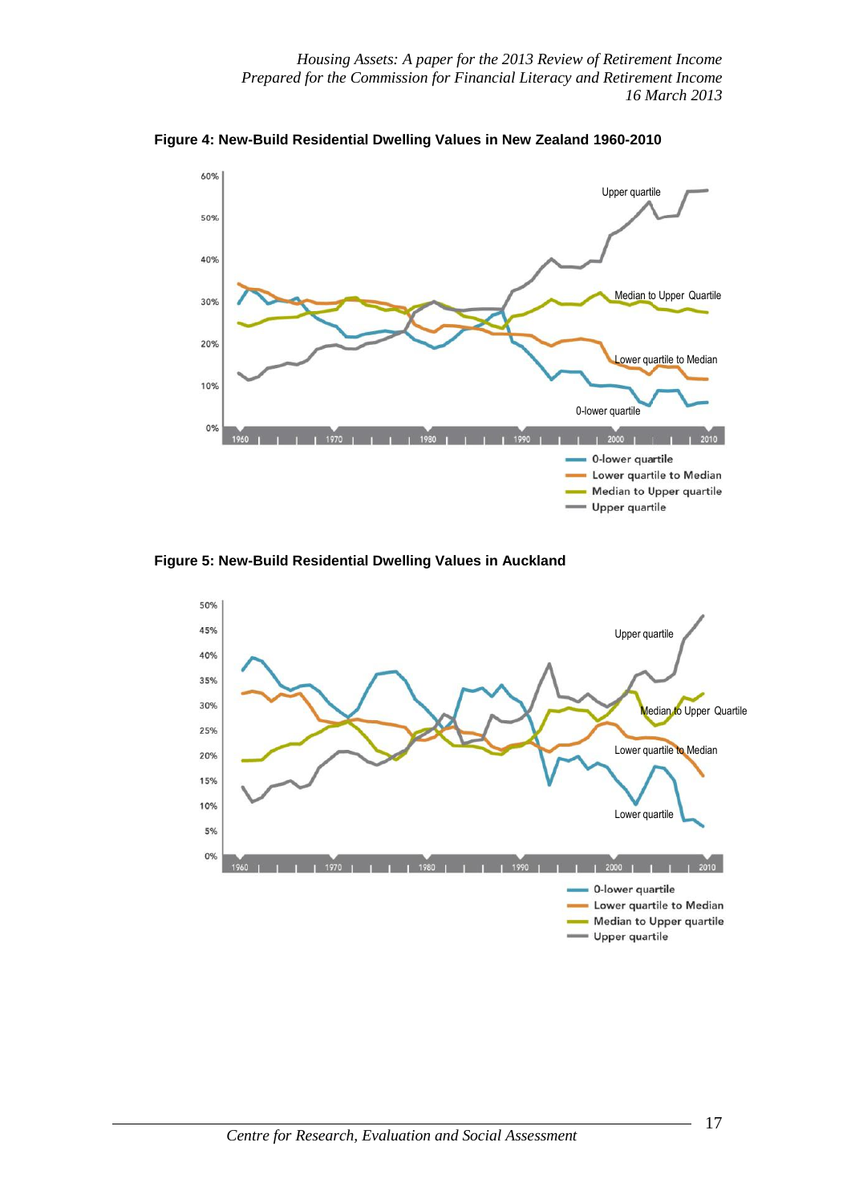**Figure 4: New-Build Residential Dwelling Values in New Zealand 1960-2010**

**Figure 5: New-Build Residential Dwelling Values in Auckland**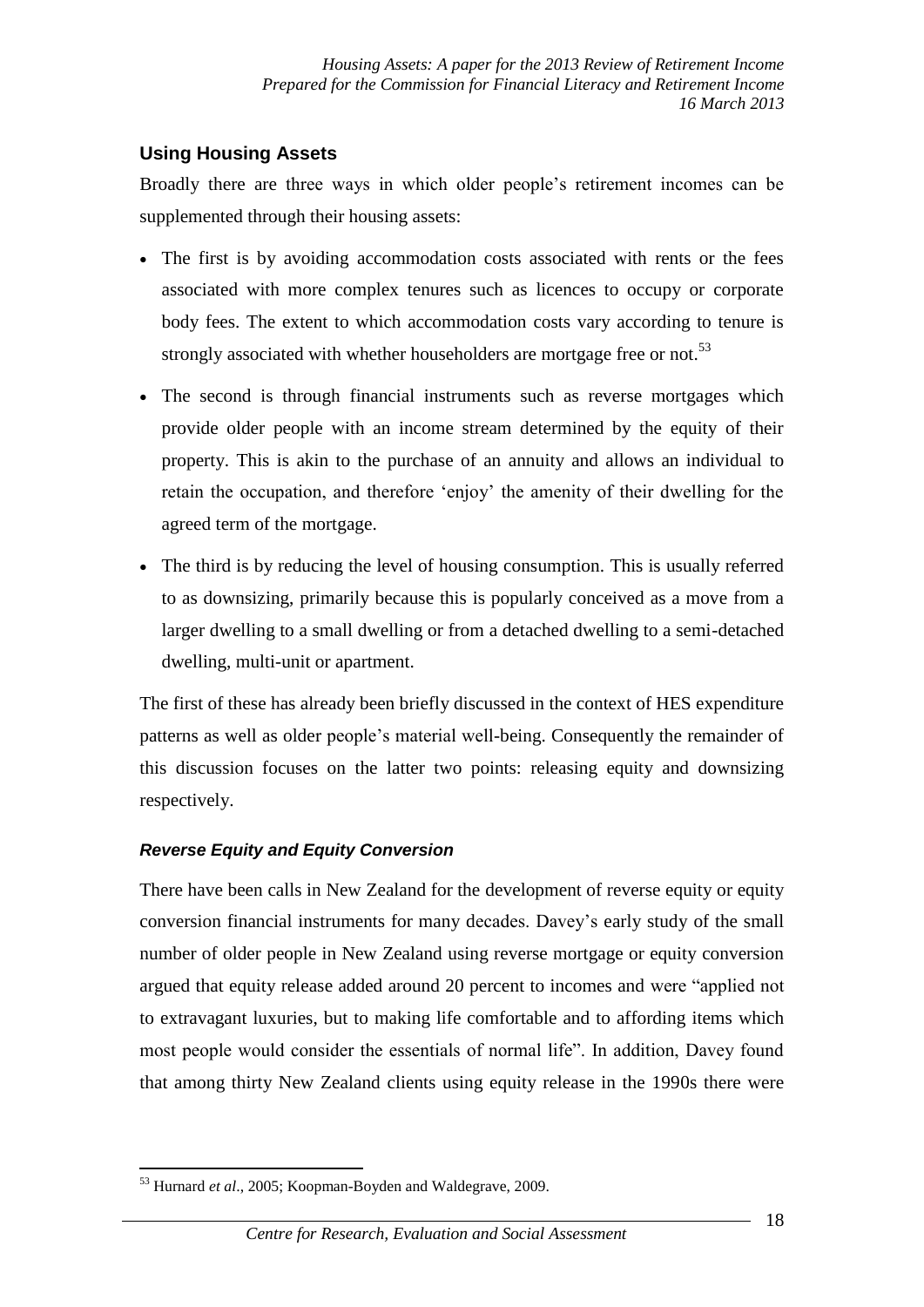## Using Housing Assets

Broadly there are three ways in which older people's retirement incomes can be supplemented through their housing assets:

- The first is by avoiding accommodation costs associated with rents or the fees associated with more complex tenures such as licences to occupy or corporate body fees. The extent to which accommodation costs vary according to tenure is strongly associated with whether householders are mortgage free or not.[53]
- The second is through financial instruments such as reverse mortgages which provide older people with an income stream determined by the equity of their property. This is akin to the purchase of an annuity and allows an individual to retain the occupation, and therefore 'enjoy' the amenity of their dwelling for the agreed term of the mortgage.
- The third is by reducing the level of housing consumption. This is usually referred to as downsizing, primarily because this is popularly conceived as a move from a larger dwelling to a small dwelling or from a detached dwelling to a semi-detached dwelling, multi-unit or apartment.

The first of these has already been briefly discussed in the context of HES expenditure patterns as well as older people's material well-being. Consequently the remainder of this discussion focuses on the latter two points: releasing equity and downsizing respectively.

### *Reverse Equity and Equity Conversion*

There have been calls in New Zealand for the development of reverse equity or equity conversion financial instruments for many decades. Davey's early study of the small number of older people in New Zealand using reverse mortgage or equity conversion argued that equity release added around 20 percent to incomes and were "applied not to extravagant luxuries, but to making life comfortable and to affording items which most people would consider the essentials of normal life". In addition, Davey found that among thirty New Zealand clients using equity release in the 1990s there were

---

[53] Hurnard *et al*., 2005; Koopman-Boyden and Waldegrave, 2009.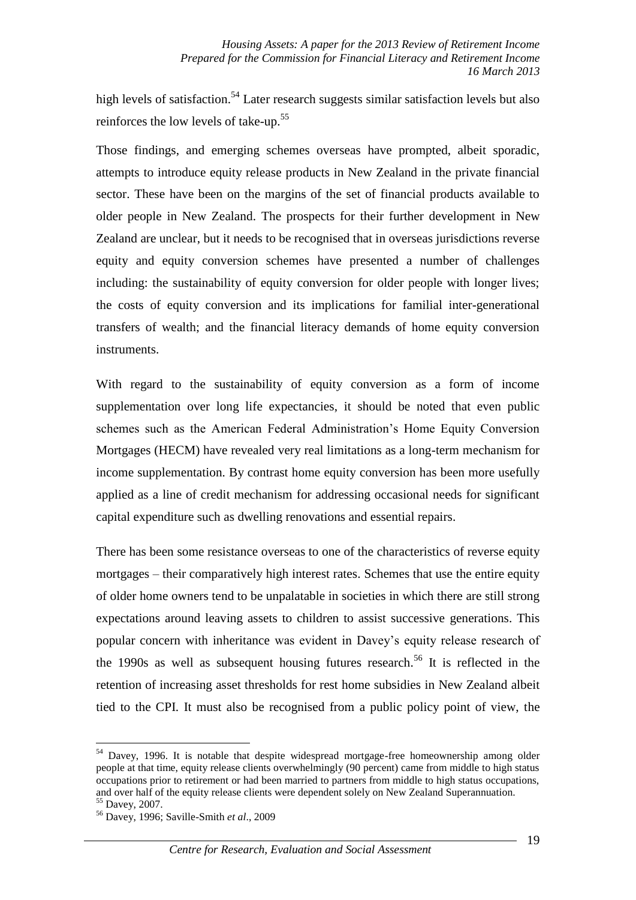high levels of satisfaction.[54] Later research suggests similar satisfaction levels but also reinforces the low levels of take-up.[55]

Those findings, and emerging schemes overseas have prompted, albeit sporadic, attempts to introduce equity release products in New Zealand in the private financial sector. These have been on the margins of the set of financial products available to older people in New Zealand. The prospects for their further development in New Zealand are unclear, but it needs to be recognised that in overseas jurisdictions reverse equity and equity conversion schemes have presented a number of challenges including: the sustainability of equity conversion for older people with longer lives; the costs of equity conversion and its implications for familial inter-generational transfers of wealth; and the financial literacy demands of home equity conversion instruments.

With regard to the sustainability of equity conversion as a form of income supplementation over long life expectancies, it should be noted that even public schemes such as the American Federal Administration's Home Equity Conversion Mortgages (HECM) have revealed very real limitations as a long-term mechanism for income supplementation. By contrast home equity conversion has been more usefully applied as a line of credit mechanism for addressing occasional needs for significant capital expenditure such as dwelling renovations and essential repairs.

There has been some resistance overseas to one of the characteristics of reverse equity mortgages – their comparatively high interest rates. Schemes that use the entire equity of older home owners tend to be unpalatable in societies in which there are still strong expectations around leaving assets to children to assist successive generations. This popular concern with inheritance was evident in Davey's equity release research of the 1990s as well as subsequent housing futures research.[56] It is reflected in the retention of increasing asset thresholds for rest home subsidies in New Zealand albeit tied to the CPI. It must also be recognised from a public policy point of view, the

---

[54] Davey, 1996. It is notable that despite widespread mortgage-free homeownership among older people at that time, equity release clients overwhelmingly (90 percent) came from middle to high status occupations prior to retirement or had been married to partners from middle to high status occupations, and over half of the equity release clients were dependent solely on New Zealand Superannuation.

[55] Davey, 2007.

[56] Davey, 1996; Saville-Smith *et al*., 2009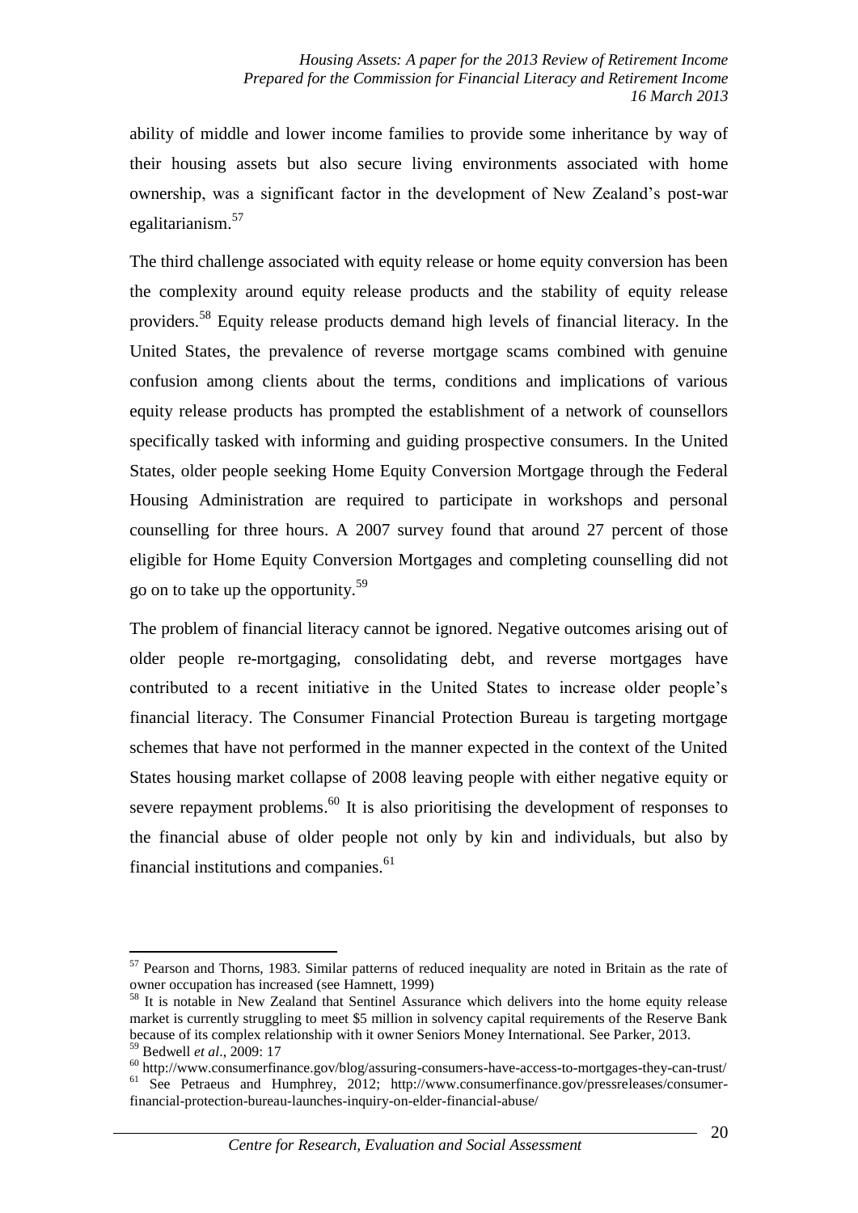ability of middle and lower income families to provide some inheritance by way of their housing assets but also secure living environments associated with home ownership, was a significant factor in the development of New Zealand's post-war egalitarianism.[57]

The third challenge associated with equity release or home equity conversion has been the complexity around equity release products and the stability of equity release providers.[58] Equity release products demand high levels of financial literacy. In the United States, the prevalence of reverse mortgage scams combined with genuine confusion among clients about the terms, conditions and implications of various equity release products has prompted the establishment of a network of counsellors specifically tasked with informing and guiding prospective consumers. In the United States, older people seeking Home Equity Conversion Mortgage through the Federal Housing Administration are required to participate in workshops and personal counselling for three hours. A 2007 survey found that around 27 percent of those eligible for Home Equity Conversion Mortgages and completing counselling did not go on to take up the opportunity.[59]

The problem of financial literacy cannot be ignored. Negative outcomes arising out of older people re-mortgaging, consolidating debt, and reverse mortgages have contributed to a recent initiative in the United States to increase older people's financial literacy. The Consumer Financial Protection Bureau is targeting mortgage schemes that have not performed in the manner expected in the context of the United States housing market collapse of 2008 leaving people with either negative equity or severe repayment problems.[60] It is also prioritising the development of responses to the financial abuse of older people not only by kin and individuals, but also by financial institutions and companies.[61]

---

[57] Pearson and Thorns, 1983. Similar patterns of reduced inequality are noted in Britain as the rate of owner occupation has increased (see Hamnett, 1999)

[58] It is notable in New Zealand that Sentinel Assurance which delivers into the home equity release market is currently struggling to meet $5 million in solvency capital requirements of the Reserve Bank because of its complex relationship with it owner Seniors Money International. See Parker, 2013.

[59] Bedwell *et al*., 2009: 17

[60] http://www.consumerfinance.gov/blog/assuring-consumers-have-access-to-mortgages-they-can-trust/

[61] See Petraeus and Humphrey, 2012; http://www.consumerfinance.gov/pressreleases/consumer-financial-protection-bureau-launches-inquiry-on-elder-financial-abuse/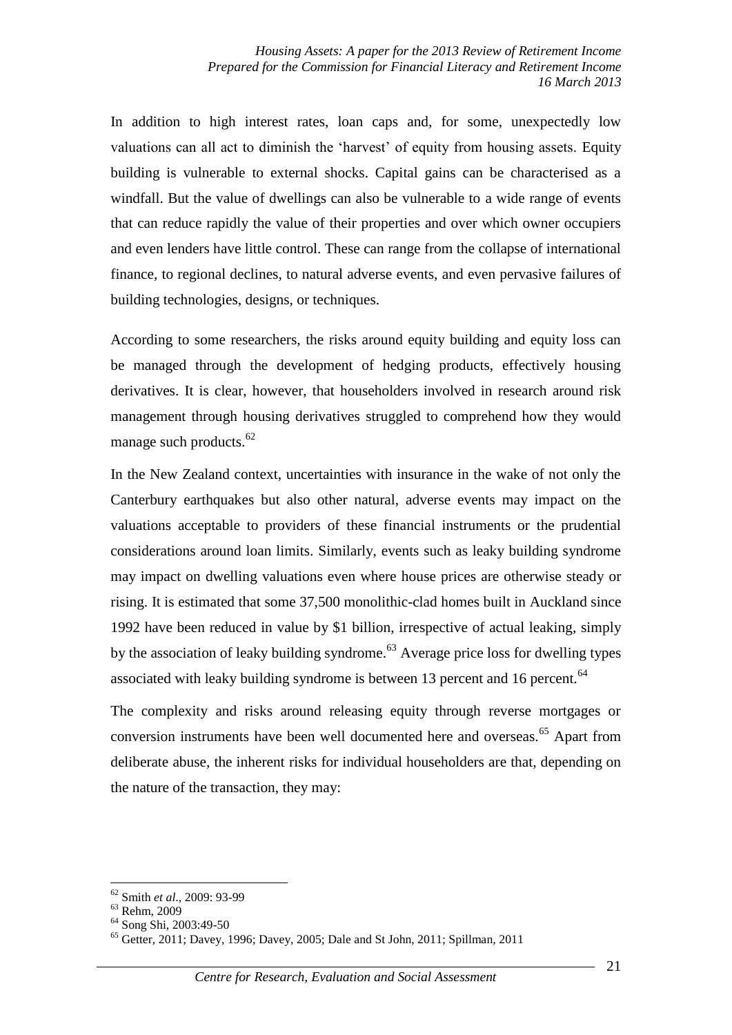In addition to high interest rates, loan caps and, for some, unexpectedly low valuations can all act to diminish the 'harvest' of equity from housing assets. Equity building is vulnerable to external shocks. Capital gains can be characterised as a windfall. But the value of dwellings can also be vulnerable to a wide range of events that can reduce rapidly the value of their properties and over which owner occupiers and even lenders have little control. These can range from the collapse of international finance, to regional declines, to natural adverse events, and even pervasive failures of building technologies, designs, or techniques.

According to some researchers, the risks around equity building and equity loss can be managed through the development of hedging products, effectively housing derivatives. It is clear, however, that householders involved in research around risk management through housing derivatives struggled to comprehend how they would manage such products.[62]

In the New Zealand context, uncertainties with insurance in the wake of not only the Canterbury earthquakes but also other natural, adverse events may impact on the valuations acceptable to providers of these financial instruments or the prudential considerations around loan limits. Similarly, events such as leaky building syndrome may impact on dwelling valuations even where house prices are otherwise steady or rising. It is estimated that some 37,500 monolithic-clad homes built in Auckland since 1992 have been reduced in value by $1 billion, irrespective of actual leaking, simply by the association of leaky building syndrome.[63] Average price loss for dwelling types associated with leaky building syndrome is between 13 percent and 16 percent.[64]

The complexity and risks around releasing equity through reverse mortgages or conversion instruments have been well documented here and overseas.[65] Apart from deliberate abuse, the inherent risks for individual householders are that, depending on the nature of the transaction, they may:

---

[62] Smith *et al*., 2009: 93-99

[63] Rehm, 2009

[64] Song Shi, 2003:49-50

[65] Getter, 2011; Davey, 1996; Davey, 2005; Dale and St John, 2011; Spillman, 2011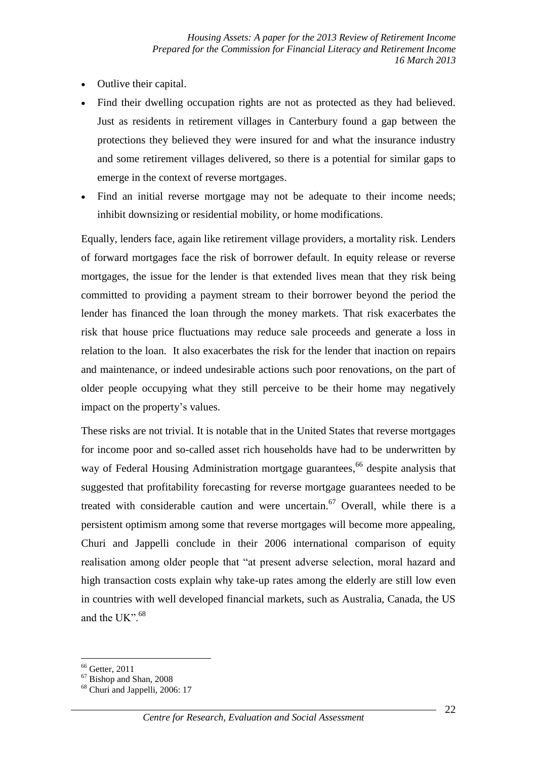- Outlive their capital.
- Find their dwelling occupation rights are not as protected as they had believed. Just as residents in retirement villages in Canterbury found a gap between the protections they believed they were insured for and what the insurance industry and some retirement villages delivered, so there is a potential for similar gaps to emerge in the context of reverse mortgages.
- Find an initial reverse mortgage may not be adequate to their income needs; inhibit downsizing or residential mobility, or home modifications.

Equally, lenders face, again like retirement village providers, a mortality risk. Lenders of forward mortgages face the risk of borrower default. In equity release or reverse mortgages, the issue for the lender is that extended lives mean that they risk being committed to providing a payment stream to their borrower beyond the period the lender has financed the loan through the money markets. That risk exacerbates the risk that house price fluctuations may reduce sale proceeds and generate a loss in relation to the loan. It also exacerbates the risk for the lender that inaction on repairs and maintenance, or indeed undesirable actions such poor renovations, on the part of older people occupying what they still perceive to be their home may negatively impact on the property's values.

These risks are not trivial. It is notable that in the United States that reverse mortgages for income poor and so-called asset rich households have had to be underwritten by way of Federal Housing Administration mortgage guarantees,[66] despite analysis that suggested that profitability forecasting for reverse mortgage guarantees needed to be treated with considerable caution and were uncertain.[67] Overall, while there is a persistent optimism among some that reverse mortgages will become more appealing, Churi and Jappelli conclude in their 2006 international comparison of equity realisation among older people that "at present adverse selection, moral hazard and high transaction costs explain why take-up rates among the elderly are still low even in countries with well developed financial markets, such as Australia, Canada, the US and the UK".[68]

[66] Getter, 2011
[67] Bishop and Shan, 2008
[68] Churi and Jappelli, 2006: 17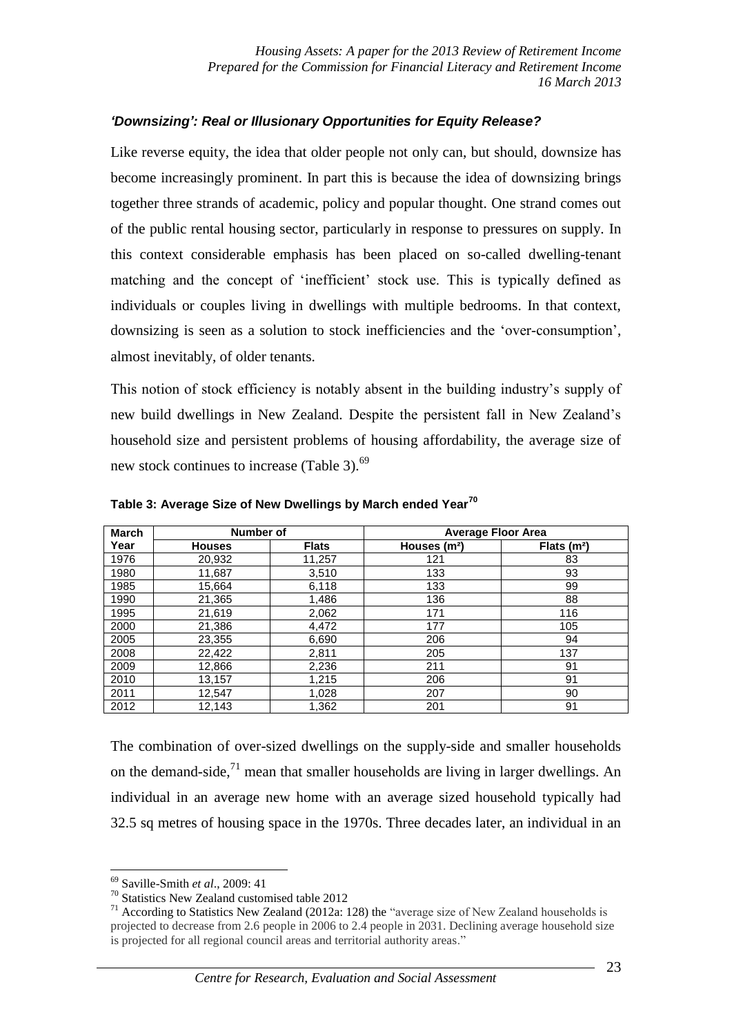### *'Downsizing': Real or Illusionary Opportunities for Equity Release?*

Like reverse equity, the idea that older people not only can, but should, downsize has become increasingly prominent. In part this is because the idea of downsizing brings together three strands of academic, policy and popular thought. One strand comes out of the public rental housing sector, particularly in response to pressures on supply. In this context considerable emphasis has been placed on so-called dwelling-tenant matching and the concept of 'inefficient' stock use. This is typically defined as individuals or couples living in dwellings with multiple bedrooms. In that context, downsizing is seen as a solution to stock inefficiencies and the 'over-consumption', almost inevitably, of older tenants.

This notion of stock efficiency is notably absent in the building industry's supply of new build dwellings in New Zealand. Despite the persistent fall in New Zealand's household size and persistent problems of housing affordability, the average size of new stock continues to increase (Table 3).[69]

**Table 3: Average Size of New Dwellings by March ended Year[70]**

| March | Number of | | Average Floor Area | |
|---|---|---|---|---|
| Year | Houses | Flats | Houses (m²) | Flats (m²) |
| 1976 | 20,932 | 11,257 | 121 | 83 |
| 1980 | 11,687 | 3,510 | 133 | 93 |
| 1985 | 15,664 | 6,118 | 133 | 99 |
| 1990 | 21,365 | 1,486 | 136 | 88 |
| 1995 | 21,619 | 2,062 | 171 | 116 |
| 2000 | 21,386 | 4,472 | 177 | 105 |
| 2005 | 23,355 | 6,690 | 206 | 94 |
| 2008 | 22,422 | 2,811 | 205 | 137 |
| 2009 | 12,866 | 2,236 | 211 | 91 |
| 2010 | 13,157 | 1,215 | 206 | 91 |
| 2011 | 12,547 | 1,028 | 207 | 90 |
| 2012 | 12,143 | 1,362 | 201 | 91 |

The combination of over-sized dwellings on the supply-side and smaller households on the demand-side,[71] mean that smaller households are living in larger dwellings. An individual in an average new home with an average sized household typically had 32.5 sq metres of housing space in the 1970s. Three decades later, an individual in an

---

[69] Saville-Smith *et al*., 2009: 41

[70] Statistics New Zealand customised table 2012

[71] According to Statistics New Zealand (2012a: 128) the "average size of New Zealand households is projected to decrease from 2.6 people in 2006 to 2.4 people in 2031. Declining average household size is projected for all regional council areas and territorial authority areas."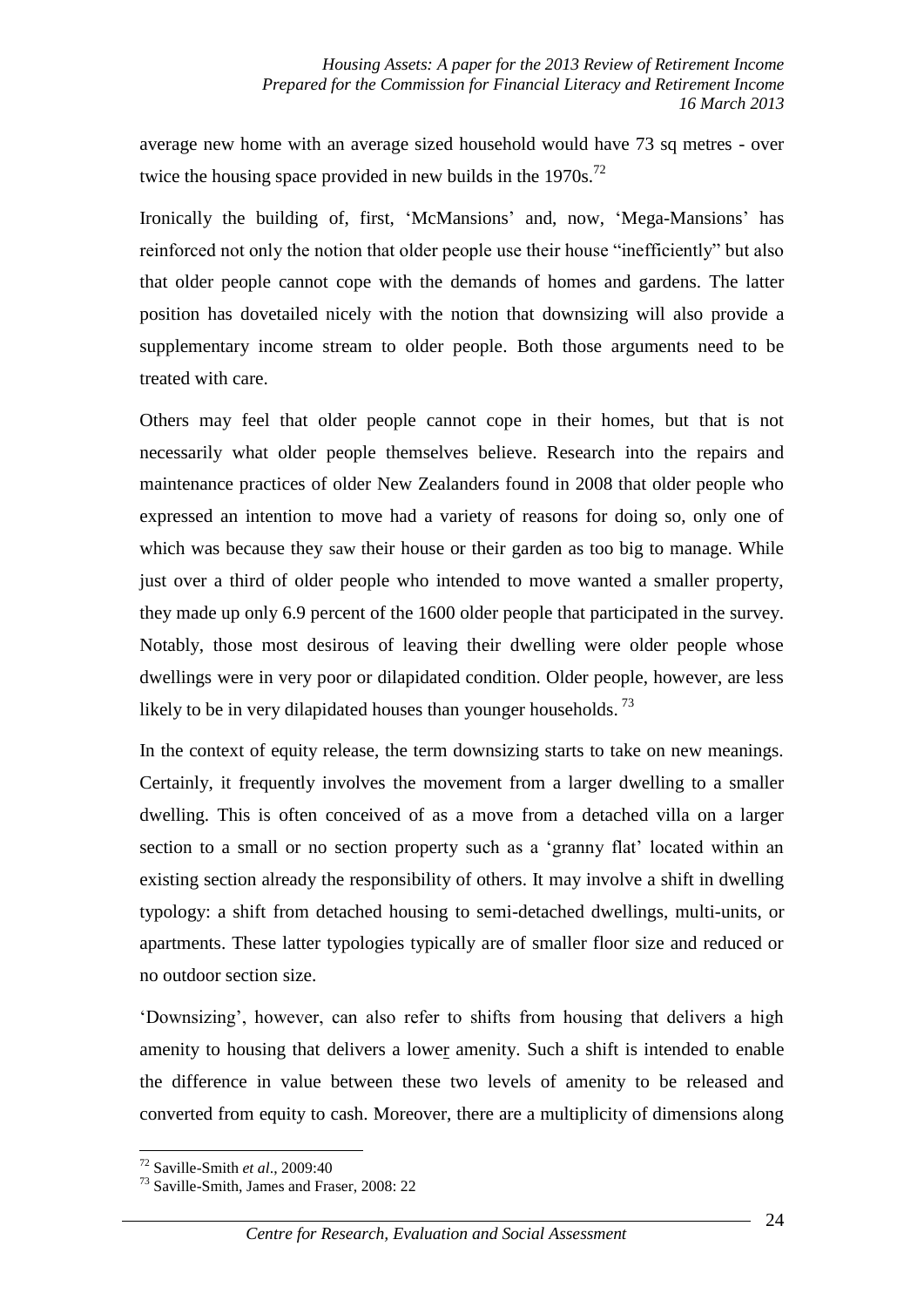average new home with an average sized household would have 73 sq metres - over twice the housing space provided in new builds in the 1970s.[72]

Ironically the building of, first, 'McMansions' and, now, 'Mega-Mansions' has reinforced not only the notion that older people use their house "inefficiently" but also that older people cannot cope with the demands of homes and gardens. The latter position has dovetailed nicely with the notion that downsizing will also provide a supplementary income stream to older people. Both those arguments need to be treated with care.

Others may feel that older people cannot cope in their homes, but that is not necessarily what older people themselves believe. Research into the repairs and maintenance practices of older New Zealanders found in 2008 that older people who expressed an intention to move had a variety of reasons for doing so, only one of which was because they saw their house or their garden as too big to manage. While just over a third of older people who intended to move wanted a smaller property, they made up only 6.9 percent of the 1600 older people that participated in the survey. Notably, those most desirous of leaving their dwelling were older people whose dwellings were in very poor or dilapidated condition. Older people, however, are less likely to be in very dilapidated houses than younger households.[73]

In the context of equity release, the term downsizing starts to take on new meanings. Certainly, it frequently involves the movement from a larger dwelling to a smaller dwelling. This is often conceived of as a move from a detached villa on a larger section to a small or no section property such as a 'granny flat' located within an existing section already the responsibility of others. It may involve a shift in dwelling typology: a shift from detached housing to semi-detached dwellings, multi-units, or apartments. These latter typologies typically are of smaller floor size and reduced or no outdoor section size.

'Downsizing', however, can also refer to shifts from housing that delivers a high amenity to housing that delivers a lower amenity. Such a shift is intended to enable the difference in value between these two levels of amenity to be released and converted from equity to cash. Moreover, there are a multiplicity of dimensions along

[72] Saville-Smith *et al*., 2009:40

[73] Saville-Smith, James and Fraser, 2008: 22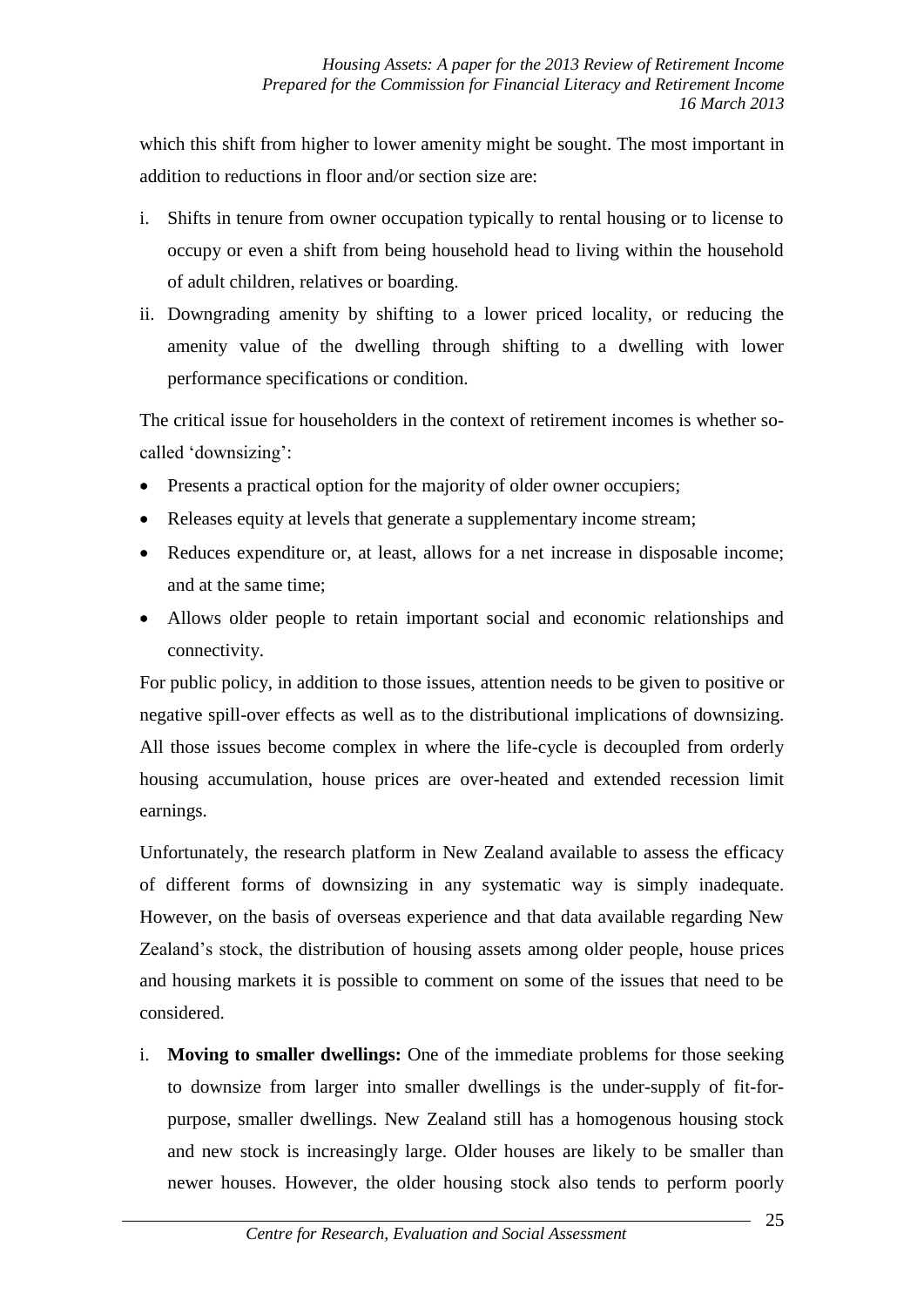which this shift from higher to lower amenity might be sought. The most important in addition to reductions in floor and/or section size are:

i. Shifts in tenure from owner occupation typically to rental housing or to license to occupy or even a shift from being household head to living within the household of adult children, relatives or boarding.
ii. Downgrading amenity by shifting to a lower priced locality, or reducing the amenity value of the dwelling through shifting to a dwelling with lower performance specifications or condition.

The critical issue for householders in the context of retirement incomes is whether so-called 'downsizing':

- Presents a practical option for the majority of older owner occupiers;
- Releases equity at levels that generate a supplementary income stream;
- Reduces expenditure or, at least, allows for a net increase in disposable income; and at the same time;
- Allows older people to retain important social and economic relationships and connectivity.

For public policy, in addition to those issues, attention needs to be given to positive or negative spill-over effects as well as to the distributional implications of downsizing. All those issues become complex in where the life-cycle is decoupled from orderly housing accumulation, house prices are over-heated and extended recession limit earnings.

Unfortunately, the research platform in New Zealand available to assess the efficacy of different forms of downsizing in any systematic way is simply inadequate. However, on the basis of overseas experience and that data available regarding New Zealand's stock, the distribution of housing assets among older people, house prices and housing markets it is possible to comment on some of the issues that need to be considered.

i. **Moving to smaller dwellings:** One of the immediate problems for those seeking to downsize from larger into smaller dwellings is the under-supply of fit-for-purpose, smaller dwellings. New Zealand still has a homogenous housing stock and new stock is increasingly large. Older houses are likely to be smaller than newer houses. However, the older housing stock also tends to perform poorly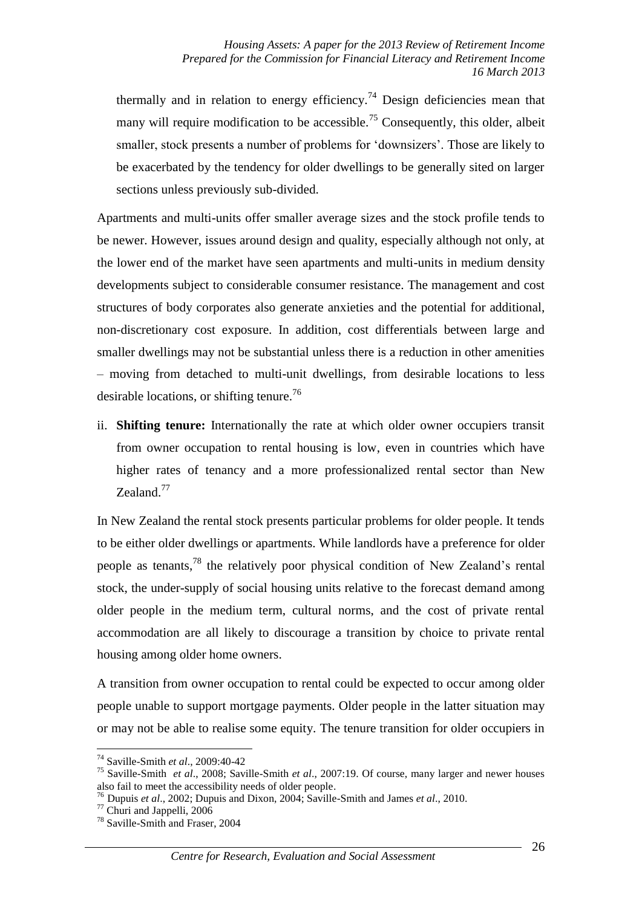thermally and in relation to energy efficiency.[74] Design deficiencies mean that many will require modification to be accessible.[75] Consequently, this older, albeit smaller, stock presents a number of problems for 'downsizers'. Those are likely to be exacerbated by the tendency for older dwellings to be generally sited on larger sections unless previously sub-divided.

Apartments and multi-units offer smaller average sizes and the stock profile tends to be newer. However, issues around design and quality, especially although not only, at the lower end of the market have seen apartments and multi-units in medium density developments subject to considerable consumer resistance. The management and cost structures of body corporates also generate anxieties and the potential for additional, non-discretionary cost exposure. In addition, cost differentials between large and smaller dwellings may not be substantial unless there is a reduction in other amenities – moving from detached to multi-unit dwellings, from desirable locations to less desirable locations, or shifting tenure.[76]

ii. **Shifting tenure:** Internationally the rate at which older owner occupiers transit from owner occupation to rental housing is low, even in countries which have higher rates of tenancy and a more professionalized rental sector than New Zealand.[77]

In New Zealand the rental stock presents particular problems for older people. It tends to be either older dwellings or apartments. While landlords have a preference for older people as tenants,[78] the relatively poor physical condition of New Zealand's rental stock, the under-supply of social housing units relative to the forecast demand among older people in the medium term, cultural norms, and the cost of private rental accommodation are all likely to discourage a transition by choice to private rental housing among older home owners.

A transition from owner occupation to rental could be expected to occur among older people unable to support mortgage payments. Older people in the latter situation may or may not be able to realise some equity. The tenure transition for older occupiers in

---

[74] Saville-Smith *et al*., 2009:40-42

[75] Saville-Smith *et al*., 2008; Saville-Smith *et al*., 2007:19. Of course, many larger and newer houses also fail to meet the accessibility needs of older people.

[76] Dupuis *et al*., 2002; Dupuis and Dixon, 2004; Saville-Smith and James *et al*., 2010.

[77] Churi and Jappelli, 2006

[78] Saville-Smith and Fraser, 2004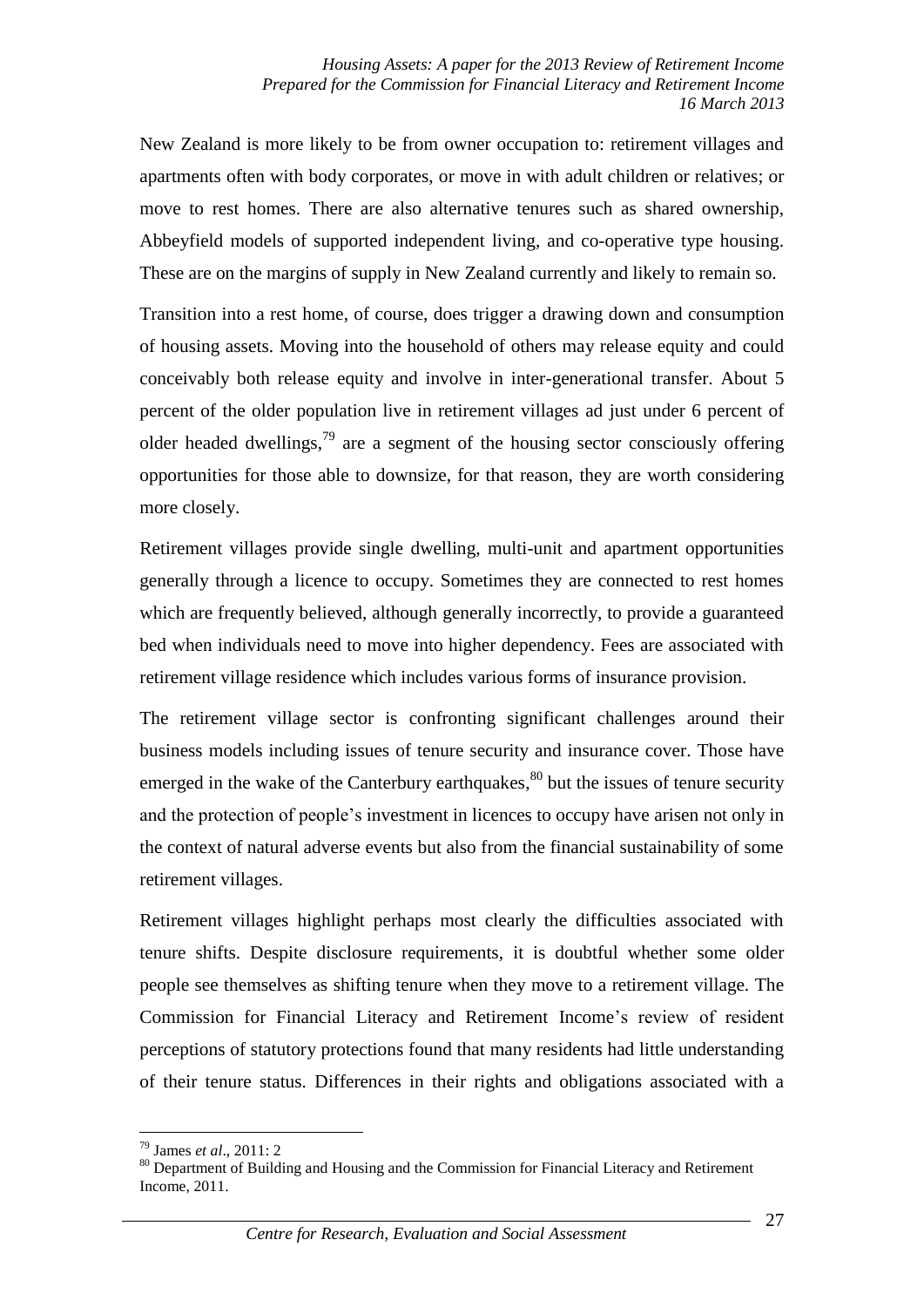New Zealand is more likely to be from owner occupation to: retirement villages and apartments often with body corporates, or move in with adult children or relatives; or move to rest homes. There are also alternative tenures such as shared ownership, Abbeyfield models of supported independent living, and co-operative type housing. These are on the margins of supply in New Zealand currently and likely to remain so.

Transition into a rest home, of course, does trigger a drawing down and consumption of housing assets. Moving into the household of others may release equity and could conceivably both release equity and involve in inter-generational transfer. About 5 percent of the older population live in retirement villages ad just under 6 percent of older headed dwellings,[79] are a segment of the housing sector consciously offering opportunities for those able to downsize, for that reason, they are worth considering more closely.

Retirement villages provide single dwelling, multi-unit and apartment opportunities generally through a licence to occupy. Sometimes they are connected to rest homes which are frequently believed, although generally incorrectly, to provide a guaranteed bed when individuals need to move into higher dependency. Fees are associated with retirement village residence which includes various forms of insurance provision.

The retirement village sector is confronting significant challenges around their business models including issues of tenure security and insurance cover. Those have emerged in the wake of the Canterbury earthquakes,[80] but the issues of tenure security and the protection of people's investment in licences to occupy have arisen not only in the context of natural adverse events but also from the financial sustainability of some retirement villages.

Retirement villages highlight perhaps most clearly the difficulties associated with tenure shifts. Despite disclosure requirements, it is doubtful whether some older people see themselves as shifting tenure when they move to a retirement village. The Commission for Financial Literacy and Retirement Income's review of resident perceptions of statutory protections found that many residents had little understanding of their tenure status. Differences in their rights and obligations associated with a

---

[79] James *et al*., 2011: 2

[80] Department of Building and Housing and the Commission for Financial Literacy and Retirement Income, 2011.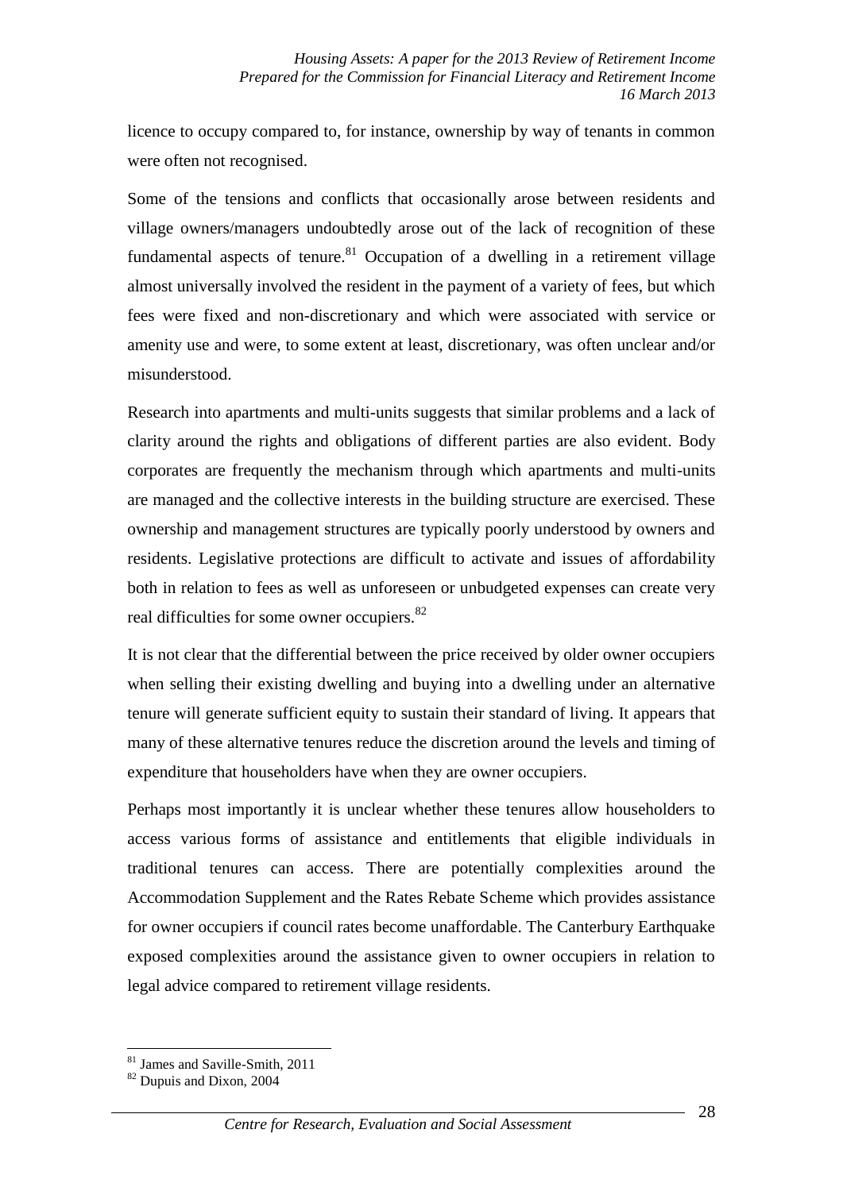licence to occupy compared to, for instance, ownership by way of tenants in common were often not recognised.

Some of the tensions and conflicts that occasionally arose between residents and village owners/managers undoubtedly arose out of the lack of recognition of these fundamental aspects of tenure.[81] Occupation of a dwelling in a retirement village almost universally involved the resident in the payment of a variety of fees, but which fees were fixed and non-discretionary and which were associated with service or amenity use and were, to some extent at least, discretionary, was often unclear and/or misunderstood.

Research into apartments and multi-units suggests that similar problems and a lack of clarity around the rights and obligations of different parties are also evident. Body corporates are frequently the mechanism through which apartments and multi-units are managed and the collective interests in the building structure are exercised. These ownership and management structures are typically poorly understood by owners and residents. Legislative protections are difficult to activate and issues of affordability both in relation to fees as well as unforeseen or unbudgeted expenses can create very real difficulties for some owner occupiers.[82]

It is not clear that the differential between the price received by older owner occupiers when selling their existing dwelling and buying into a dwelling under an alternative tenure will generate sufficient equity to sustain their standard of living. It appears that many of these alternative tenures reduce the discretion around the levels and timing of expenditure that householders have when they are owner occupiers.

Perhaps most importantly it is unclear whether these tenures allow householders to access various forms of assistance and entitlements that eligible individuals in traditional tenures can access. There are potentially complexities around the Accommodation Supplement and the Rates Rebate Scheme which provides assistance for owner occupiers if council rates become unaffordable. The Canterbury Earthquake exposed complexities around the assistance given to owner occupiers in relation to legal advice compared to retirement village residents.

[81] James and Saville-Smith, 2011

[82] Dupuis and Dixon, 2004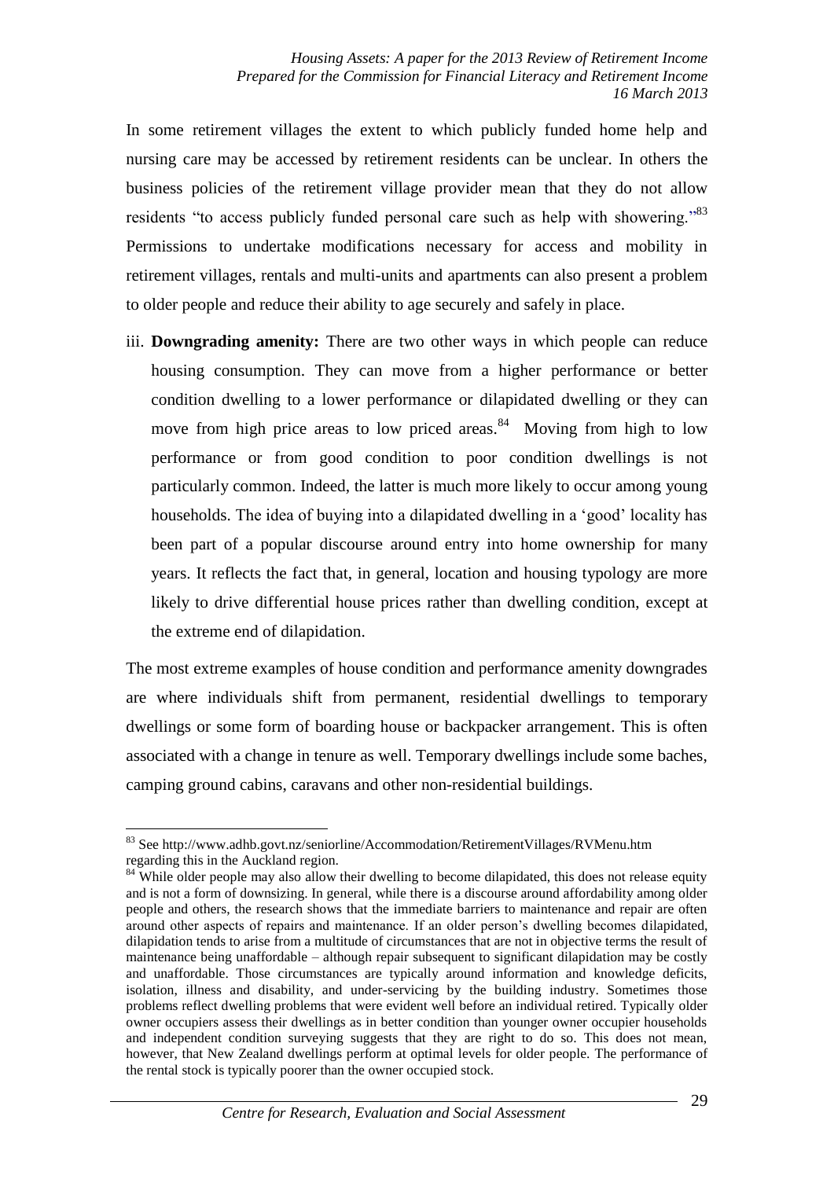In some retirement villages the extent to which publicly funded home help and nursing care may be accessed by retirement residents can be unclear. In others the business policies of the retirement village provider mean that they do not allow residents "to access publicly funded personal care such as help with showering."[83] Permissions to undertake modifications necessary for access and mobility in retirement villages, rentals and multi-units and apartments can also present a problem to older people and reduce their ability to age securely and safely in place.

iii. **Downgrading amenity:** There are two other ways in which people can reduce housing consumption. They can move from a higher performance or better condition dwelling to a lower performance or dilapidated dwelling or they can move from high price areas to low priced areas.[84] Moving from high to low performance or from good condition to poor condition dwellings is not particularly common. Indeed, the latter is much more likely to occur among young households. The idea of buying into a dilapidated dwelling in a 'good' locality has been part of a popular discourse around entry into home ownership for many years. It reflects the fact that, in general, location and housing typology are more likely to drive differential house prices rather than dwelling condition, except at the extreme end of dilapidation.

The most extreme examples of house condition and performance amenity downgrades are where individuals shift from permanent, residential dwellings to temporary dwellings or some form of boarding house or backpacker arrangement. This is often associated with a change in tenure as well. Temporary dwellings include some baches, camping ground cabins, caravans and other non-residential buildings.

---

[83] See http://www.adhb.govt.nz/seniorline/Accommodation/RetirementVillages/RVMenu.htm regarding this in the Auckland region.

[84] While older people may also allow their dwelling to become dilapidated, this does not release equity and is not a form of downsizing. In general, while there is a discourse around affordability among older people and others, the research shows that the immediate barriers to maintenance and repair are often around other aspects of repairs and maintenance. If an older person's dwelling becomes dilapidated, dilapidation tends to arise from a multitude of circumstances that are not in objective terms the result of maintenance being unaffordable – although repair subsequent to significant dilapidation may be costly and unaffordable. Those circumstances are typically around information and knowledge deficits, isolation, illness and disability, and under-servicing by the building industry. Sometimes those problems reflect dwelling problems that were evident well before an individual retired. Typically older owner occupiers assess their dwellings as in better condition than younger owner occupier households and independent condition surveying suggests that they are right to do so. This does not mean, however, that New Zealand dwellings perform at optimal levels for older people. The performance of the rental stock is typically poorer than the owner occupied stock.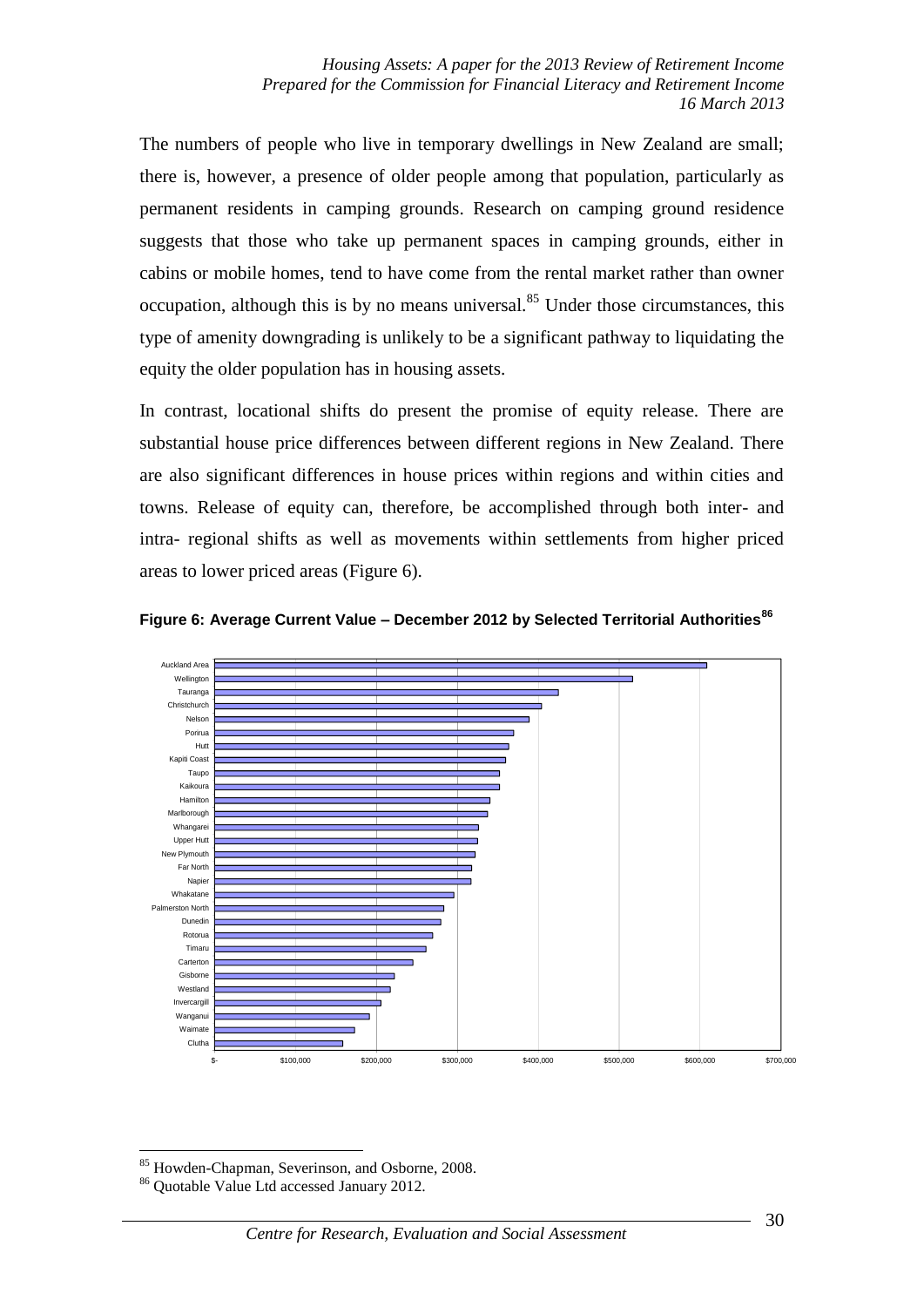The numbers of people who live in temporary dwellings in New Zealand are small; there is, however, a presence of older people among that population, particularly as permanent residents in camping grounds. Research on camping ground residence suggests that those who take up permanent spaces in camping grounds, either in cabins or mobile homes, tend to have come from the rental market rather than owner occupation, although this is by no means universal.[85] Under those circumstances, this type of amenity downgrading is unlikely to be a significant pathway to liquidating the equity the older population has in housing assets.

In contrast, locational shifts do present the promise of equity release. There are substantial house price differences between different regions in New Zealand. There are also significant differences in house prices within regions and within cities and towns. Release of equity can, therefore, be accomplished through both inter- and intra- regional shifts as well as movements within settlements from higher priced areas to lower priced areas (Figure 6).

**Figure 6: Average Current Value – December 2012 by Selected Territorial Authorities[86]**

Auckland Area
Wellington
Tauranga
Christchurch
Nelson
Porirua
Hutt
Kapiti Coast
Taupo
Kaikoura
Hamilton
Marlborough
Whangarei
Upper Hutt
New Plymouth
Far North
Napier
Whakatane
Palmerston North
Dunedin
Rotorua
Timaru
Carterton
Gisborne
Westland
Invercargill
Wanganui
Waimate
Clutha

$- $100,000 $200,000 $300,000 $400,000 $500,000 $600,000 $700,000

---

[85] Howden-Chapman, Severinson, and Osborne, 2008.

[86] Quotable Value Ltd accessed January 2012.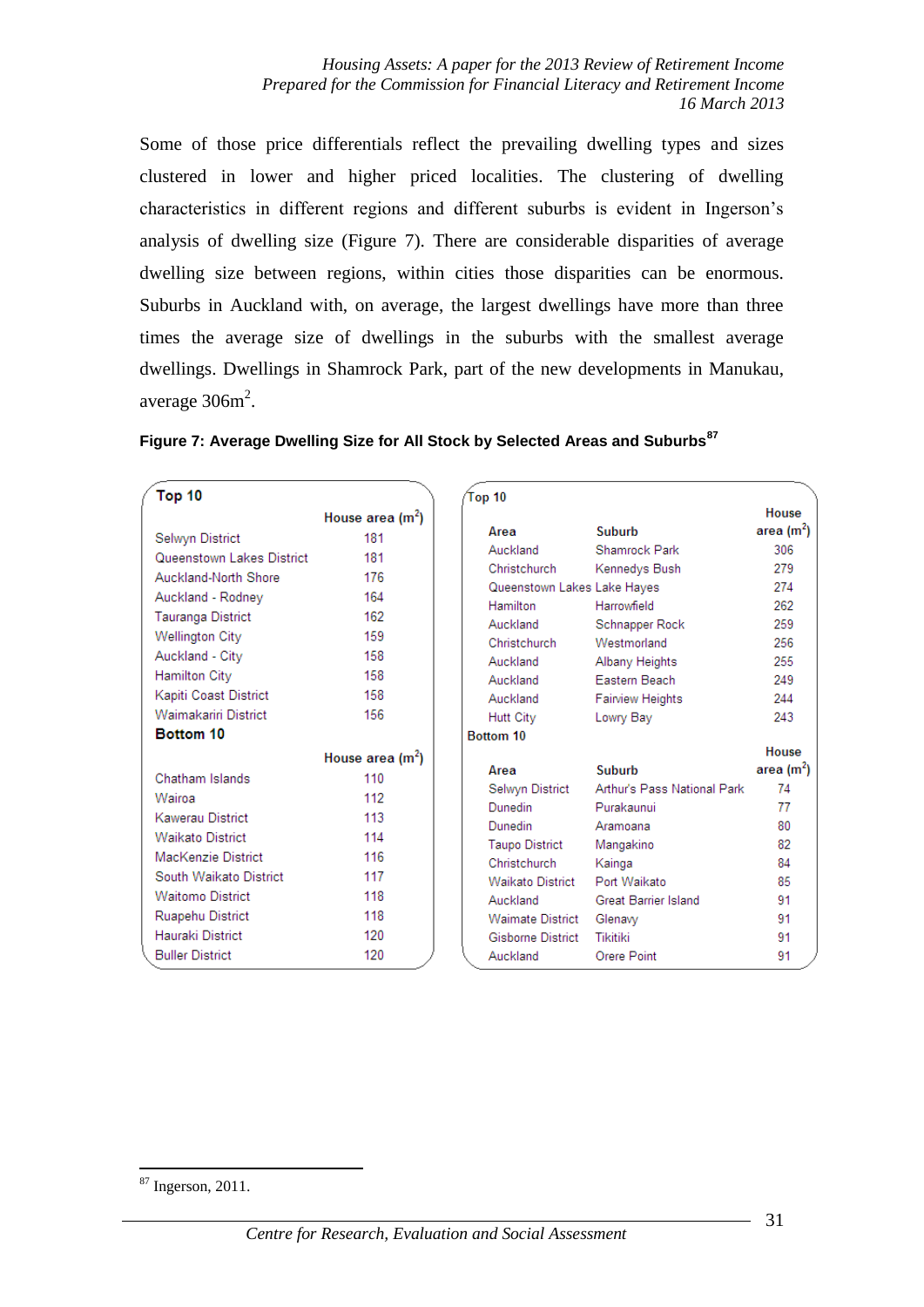Some of those price differentials reflect the prevailing dwelling types and sizes clustered in lower and higher priced localities. The clustering of dwelling characteristics in different regions and different suburbs is evident in Ingerson's analysis of dwelling size (Figure 7). There are considerable disparities of average dwelling size between regions, within cities those disparities can be enormous. Suburbs in Auckland with, on average, the largest dwellings have more than three times the average size of dwellings in the suburbs with the smallest average dwellings. Dwellings in Shamrock Park, part of the new developments in Manukau, average 306m$^2$.

**Figure 7: Average Dwelling Size for All Stock by Selected Areas and Suburbs**[87]

| Top 10 | House area (m$^2$) |
|---|---|
| Selwyn District | 181 |
| Queenstown Lakes District | 181 |
| Auckland-North Shore | 176 |
| Auckland - Rodney | 164 |
| Tauranga District | 162 |
| Wellington City | 159 |
| Auckland - City | 158 |
| Hamilton City | 158 |
| Kapiti Coast District | 158 |
| Waimakariri District | 156 |
| **Bottom 10** | **House area (m$^2$)** |
| Chatham Islands | 110 |
| Wairoa | 112 |
| Kawerau District | 113 |
| Waikato District | 114 |
| MacKenzie District | 116 |
| South Waikato District | 117 |
| Waitomo District | 118 |
| Ruapehu District | 118 |
| Hauraki District | 120 |
| Buller District | 120 |

| Area | Suburb | House area (m$^2$) |
|---|---|---|
| **Top 10** | | |
| Auckland | Shamrock Park | 306 |
| Christchurch | Kennedys Bush | 279 |
| Queenstown Lakes | Lake Hayes | 274 |
| Hamilton | Harrowfield | 262 |
| Auckland | Schnapper Rock | 259 |
| Christchurch | Westmorland | 256 |
| Auckland | Albany Heights | 255 |
| Auckland | Eastern Beach | 249 |
| Auckland | Fairview Heights | 244 |
| Hutt City | Lowry Bay | 243 |
| **Bottom 10** | | |
| Selwyn District | Arthur's Pass National Park | 74 |
| Dunedin | Purakaunui | 77 |
| Dunedin | Aramoana | 80 |
| Taupo District | Mangakino | 82 |
| Christchurch | Kainga | 84 |
| Waikato District | Port Waikato | 85 |
| Auckland | Great Barrier Island | 91 |
| Waimate District | Glenavy | 91 |
| Gisborne District | Tikitiki | 91 |
| Auckland | Orere Point | 91 |

[87] Ingerson, 2011.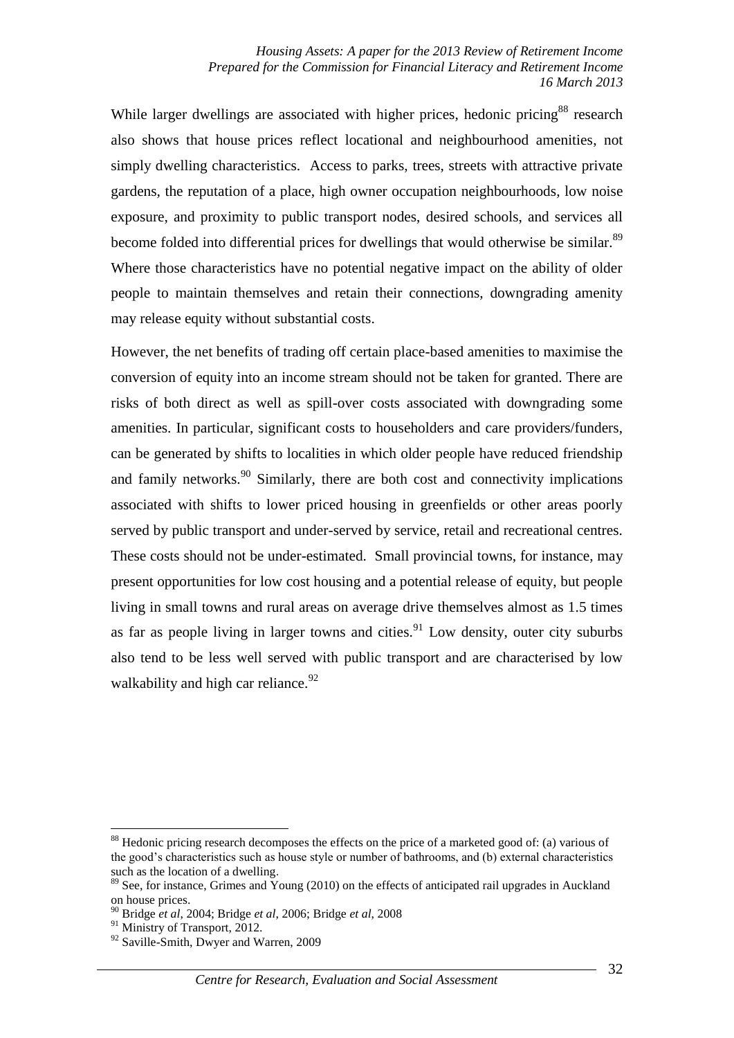While larger dwellings are associated with higher prices, hedonic pricing[88] research also shows that house prices reflect locational and neighbourhood amenities, not simply dwelling characteristics. Access to parks, trees, streets with attractive private gardens, the reputation of a place, high owner occupation neighbourhoods, low noise exposure, and proximity to public transport nodes, desired schools, and services all become folded into differential prices for dwellings that would otherwise be similar.[89] Where those characteristics have no potential negative impact on the ability of older people to maintain themselves and retain their connections, downgrading amenity may release equity without substantial costs.

However, the net benefits of trading off certain place-based amenities to maximise the conversion of equity into an income stream should not be taken for granted. There are risks of both direct as well as spill-over costs associated with downgrading some amenities. In particular, significant costs to householders and care providers/funders, can be generated by shifts to localities in which older people have reduced friendship and family networks.[90] Similarly, there are both cost and connectivity implications associated with shifts to lower priced housing in greenfields or other areas poorly served by public transport and under-served by service, retail and recreational centres. These costs should not be under-estimated. Small provincial towns, for instance, may present opportunities for low cost housing and a potential release of equity, but people living in small towns and rural areas on average drive themselves almost as 1.5 times as far as people living in larger towns and cities.[91] Low density, outer city suburbs also tend to be less well served with public transport and are characterised by low walkability and high car reliance.[92]

---

[88] Hedonic pricing research decomposes the effects on the price of a marketed good of: (a) various of the good's characteristics such as house style or number of bathrooms, and (b) external characteristics such as the location of a dwelling.

[89] See, for instance, Grimes and Young (2010) on the effects of anticipated rail upgrades in Auckland on house prices.

[90] Bridge *et al*, 2004; Bridge *et al*, 2006; Bridge *et al*, 2008

[91] Ministry of Transport, 2012.

[92] Saville-Smith, Dwyer and Warren, 2009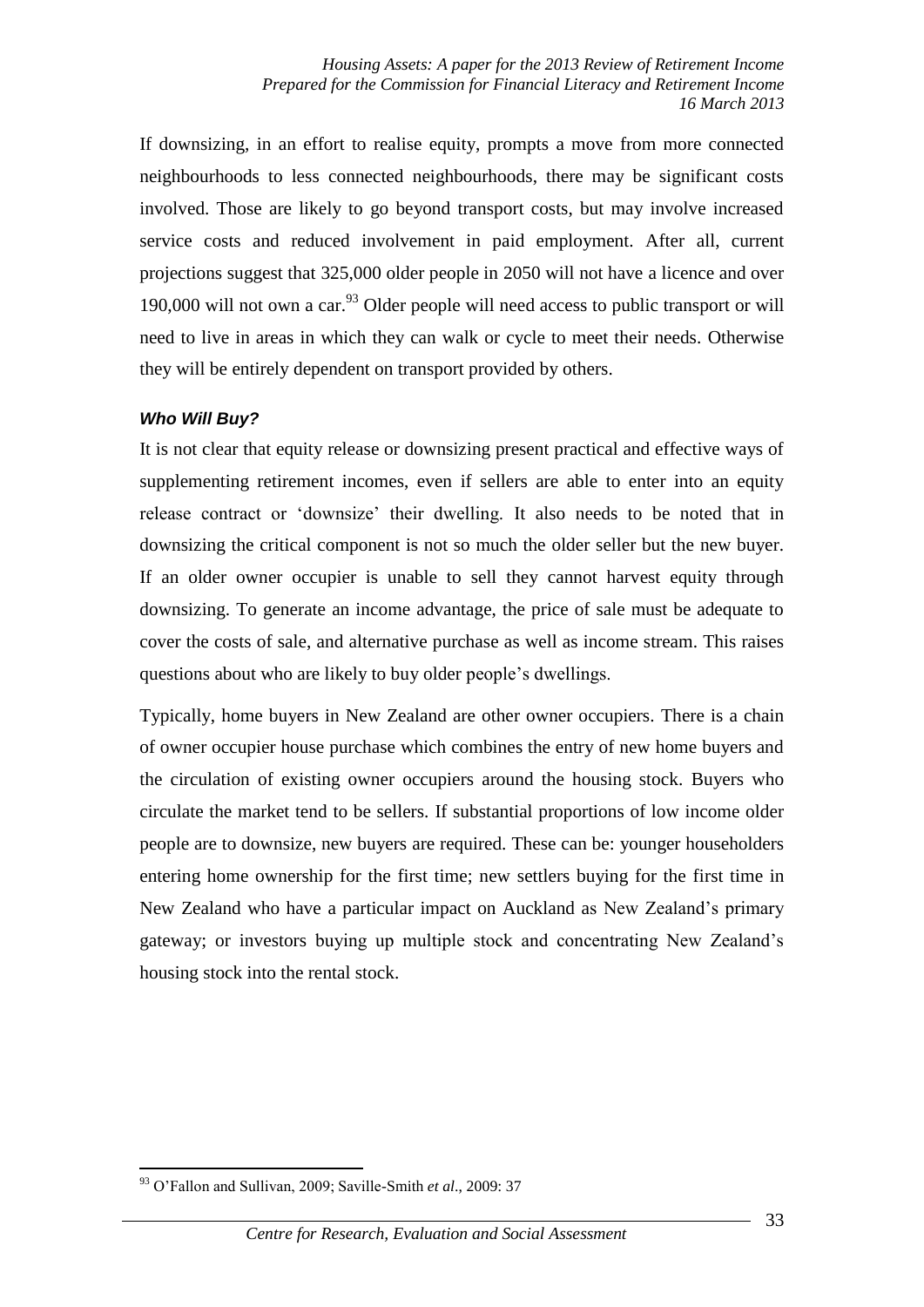If downsizing, in an effort to realise equity, prompts a move from more connected neighbourhoods to less connected neighbourhoods, there may be significant costs involved. Those are likely to go beyond transport costs, but may involve increased service costs and reduced involvement in paid employment. After all, current projections suggest that 325,000 older people in 2050 will not have a licence and over 190,000 will not own a car.[93] Older people will need access to public transport or will need to live in areas in which they can walk or cycle to meet their needs. Otherwise they will be entirely dependent on transport provided by others.

### *Who Will Buy?*

It is not clear that equity release or downsizing present practical and effective ways of supplementing retirement incomes, even if sellers are able to enter into an equity release contract or 'downsize' their dwelling. It also needs to be noted that in downsizing the critical component is not so much the older seller but the new buyer. If an older owner occupier is unable to sell they cannot harvest equity through downsizing. To generate an income advantage, the price of sale must be adequate to cover the costs of sale, and alternative purchase as well as income stream. This raises questions about who are likely to buy older people's dwellings.

Typically, home buyers in New Zealand are other owner occupiers. There is a chain of owner occupier house purchase which combines the entry of new home buyers and the circulation of existing owner occupiers around the housing stock. Buyers who circulate the market tend to be sellers. If substantial proportions of low income older people are to downsize, new buyers are required. These can be: younger householders entering home ownership for the first time; new settlers buying for the first time in New Zealand who have a particular impact on Auckland as New Zealand's primary gateway; or investors buying up multiple stock and concentrating New Zealand's housing stock into the rental stock.

---

[93] O'Fallon and Sullivan, 2009; Saville-Smith *et al*., 2009: 37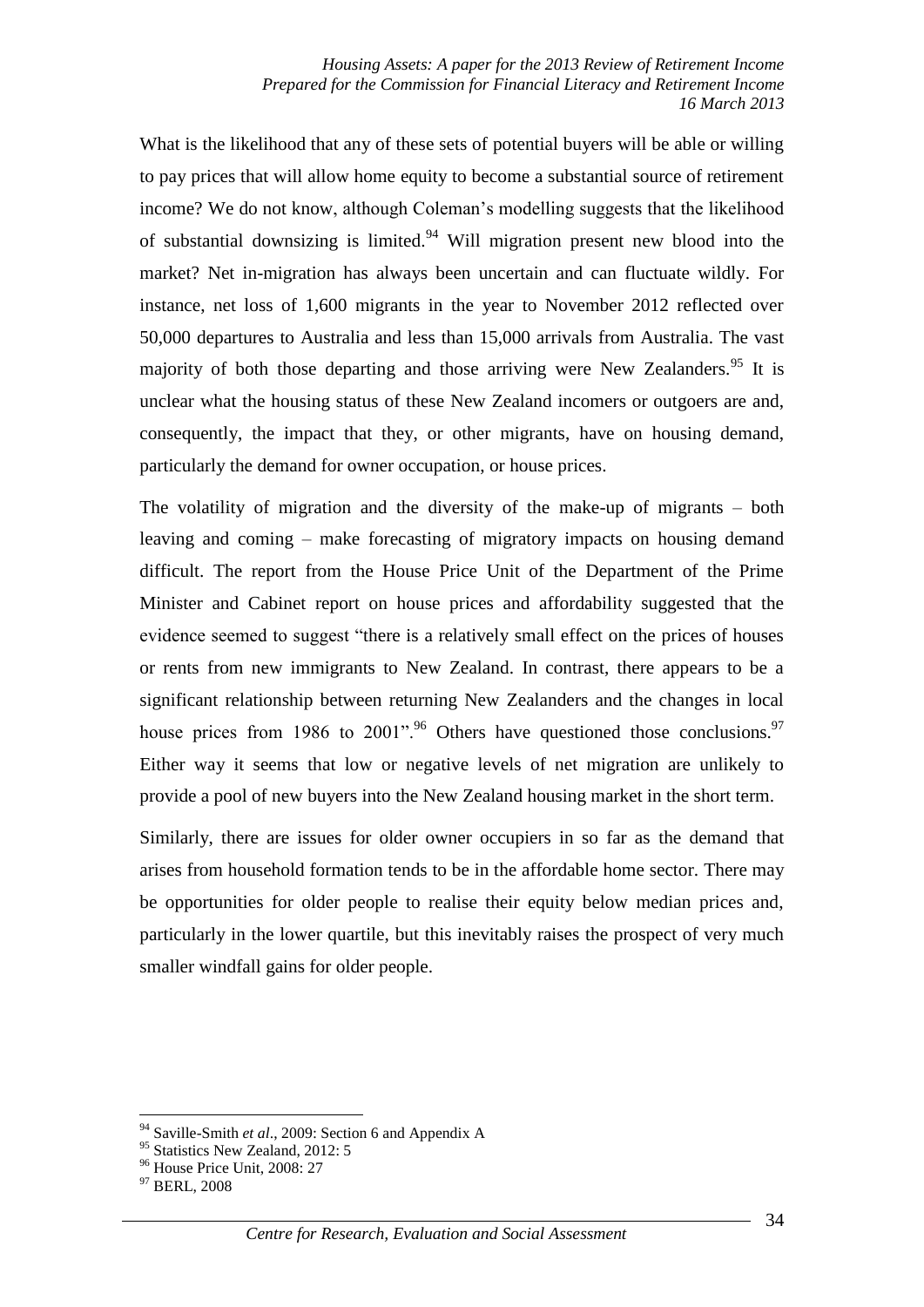What is the likelihood that any of these sets of potential buyers will be able or willing to pay prices that will allow home equity to become a substantial source of retirement income? We do not know, although Coleman's modelling suggests that the likelihood of substantial downsizing is limited.[94] Will migration present new blood into the market? Net in-migration has always been uncertain and can fluctuate wildly. For instance, net loss of 1,600 migrants in the year to November 2012 reflected over 50,000 departures to Australia and less than 15,000 arrivals from Australia. The vast majority of both those departing and those arriving were New Zealanders.[95] It is unclear what the housing status of these New Zealand incomers or outgoers are and, consequently, the impact that they, or other migrants, have on housing demand, particularly the demand for owner occupation, or house prices.

The volatility of migration and the diversity of the make-up of migrants – both leaving and coming – make forecasting of migratory impacts on housing demand difficult. The report from the House Price Unit of the Department of the Prime Minister and Cabinet report on house prices and affordability suggested that the evidence seemed to suggest "there is a relatively small effect on the prices of houses or rents from new immigrants to New Zealand. In contrast, there appears to be a significant relationship between returning New Zealanders and the changes in local house prices from 1986 to 2001".[96] Others have questioned those conclusions.[97] Either way it seems that low or negative levels of net migration are unlikely to provide a pool of new buyers into the New Zealand housing market in the short term.

Similarly, there are issues for older owner occupiers in so far as the demand that arises from household formation tends to be in the affordable home sector. There may be opportunities for older people to realise their equity below median prices and, particularly in the lower quartile, but this inevitably raises the prospect of very much smaller windfall gains for older people.

---

[94] Saville-Smith *et al*., 2009: Section 6 and Appendix A

[95] Statistics New Zealand, 2012: 5

[96] House Price Unit, 2008: 27

[97] BERL, 2008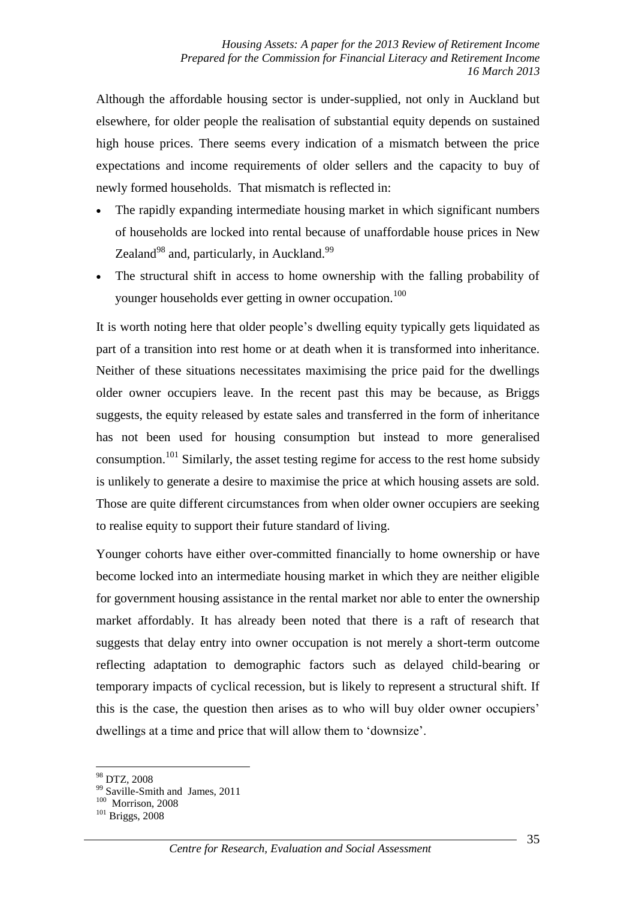Although the affordable housing sector is under-supplied, not only in Auckland but elsewhere, for older people the realisation of substantial equity depends on sustained high house prices. There seems every indication of a mismatch between the price expectations and income requirements of older sellers and the capacity to buy of newly formed households. That mismatch is reflected in:

- The rapidly expanding intermediate housing market in which significant numbers of households are locked into rental because of unaffordable house prices in New Zealand[98] and, particularly, in Auckland.[99]
- The structural shift in access to home ownership with the falling probability of younger households ever getting in owner occupation.[100]

It is worth noting here that older people's dwelling equity typically gets liquidated as part of a transition into rest home or at death when it is transformed into inheritance. Neither of these situations necessitates maximising the price paid for the dwellings older owner occupiers leave. In the recent past this may be because, as Briggs suggests, the equity released by estate sales and transferred in the form of inheritance has not been used for housing consumption but instead to more generalised consumption.[101] Similarly, the asset testing regime for access to the rest home subsidy is unlikely to generate a desire to maximise the price at which housing assets are sold. Those are quite different circumstances from when older owner occupiers are seeking to realise equity to support their future standard of living.

Younger cohorts have either over-committed financially to home ownership or have become locked into an intermediate housing market in which they are neither eligible for government housing assistance in the rental market nor able to enter the ownership market affordably. It has already been noted that there is a raft of research that suggests that delay entry into owner occupation is not merely a short-term outcome reflecting adaptation to demographic factors such as delayed child-bearing or temporary impacts of cyclical recession, but is likely to represent a structural shift. If this is the case, the question then arises as to who will buy older owner occupiers' dwellings at a time and price that will allow them to 'downsize'.

---

[98] DTZ, 2008

[99] Saville-Smith and James, 2011

[100] Morrison, 2008

[101] Briggs, 2008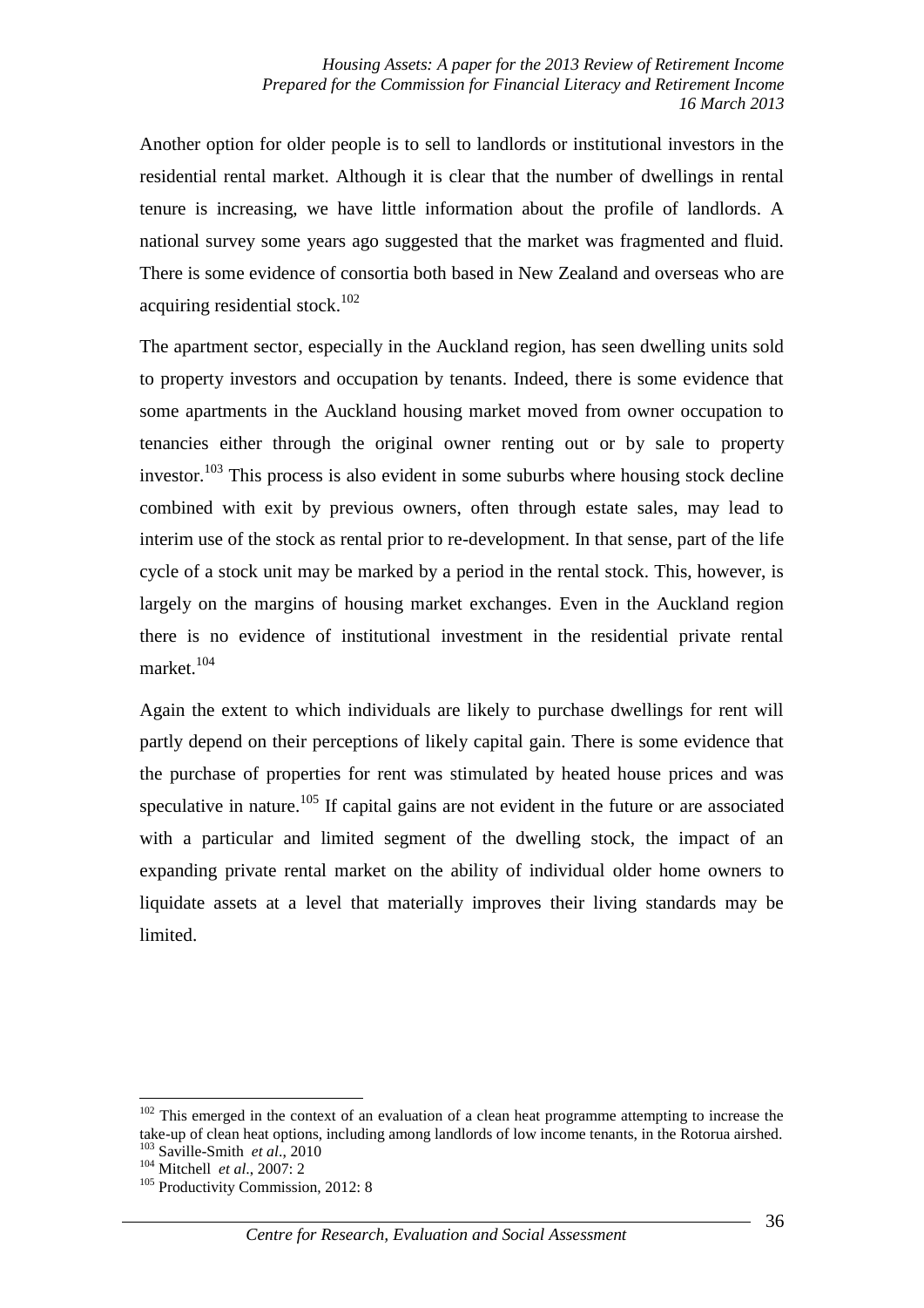Another option for older people is to sell to landlords or institutional investors in the residential rental market. Although it is clear that the number of dwellings in rental tenure is increasing, we have little information about the profile of landlords. A national survey some years ago suggested that the market was fragmented and fluid. There is some evidence of consortia both based in New Zealand and overseas who are acquiring residential stock.[102]

The apartment sector, especially in the Auckland region, has seen dwelling units sold to property investors and occupation by tenants. Indeed, there is some evidence that some apartments in the Auckland housing market moved from owner occupation to tenancies either through the original owner renting out or by sale to property investor.[103] This process is also evident in some suburbs where housing stock decline combined with exit by previous owners, often through estate sales, may lead to interim use of the stock as rental prior to re-development. In that sense, part of the life cycle of a stock unit may be marked by a period in the rental stock. This, however, is largely on the margins of housing market exchanges. Even in the Auckland region there is no evidence of institutional investment in the residential private rental market.[104]

Again the extent to which individuals are likely to purchase dwellings for rent will partly depend on their perceptions of likely capital gain. There is some evidence that the purchase of properties for rent was stimulated by heated house prices and was speculative in nature.[105] If capital gains are not evident in the future or are associated with a particular and limited segment of the dwelling stock, the impact of an expanding private rental market on the ability of individual older home owners to liquidate assets at a level that materially improves their living standards may be limited.

---

[102] This emerged in the context of an evaluation of a clean heat programme attempting to increase the take-up of clean heat options, including among landlords of low income tenants, in the Rotorua airshed.

[103] Saville-Smith *et al*., 2010

[104] Mitchell *et al*., 2007: 2

[105] Productivity Commission, 2012: 8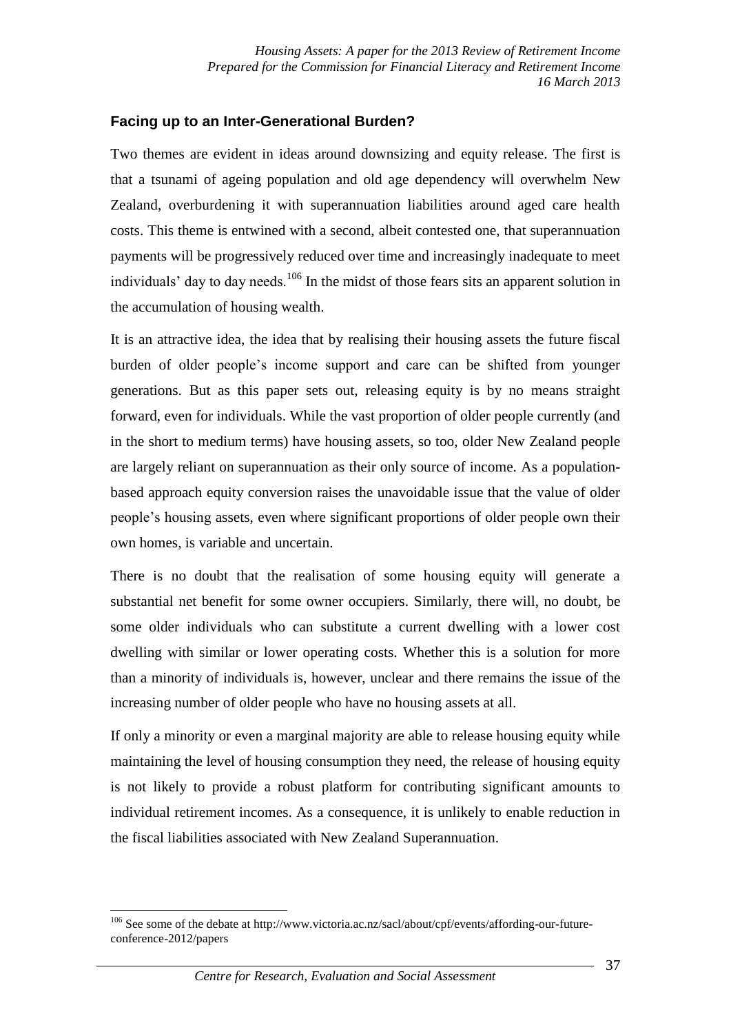## Facing up to an Inter-Generational Burden?

Two themes are evident in ideas around downsizing and equity release. The first is that a tsunami of ageing population and old age dependency will overwhelm New Zealand, overburdening it with superannuation liabilities around aged care health costs. This theme is entwined with a second, albeit contested one, that superannuation payments will be progressively reduced over time and increasingly inadequate to meet individuals' day to day needs.[106] In the midst of those fears sits an apparent solution in the accumulation of housing wealth.

It is an attractive idea, the idea that by realising their housing assets the future fiscal burden of older people's income support and care can be shifted from younger generations. But as this paper sets out, releasing equity is by no means straight forward, even for individuals. While the vast proportion of older people currently (and in the short to medium terms) have housing assets, so too, older New Zealand people are largely reliant on superannuation as their only source of income. As a population-based approach equity conversion raises the unavoidable issue that the value of older people's housing assets, even where significant proportions of older people own their own homes, is variable and uncertain.

There is no doubt that the realisation of some housing equity will generate a substantial net benefit for some owner occupiers. Similarly, there will, no doubt, be some older individuals who can substitute a current dwelling with a lower cost dwelling with similar or lower operating costs. Whether this is a solution for more than a minority of individuals is, however, unclear and there remains the issue of the increasing number of older people who have no housing assets at all.

If only a minority or even a marginal majority are able to release housing equity while maintaining the level of housing consumption they need, the release of housing equity is not likely to provide a robust platform for contributing significant amounts to individual retirement incomes. As a consequence, it is unlikely to enable reduction in the fiscal liabilities associated with New Zealand Superannuation.

[106] See some of the debate at http://www.victoria.ac.nz/sacl/about/cpf/events/affording-our-future-conference-2012/papers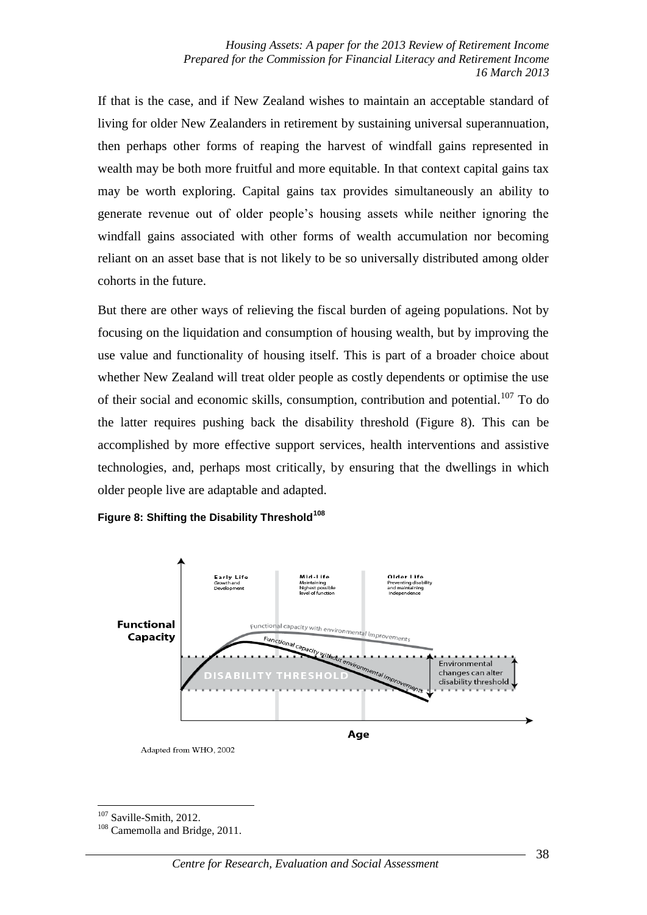If that is the case, and if New Zealand wishes to maintain an acceptable standard of living for older New Zealanders in retirement by sustaining universal superannuation, then perhaps other forms of reaping the harvest of windfall gains represented in wealth may be both more fruitful and more equitable. In that context capital gains tax may be worth exploring. Capital gains tax provides simultaneously an ability to generate revenue out of older people's housing assets while neither ignoring the windfall gains associated with other forms of wealth accumulation nor becoming reliant on an asset base that is not likely to be so universally distributed among older cohorts in the future.

But there are other ways of relieving the fiscal burden of ageing populations. Not by focusing on the liquidation and consumption of housing wealth, but by improving the use value and functionality of housing itself. This is part of a broader choice about whether New Zealand will treat older people as costly dependents or optimise the use of their social and economic skills, consumption, contribution and potential.[107] To do the latter requires pushing back the disability threshold (Figure 8). This can be accomplished by more effective support services, health interventions and assistive technologies, and, perhaps most critically, by ensuring that the dwellings in which older people live are adaptable and adapted.

**Figure 8: Shifting the Disability Threshold[108]**

Adapted from WHO, 2002

[107] Saville-Smith, 2012.

[108] Camemolla and Bridge, 2011.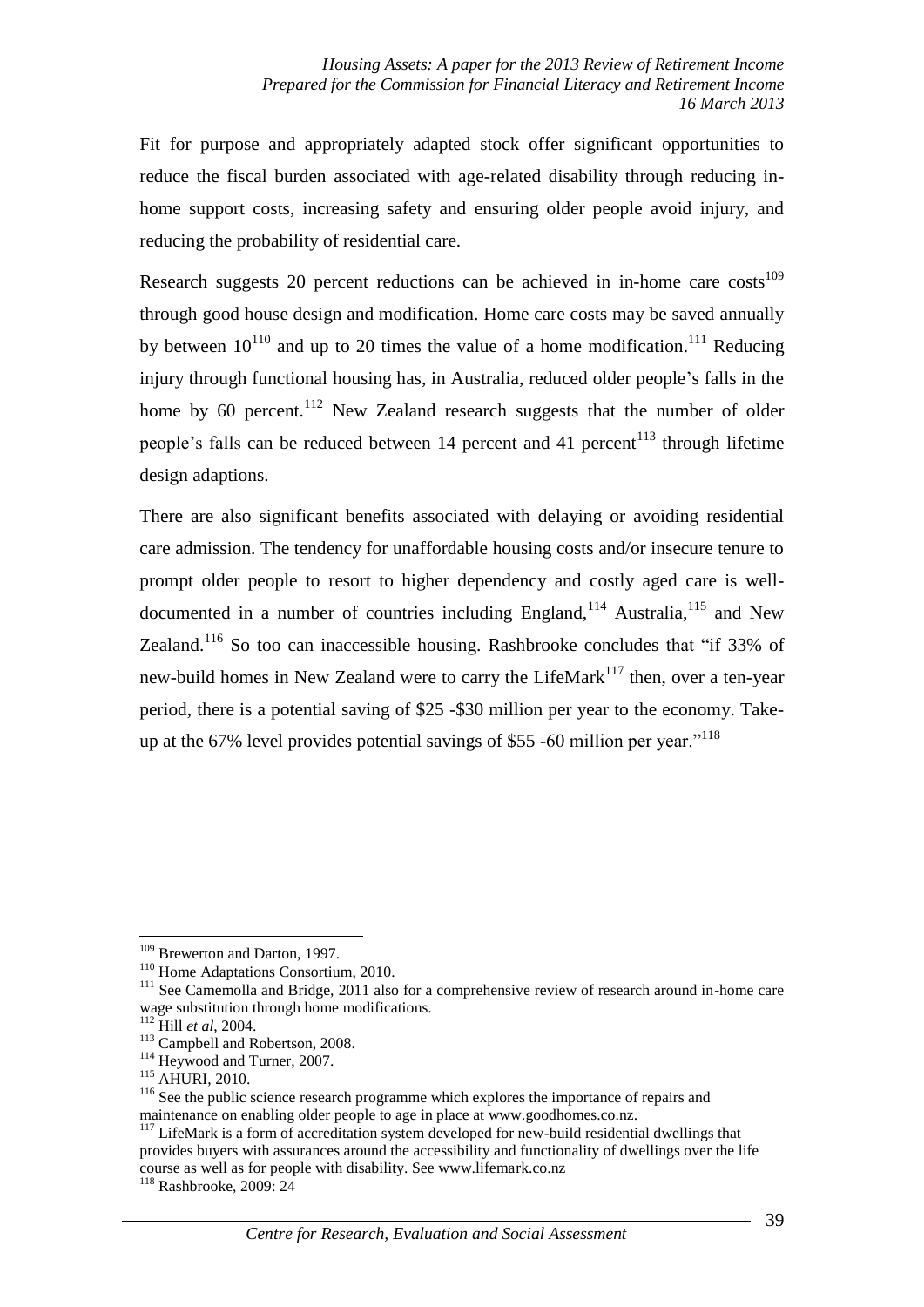Fit for purpose and appropriately adapted stock offer significant opportunities to reduce the fiscal burden associated with age-related disability through reducing in-home support costs, increasing safety and ensuring older people avoid injury, and reducing the probability of residential care.

Research suggests 20 percent reductions can be achieved in in-home care costs[109] through good house design and modification. Home care costs may be saved annually by between 10[110] and up to 20 times the value of a home modification.[111] Reducing injury through functional housing has, in Australia, reduced older people's falls in the home by 60 percent.[112] New Zealand research suggests that the number of older people's falls can be reduced between 14 percent and 41 percent[113] through lifetime design adaptions.

There are also significant benefits associated with delaying or avoiding residential care admission. The tendency for unaffordable housing costs and/or insecure tenure to prompt older people to resort to higher dependency and costly aged care is well-documented in a number of countries including England,[114] Australia,[115] and New Zealand.[116] So too can inaccessible housing. Rashbrooke concludes that "if 33% of new-build homes in New Zealand were to carry the LifeMark[117] then, over a ten-year period, there is a potential saving of $25 -$30 million per year to the economy. Take-up at the 67% level provides potential savings of $55 -60 million per year."[118]

---

[109] Brewerton and Darton, 1997.

[110] Home Adaptations Consortium, 2010.

[111] See Camemolla and Bridge, 2011 also for a comprehensive review of research around in-home care wage substitution through home modifications.

[112] Hill *et al*, 2004.

[113] Campbell and Robertson, 2008.

[114] Heywood and Turner, 2007.

[115] AHURI, 2010.

[116] See the public science research programme which explores the importance of repairs and maintenance on enabling older people to age in place at www.goodhomes.co.nz.

[117] LifeMark is a form of accreditation system developed for new-build residential dwellings that provides buyers with assurances around the accessibility and functionality of dwellings over the life course as well as for people with disability. See www.lifemark.co.nz

[118] Rashbrooke, 2009: 24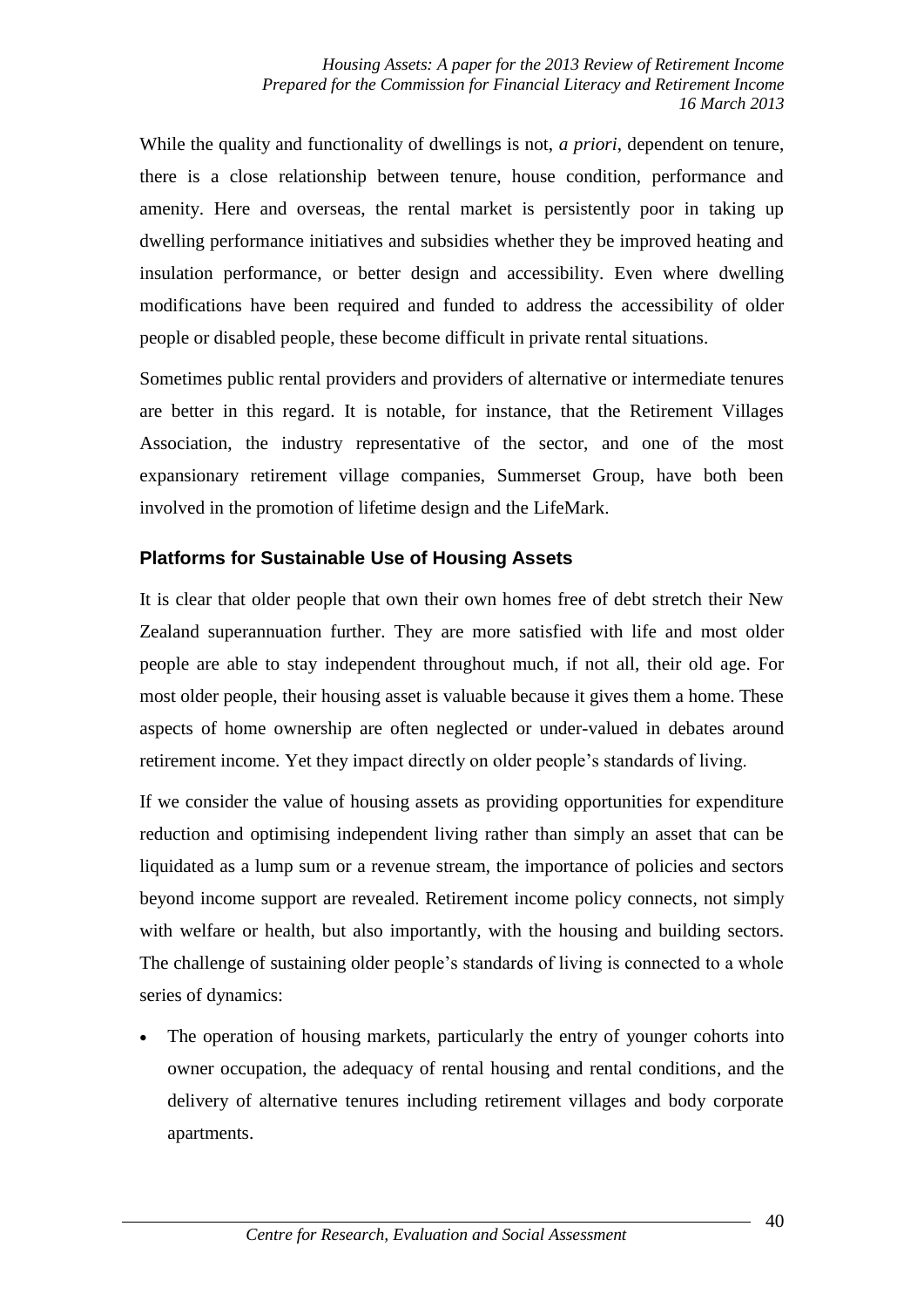While the quality and functionality of dwellings is not, *a priori*, dependent on tenure, there is a close relationship between tenure, house condition, performance and amenity. Here and overseas, the rental market is persistently poor in taking up dwelling performance initiatives and subsidies whether they be improved heating and insulation performance, or better design and accessibility. Even where dwelling modifications have been required and funded to address the accessibility of older people or disabled people, these become difficult in private rental situations.

Sometimes public rental providers and providers of alternative or intermediate tenures are better in this regard. It is notable, for instance, that the Retirement Villages Association, the industry representative of the sector, and one of the most expansionary retirement village companies, Summerset Group, have both been involved in the promotion of lifetime design and the LifeMark.

### Platforms for Sustainable Use of Housing Assets

It is clear that older people that own their own homes free of debt stretch their New Zealand superannuation further. They are more satisfied with life and most older people are able to stay independent throughout much, if not all, their old age. For most older people, their housing asset is valuable because it gives them a home. These aspects of home ownership are often neglected or under-valued in debates around retirement income. Yet they impact directly on older people's standards of living.

If we consider the value of housing assets as providing opportunities for expenditure reduction and optimising independent living rather than simply an asset that can be liquidated as a lump sum or a revenue stream, the importance of policies and sectors beyond income support are revealed. Retirement income policy connects, not simply with welfare or health, but also importantly, with the housing and building sectors. The challenge of sustaining older people's standards of living is connected to a whole series of dynamics:

- The operation of housing markets, particularly the entry of younger cohorts into owner occupation, the adequacy of rental housing and rental conditions, and the delivery of alternative tenures including retirement villages and body corporate apartments.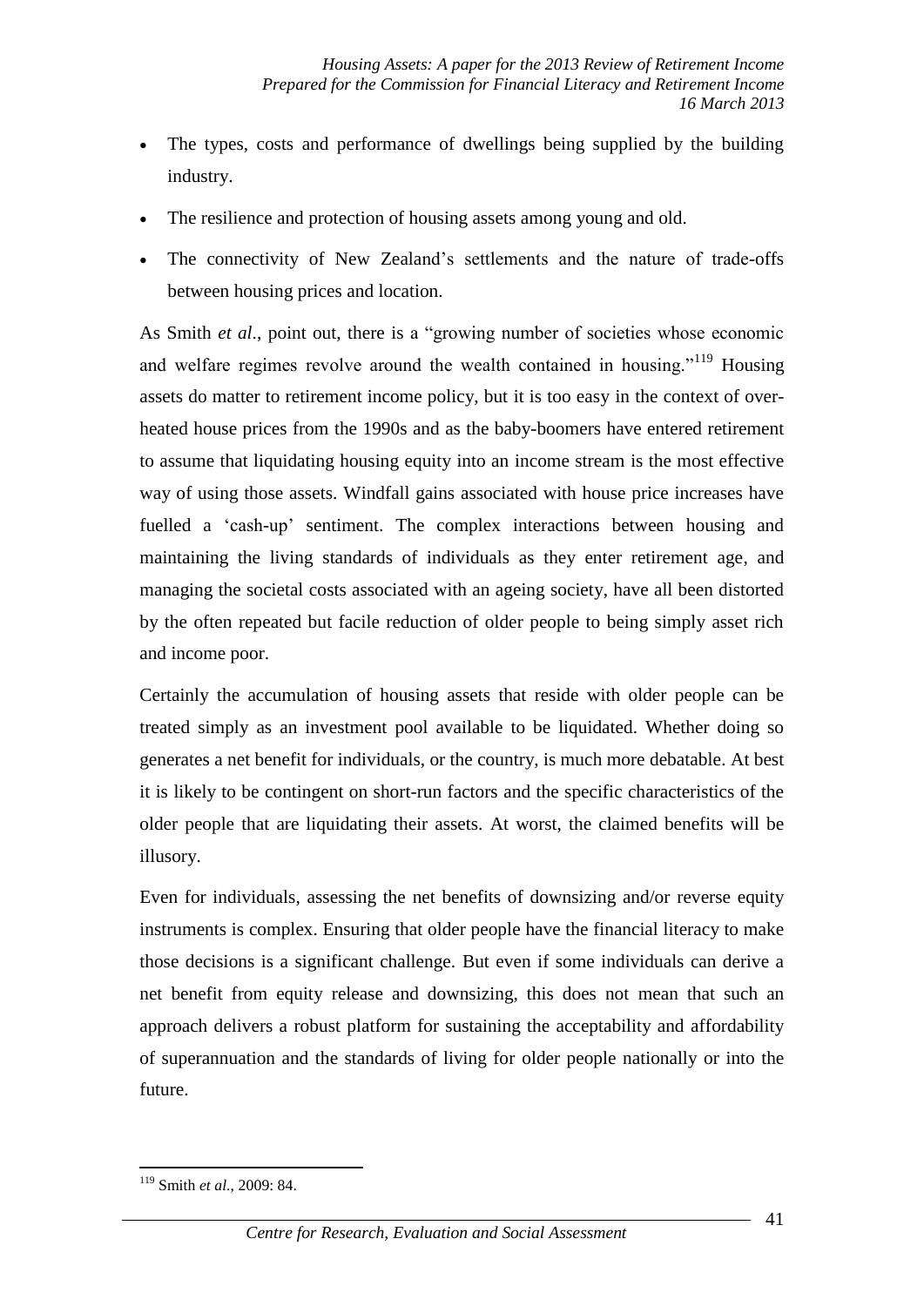- The types, costs and performance of dwellings being supplied by the building industry.
- The resilience and protection of housing assets among young and old.
- The connectivity of New Zealand's settlements and the nature of trade-offs between housing prices and location.

As Smith *et al*., point out, there is a "growing number of societies whose economic and welfare regimes revolve around the wealth contained in housing."[119] Housing assets do matter to retirement income policy, but it is too easy in the context of over-heated house prices from the 1990s and as the baby-boomers have entered retirement to assume that liquidating housing equity into an income stream is the most effective way of using those assets. Windfall gains associated with house price increases have fuelled a 'cash-up' sentiment. The complex interactions between housing and maintaining the living standards of individuals as they enter retirement age, and managing the societal costs associated with an ageing society, have all been distorted by the often repeated but facile reduction of older people to being simply asset rich and income poor.

Certainly the accumulation of housing assets that reside with older people can be treated simply as an investment pool available to be liquidated. Whether doing so generates a net benefit for individuals, or the country, is much more debatable. At best it is likely to be contingent on short-run factors and the specific characteristics of the older people that are liquidating their assets. At worst, the claimed benefits will be illusory.

Even for individuals, assessing the net benefits of downsizing and/or reverse equity instruments is complex. Ensuring that older people have the financial literacy to make those decisions is a significant challenge. But even if some individuals can derive a net benefit from equity release and downsizing, this does not mean that such an approach delivers a robust platform for sustaining the acceptability and affordability of superannuation and the standards of living for older people nationally or into the future.

---

[119] Smith *et al*., 2009: 84.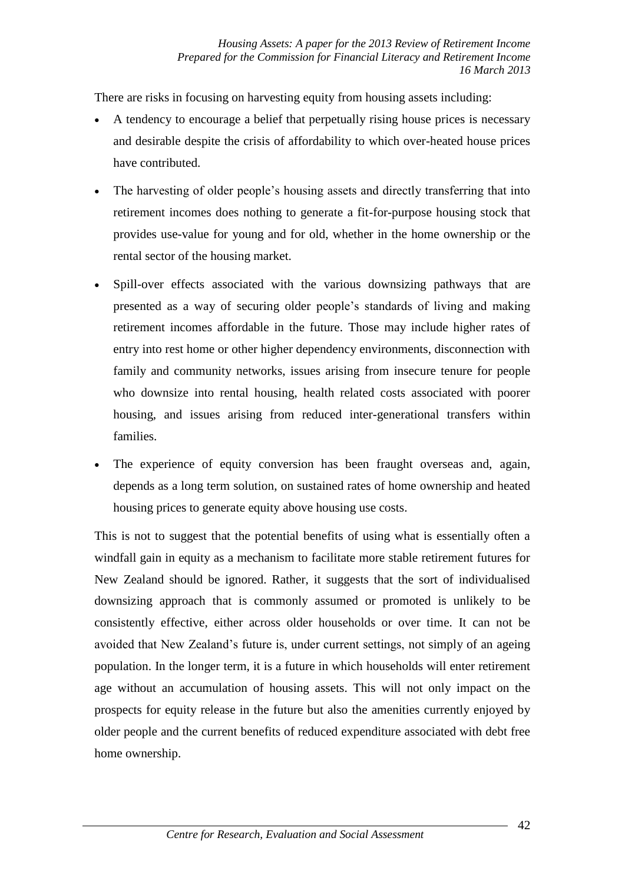There are risks in focusing on harvesting equity from housing assets including:

- A tendency to encourage a belief that perpetually rising house prices is necessary and desirable despite the crisis of affordability to which over-heated house prices have contributed.
- The harvesting of older people's housing assets and directly transferring that into retirement incomes does nothing to generate a fit-for-purpose housing stock that provides use-value for young and for old, whether in the home ownership or the rental sector of the housing market.
- Spill-over effects associated with the various downsizing pathways that are presented as a way of securing older people's standards of living and making retirement incomes affordable in the future. Those may include higher rates of entry into rest home or other higher dependency environments, disconnection with family and community networks, issues arising from insecure tenure for people who downsize into rental housing, health related costs associated with poorer housing, and issues arising from reduced inter-generational transfers within families.
- The experience of equity conversion has been fraught overseas and, again, depends as a long term solution, on sustained rates of home ownership and heated housing prices to generate equity above housing use costs.

This is not to suggest that the potential benefits of using what is essentially often a windfall gain in equity as a mechanism to facilitate more stable retirement futures for New Zealand should be ignored. Rather, it suggests that the sort of individualised downsizing approach that is commonly assumed or promoted is unlikely to be consistently effective, either across older households or over time. It can not be avoided that New Zealand's future is, under current settings, not simply of an ageing population. In the longer term, it is a future in which households will enter retirement age without an accumulation of housing assets. This will not only impact on the prospects for equity release in the future but also the amenities currently enjoyed by older people and the current benefits of reduced expenditure associated with debt free home ownership.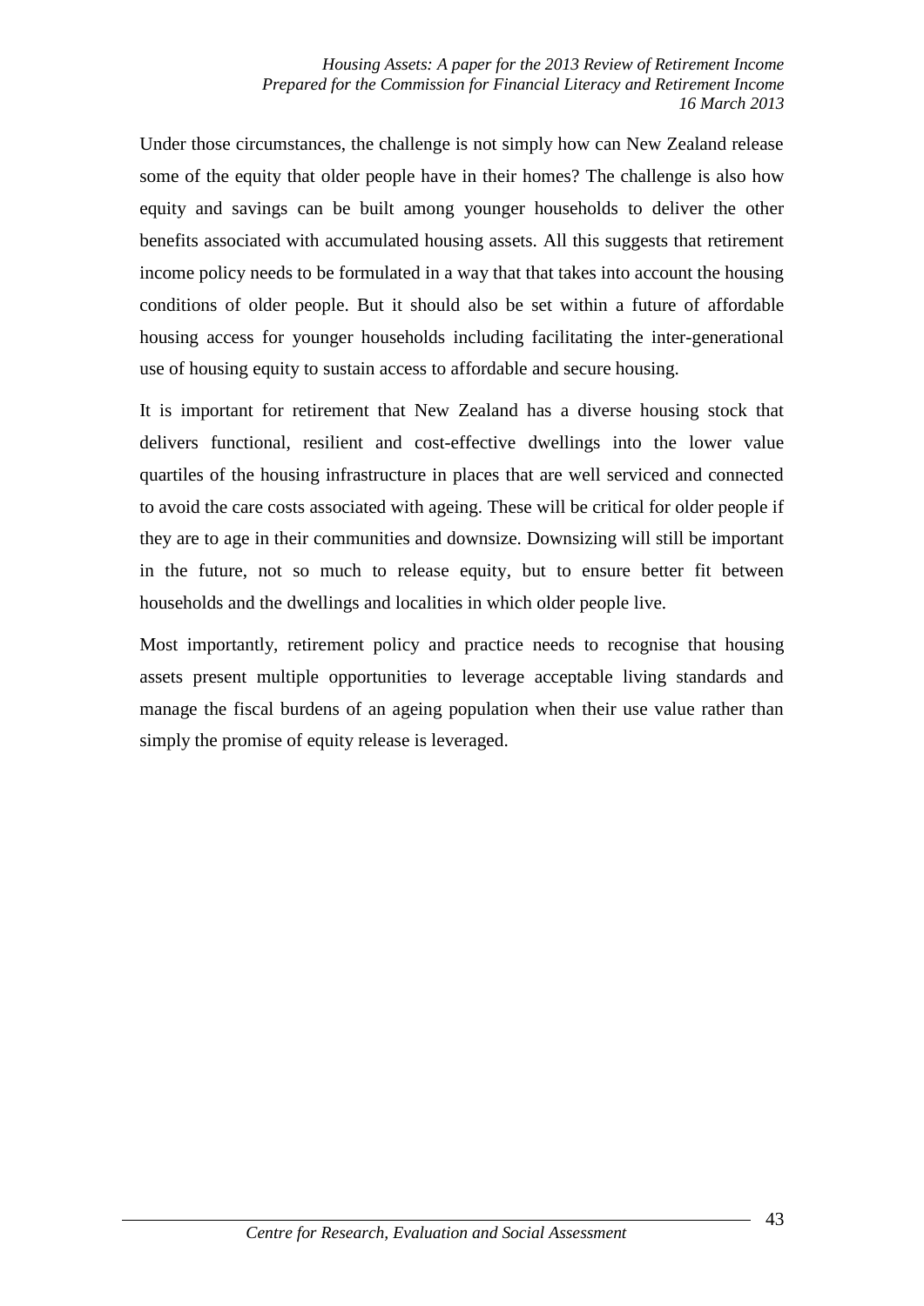Under those circumstances, the challenge is not simply how can New Zealand release some of the equity that older people have in their homes? The challenge is also how equity and savings can be built among younger households to deliver the other benefits associated with accumulated housing assets. All this suggests that retirement income policy needs to be formulated in a way that that takes into account the housing conditions of older people. But it should also be set within a future of affordable housing access for younger households including facilitating the inter-generational use of housing equity to sustain access to affordable and secure housing.

It is important for retirement that New Zealand has a diverse housing stock that delivers functional, resilient and cost-effective dwellings into the lower value quartiles of the housing infrastructure in places that are well serviced and connected to avoid the care costs associated with ageing. These will be critical for older people if they are to age in their communities and downsize. Downsizing will still be important in the future, not so much to release equity, but to ensure better fit between households and the dwellings and localities in which older people live.

Most importantly, retirement policy and practice needs to recognise that housing assets present multiple opportunities to leverage acceptable living standards and manage the fiscal burdens of an ageing population when their use value rather than simply the promise of equity release is leveraged.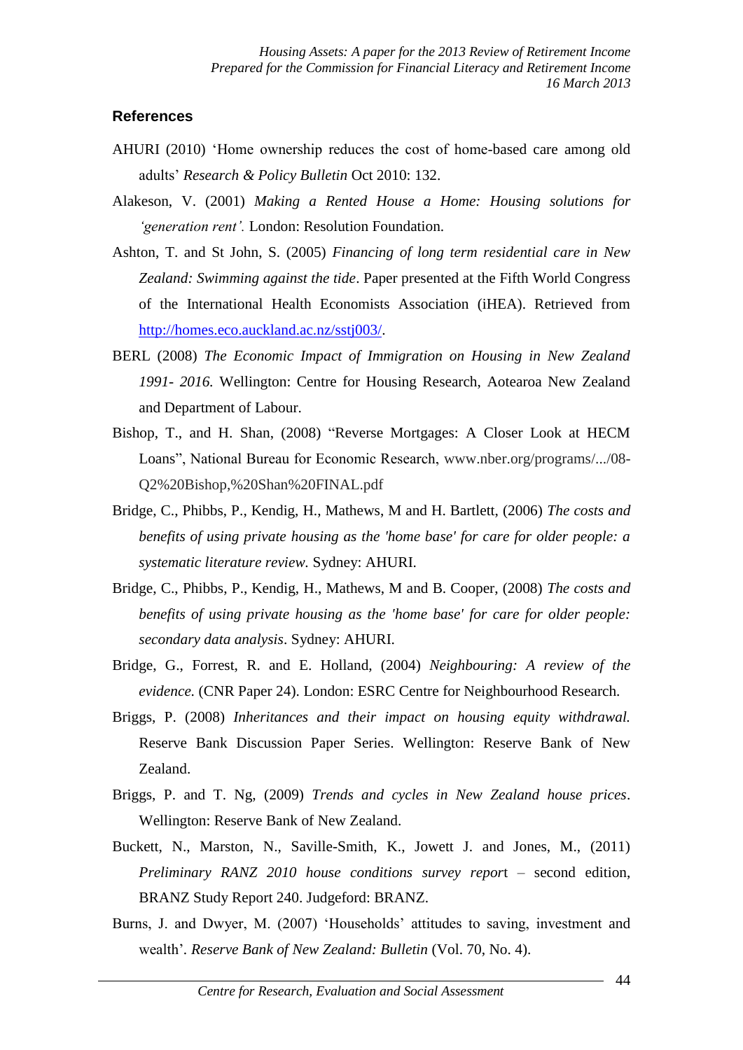### References

AHURI (2010) 'Home ownership reduces the cost of home-based care among old adults' *Research & Policy Bulletin* Oct 2010: 132.

Alakeson, V. (2001) *Making a Rented House a Home: Housing solutions for 'generation rent'.* London: Resolution Foundation.

Ashton, T. and St John, S. (2005) *Financing of long term residential care in New Zealand: Swimming against the tide*. Paper presented at the Fifth World Congress of the International Health Economists Association (iHEA). Retrieved from http://homes.eco.auckland.ac.nz/sstj003/.

BERL (2008) *The Economic Impact of Immigration on Housing in New Zealand 1991- 2016.* Wellington: Centre for Housing Research, Aotearoa New Zealand and Department of Labour.

Bishop, T., and H. Shan, (2008) "Reverse Mortgages: A Closer Look at HECM Loans", National Bureau for Economic Research, www.nber.org/programs/.../08-Q2%20Bishop,%20Shan%20FINAL.pdf

Bridge, C., Phibbs, P., Kendig, H., Mathews, M and H. Bartlett, (2006) *The costs and benefits of using private housing as the 'home base' for care for older people: a systematic literature review.* Sydney: AHURI.

Bridge, C., Phibbs, P., Kendig, H., Mathews, M and B. Cooper, (2008) *The costs and benefits of using private housing as the 'home base' for care for older people: secondary data analysis*. Sydney: AHURI.

Bridge, G., Forrest, R. and E. Holland, (2004) *Neighbouring: A review of the evidence.* (CNR Paper 24). London: ESRC Centre for Neighbourhood Research.

Briggs, P. (2008) *Inheritances and their impact on housing equity withdrawal.* Reserve Bank Discussion Paper Series. Wellington: Reserve Bank of New Zealand.

Briggs, P. and T. Ng, (2009) *Trends and cycles in New Zealand house prices*. Wellington: Reserve Bank of New Zealand.

Buckett, N., Marston, N., Saville-Smith, K., Jowett J. and Jones, M., (2011) *Preliminary RANZ 2010 house conditions survey report* – second edition, BRANZ Study Report 240. Judgeford: BRANZ.

Burns, J. and Dwyer, M. (2007) 'Households' attitudes to saving, investment and wealth'. *Reserve Bank of New Zealand: Bulletin* (Vol. 70, No. 4).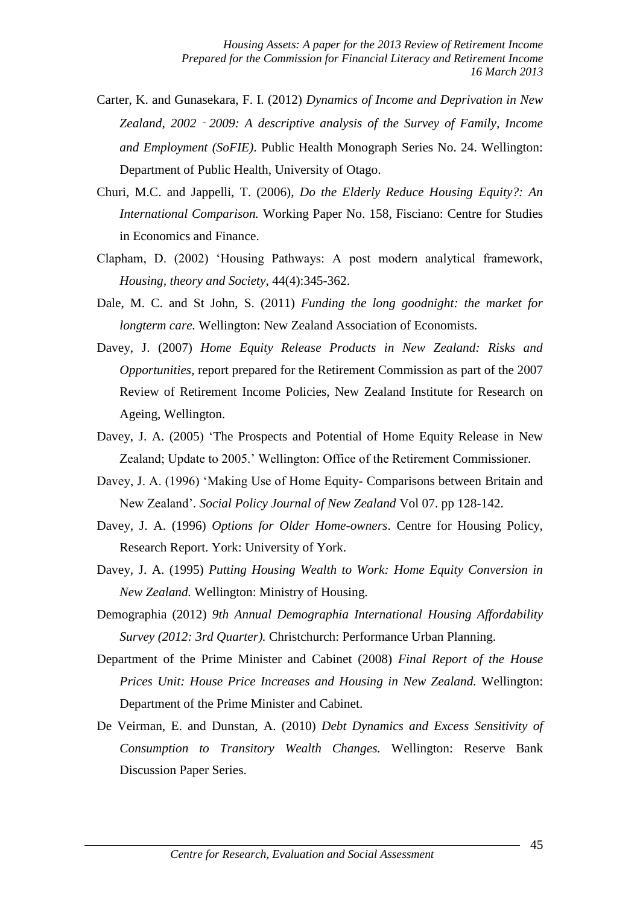Carter, K. and Gunasekara, F. I. (2012) *Dynamics of Income and Deprivation in New Zealand, 2002 ‐ 2009: A descriptive analysis of the Survey of Family, Income and Employment (SoFIE)*. Public Health Monograph Series No. 24. Wellington: Department of Public Health, University of Otago.

Churi, M.C. and Jappelli, T. (2006), *Do the Elderly Reduce Housing Equity?: An International Comparison.* Working Paper No. 158, Fisciano: Centre for Studies in Economics and Finance.

Clapham, D. (2002) 'Housing Pathways: A post modern analytical framework, *Housing, theory and Society*, 44(4):345-362.

Dale, M. C. and St John, S. (2011) *Funding the long goodnight: the market for longterm care.* Wellington: New Zealand Association of Economists.

Davey, J. (2007) *Home Equity Release Products in New Zealand: Risks and Opportunities*, report prepared for the Retirement Commission as part of the 2007 Review of Retirement Income Policies, New Zealand Institute for Research on Ageing, Wellington.

Davey, J. A. (2005) 'The Prospects and Potential of Home Equity Release in New Zealand; Update to 2005.' Wellington: Office of the Retirement Commissioner.

Davey, J. A. (1996) 'Making Use of Home Equity- Comparisons between Britain and New Zealand'. *Social Policy Journal of New Zealand* Vol 07. pp 128-142.

Davey, J. A. (1996) *Options for Older Home-owners*. Centre for Housing Policy, Research Report. York: University of York.

Davey, J. A. (1995) *Putting Housing Wealth to Work: Home Equity Conversion in New Zealand.* Wellington: Ministry of Housing.

Demographia (2012) *9th Annual Demographia International Housing Affordability Survey (2012: 3rd Quarter).* Christchurch: Performance Urban Planning.

Department of the Prime Minister and Cabinet (2008) *Final Report of the House Prices Unit: House Price Increases and Housing in New Zealand.* Wellington: Department of the Prime Minister and Cabinet.

De Veirman, E. and Dunstan, A. (2010) *Debt Dynamics and Excess Sensitivity of Consumption to Transitory Wealth Changes.* Wellington: Reserve Bank Discussion Paper Series.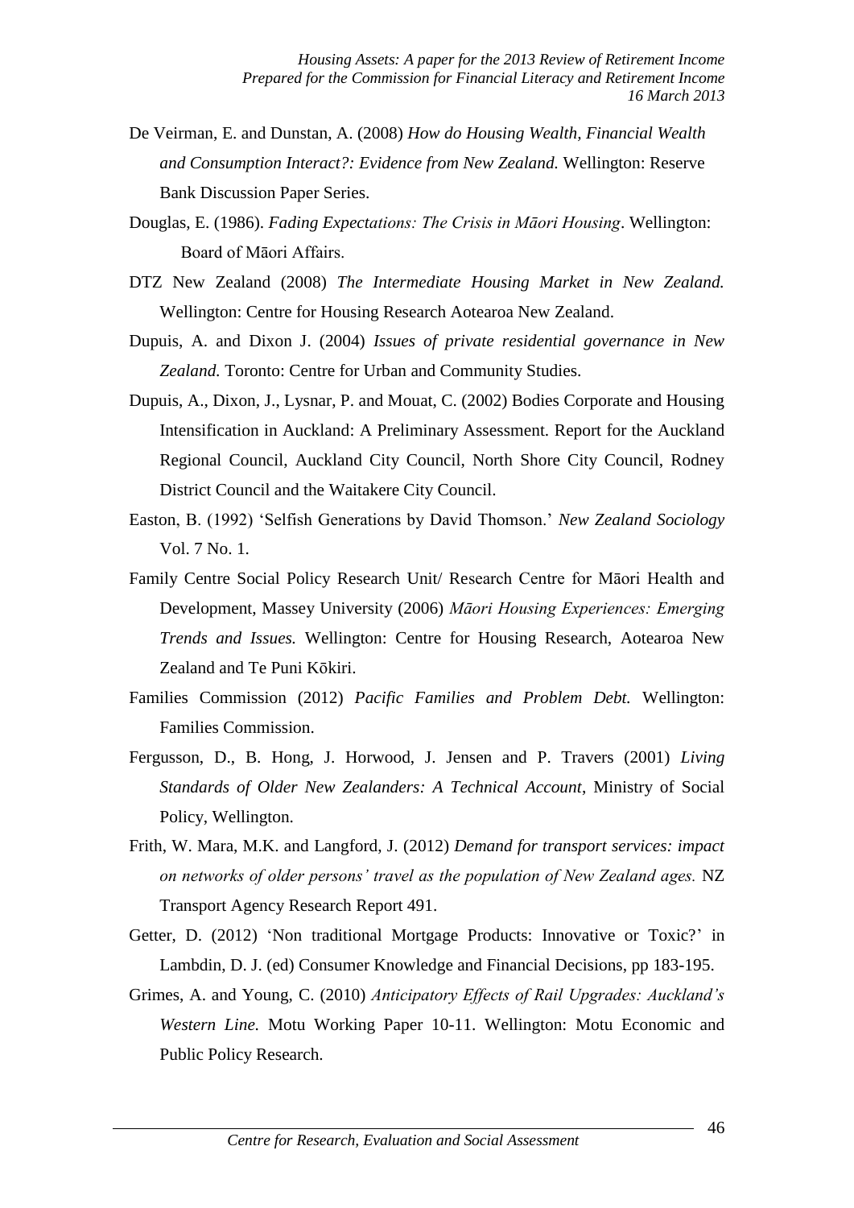De Veirman, E. and Dunstan, A. (2008) *How do Housing Wealth, Financial Wealth and Consumption Interact?: Evidence from New Zealand.* Wellington: Reserve Bank Discussion Paper Series.

Douglas, E. (1986). *Fading Expectations: The Crisis in Māori Housing*. Wellington: Board of Māori Affairs.

DTZ New Zealand (2008) *The Intermediate Housing Market in New Zealand.* Wellington: Centre for Housing Research Aotearoa New Zealand.

Dupuis, A. and Dixon J. (2004) *Issues of private residential governance in New Zealand.* Toronto: Centre for Urban and Community Studies.

Dupuis, A., Dixon, J., Lysnar, P. and Mouat, C. (2002) Bodies Corporate and Housing Intensification in Auckland: A Preliminary Assessment. Report for the Auckland Regional Council, Auckland City Council, North Shore City Council, Rodney District Council and the Waitakere City Council.

Easton, B. (1992) 'Selfish Generations by David Thomson.' *New Zealand Sociology* Vol. 7 No. 1.

Family Centre Social Policy Research Unit/ Research Centre for Māori Health and Development, Massey University (2006) *Māori Housing Experiences: Emerging Trends and Issues.* Wellington: Centre for Housing Research, Aotearoa New Zealand and Te Puni Kōkiri.

Families Commission (2012) *Pacific Families and Problem Debt.* Wellington: Families Commission.

Fergusson, D., B. Hong, J. Horwood, J. Jensen and P. Travers (2001) *Living Standards of Older New Zealanders: A Technical Account*, Ministry of Social Policy, Wellington.

Frith, W. Mara, M.K. and Langford, J. (2012) *Demand for transport services: impact on networks of older persons' travel as the population of New Zealand ages.* NZ Transport Agency Research Report 491.

Getter, D. (2012) 'Non traditional Mortgage Products: Innovative or Toxic?' in Lambdin, D. J. (ed) Consumer Knowledge and Financial Decisions, pp 183-195.

Grimes, A. and Young, C. (2010) *Anticipatory Effects of Rail Upgrades: Auckland's Western Line.* Motu Working Paper 10-11. Wellington: Motu Economic and Public Policy Research.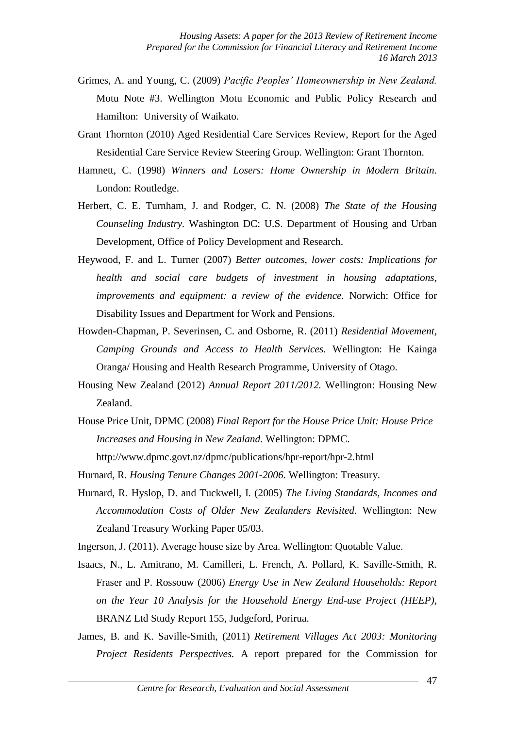Grimes, A. and Young, C. (2009) *Pacific Peoples' Homeownership in New Zealand.* Motu Note #3. Wellington Motu Economic and Public Policy Research and Hamilton: University of Waikato.

Grant Thornton (2010) Aged Residential Care Services Review, Report for the Aged Residential Care Service Review Steering Group. Wellington: Grant Thornton.

Hamnett, C. (1998) *Winners and Losers: Home Ownership in Modern Britain.* London: Routledge.

Herbert, C. E. Turnham, J. and Rodger, C. N. (2008) *The State of the Housing Counseling Industry*. Washington DC: U.S. Department of Housing and Urban Development, Office of Policy Development and Research.

Heywood, F. and L. Turner (2007) *Better outcomes, lower costs: Implications for health and social care budgets of investment in housing adaptations, improvements and equipment: a review of the evidence.* Norwich: Office for Disability Issues and Department for Work and Pensions.

Howden-Chapman, P. Severinsen, C. and Osborne, R. (2011) *Residential Movement, Camping Grounds and Access to Health Services.* Wellington: He Kainga Oranga/ Housing and Health Research Programme, University of Otago.

Housing New Zealand (2012) *Annual Report 2011/2012.* Wellington: Housing New Zealand.

House Price Unit, DPMC (2008) *Final Report for the House Price Unit: House Price Increases and Housing in New Zealand.* Wellington: DPMC. http://www.dpmc.govt.nz/dpmc/publications/hpr-report/hpr-2.html

Hurnard, R. *Housing Tenure Changes 2001-2006.* Wellington: Treasury.

Hurnard, R. Hyslop, D. and Tuckwell, I. (2005) *The Living Standards, Incomes and Accommodation Costs of Older New Zealanders Revisited.* Wellington: New Zealand Treasury Working Paper 05/03.

Ingerson, J. (2011). Average house size by Area. Wellington: Quotable Value.

Isaacs, N., L. Amitrano, M. Camilleri, L. French, A. Pollard, K. Saville-Smith, R. Fraser and P. Rossouw (2006) *Energy Use in New Zealand Households: Report on the Year 10 Analysis for the Household Energy End-use Project (HEEP)*, BRANZ Ltd Study Report 155, Judgeford, Porirua.

James, B. and K. Saville-Smith, (2011) *Retirement Villages Act 2003: Monitoring Project Residents Perspectives.* A report prepared for the Commission for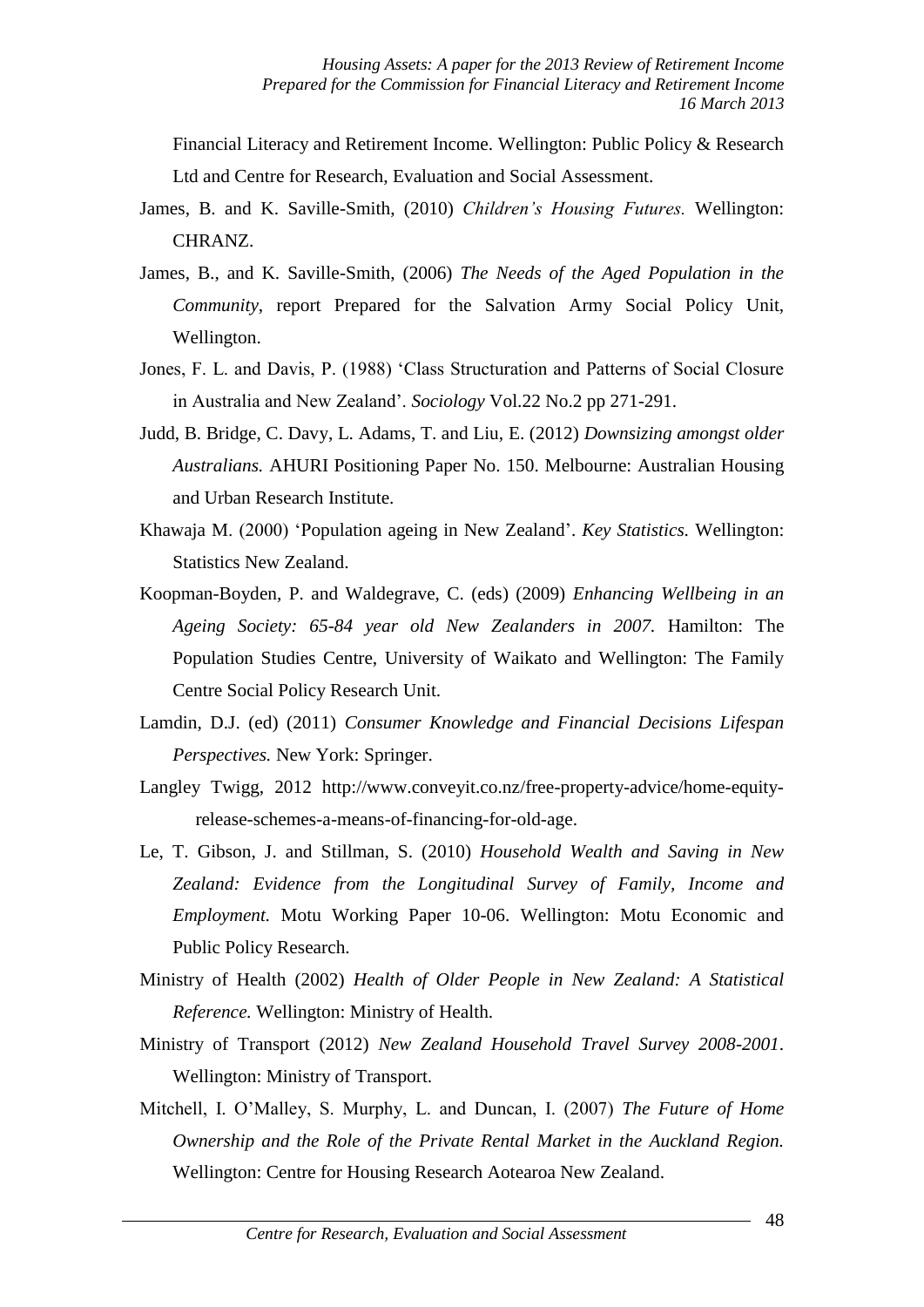Financial Literacy and Retirement Income. Wellington: Public Policy & Research Ltd and Centre for Research, Evaluation and Social Assessment.

James, B. and K. Saville-Smith, (2010) *Children's Housing Futures.* Wellington: CHRANZ.

James, B., and K. Saville-Smith, (2006) *The Needs of the Aged Population in the Community*, report Prepared for the Salvation Army Social Policy Unit, Wellington.

Jones, F. L. and Davis, P. (1988) 'Class Structuration and Patterns of Social Closure in Australia and New Zealand'. *Sociology* Vol.22 No.2 pp 271-291.

Judd, B. Bridge, C. Davy, L. Adams, T. and Liu, E. (2012) *Downsizing amongst older Australians.* AHURI Positioning Paper No. 150. Melbourne: Australian Housing and Urban Research Institute.

Khawaja M. (2000) 'Population ageing in New Zealand'. *Key Statistics.* Wellington: Statistics New Zealand.

Koopman-Boyden, P. and Waldegrave, C. (eds) (2009) *Enhancing Wellbeing in an Ageing Society: 65-84 year old New Zealanders in 2007.* Hamilton: The Population Studies Centre, University of Waikato and Wellington: The Family Centre Social Policy Research Unit.

Lamdin, D.J. (ed) (2011) *Consumer Knowledge and Financial Decisions Lifespan Perspectives.* New York: Springer.

Langley Twigg, 2012 http://www.conveyit.co.nz/free-property-advice/home-equity-release-schemes-a-means-of-financing-for-old-age.

Le, T. Gibson, J. and Stillman, S. (2010) *Household Wealth and Saving in New Zealand: Evidence from the Longitudinal Survey of Family, Income and Employment.* Motu Working Paper 10-06. Wellington: Motu Economic and Public Policy Research.

Ministry of Health (2002) *Health of Older People in New Zealand: A Statistical Reference.* Wellington: Ministry of Health.

Ministry of Transport (2012) *New Zealand Household Travel Survey 2008-2001*. Wellington: Ministry of Transport.

Mitchell, I. O'Malley, S. Murphy, L. and Duncan, I. (2007) *The Future of Home Ownership and the Role of the Private Rental Market in the Auckland Region.* Wellington: Centre for Housing Research Aotearoa New Zealand.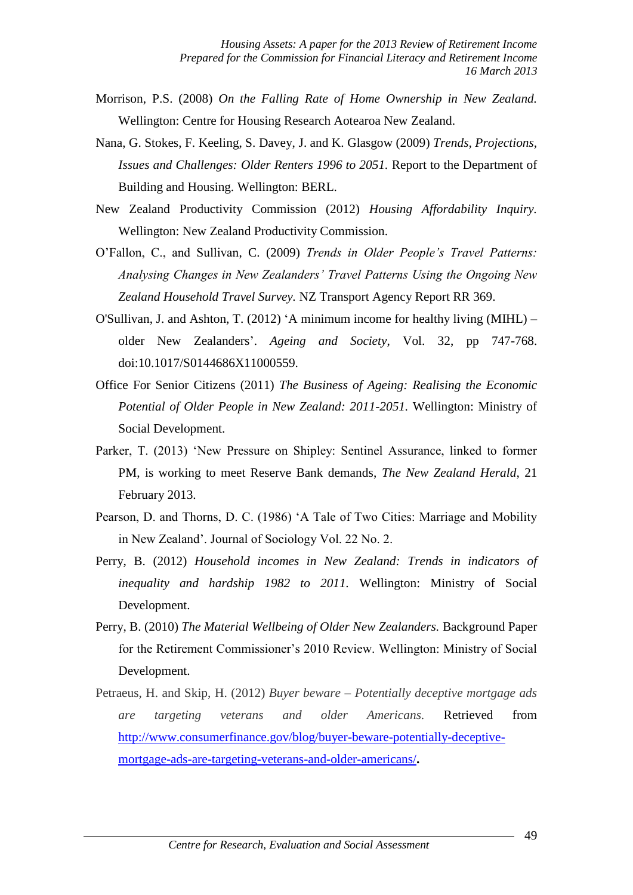Morrison, P.S. (2008) *On the Falling Rate of Home Ownership in New Zealand.* Wellington: Centre for Housing Research Aotearoa New Zealand.

Nana, G. Stokes, F. Keeling, S. Davey, J. and K. Glasgow (2009) *Trends, Projections, Issues and Challenges: Older Renters 1996 to 2051.* Report to the Department of Building and Housing. Wellington: BERL.

New Zealand Productivity Commission (2012) *Housing Affordability Inquiry.* Wellington: New Zealand Productivity Commission.

O'Fallon, C., and Sullivan, C. (2009) *Trends in Older People's Travel Patterns: Analysing Changes in New Zealanders' Travel Patterns Using the Ongoing New Zealand Household Travel Survey.* NZ Transport Agency Report RR 369.

O'Sullivan, J. and Ashton, T. (2012) 'A minimum income for healthy living (MIHL) – older New Zealanders'. *Ageing and Society*, Vol. 32, pp 747-768. doi:10.1017/S0144686X11000559.

Office For Senior Citizens (2011) *The Business of Ageing: Realising the Economic Potential of Older People in New Zealand: 2011-2051.* Wellington: Ministry of Social Development.

Parker, T. (2013) 'New Pressure on Shipley: Sentinel Assurance, linked to former PM, is working to meet Reserve Bank demands, *The New Zealand Herald*, 21 February 2013.

Pearson, D. and Thorns, D. C. (1986) 'A Tale of Two Cities: Marriage and Mobility in New Zealand'. Journal of Sociology Vol. 22 No. 2.

Perry, B. (2012) *Household incomes in New Zealand: Trends in indicators of inequality and hardship 1982 to 2011.* Wellington: Ministry of Social Development.

Perry, B. (2010) *The Material Wellbeing of Older New Zealanders.* Background Paper for the Retirement Commissioner's 2010 Review. Wellington: Ministry of Social Development.

Petraeus, H. and Skip, H. (2012) *Buyer beware – Potentially deceptive mortgage ads are targeting veterans and older Americans.* Retrieved from http://www.consumerfinance.gov/blog/buyer-beware-potentially-deceptive-mortgage-ads-are-targeting-veterans-and-older-americans/.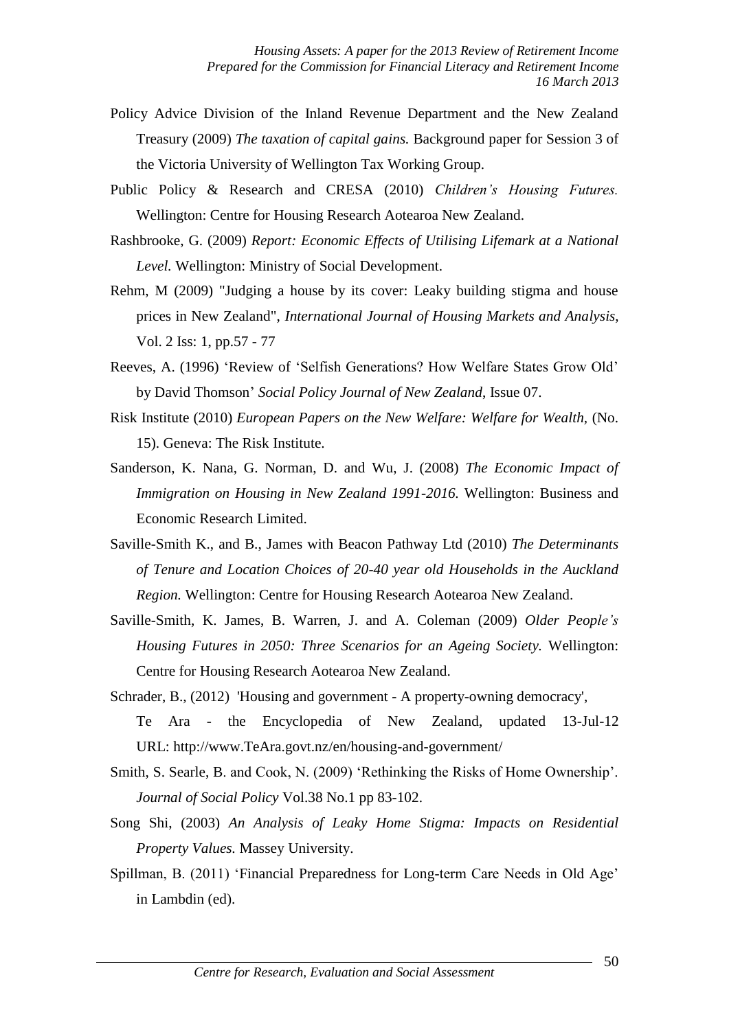Policy Advice Division of the Inland Revenue Department and the New Zealand Treasury (2009) *The taxation of capital gains.* Background paper for Session 3 of the Victoria University of Wellington Tax Working Group.

Public Policy & Research and CRESA (2010) *Children's Housing Futures.* Wellington: Centre for Housing Research Aotearoa New Zealand.

Rashbrooke, G. (2009) *Report: Economic Effects of Utilising Lifemark at a National Level.* Wellington: Ministry of Social Development.

Rehm, M (2009) "Judging a house by its cover: Leaky building stigma and house prices in New Zealand", *International Journal of Housing Markets and Analysis*, Vol. 2 Iss: 1, pp.57 - 77

Reeves, A. (1996) 'Review of 'Selfish Generations? How Welfare States Grow Old' by David Thomson' *Social Policy Journal of New Zealand*, Issue 07.

Risk Institute (2010) *European Papers on the New Welfare: Welfare for Wealth,* (No. 15). Geneva: The Risk Institute.

Sanderson, K. Nana, G. Norman, D. and Wu, J. (2008) *The Economic Impact of Immigration on Housing in New Zealand 1991-2016.* Wellington: Business and Economic Research Limited.

Saville-Smith K., and B., James with Beacon Pathway Ltd (2010) *The Determinants of Tenure and Location Choices of 20-40 year old Households in the Auckland Region.* Wellington: Centre for Housing Research Aotearoa New Zealand.

Saville-Smith, K. James, B. Warren, J. and A. Coleman (2009) *Older People's Housing Futures in 2050: Three Scenarios for an Ageing Society.* Wellington: Centre for Housing Research Aotearoa New Zealand.

Schrader, B., (2012) 'Housing and government - A property-owning democracy', Te Ara - the Encyclopedia of New Zealand, updated 13-Jul-12 URL: http://www.TeAra.govt.nz/en/housing-and-government/

Smith, S. Searle, B. and Cook, N. (2009) 'Rethinking the Risks of Home Ownership'. *Journal of Social Policy* Vol.38 No.1 pp 83-102.

Song Shi, (2003) *An Analysis of Leaky Home Stigma: Impacts on Residential Property Values.* Massey University.

Spillman, B. (2011) 'Financial Preparedness for Long-term Care Needs in Old Age' in Lambdin (ed).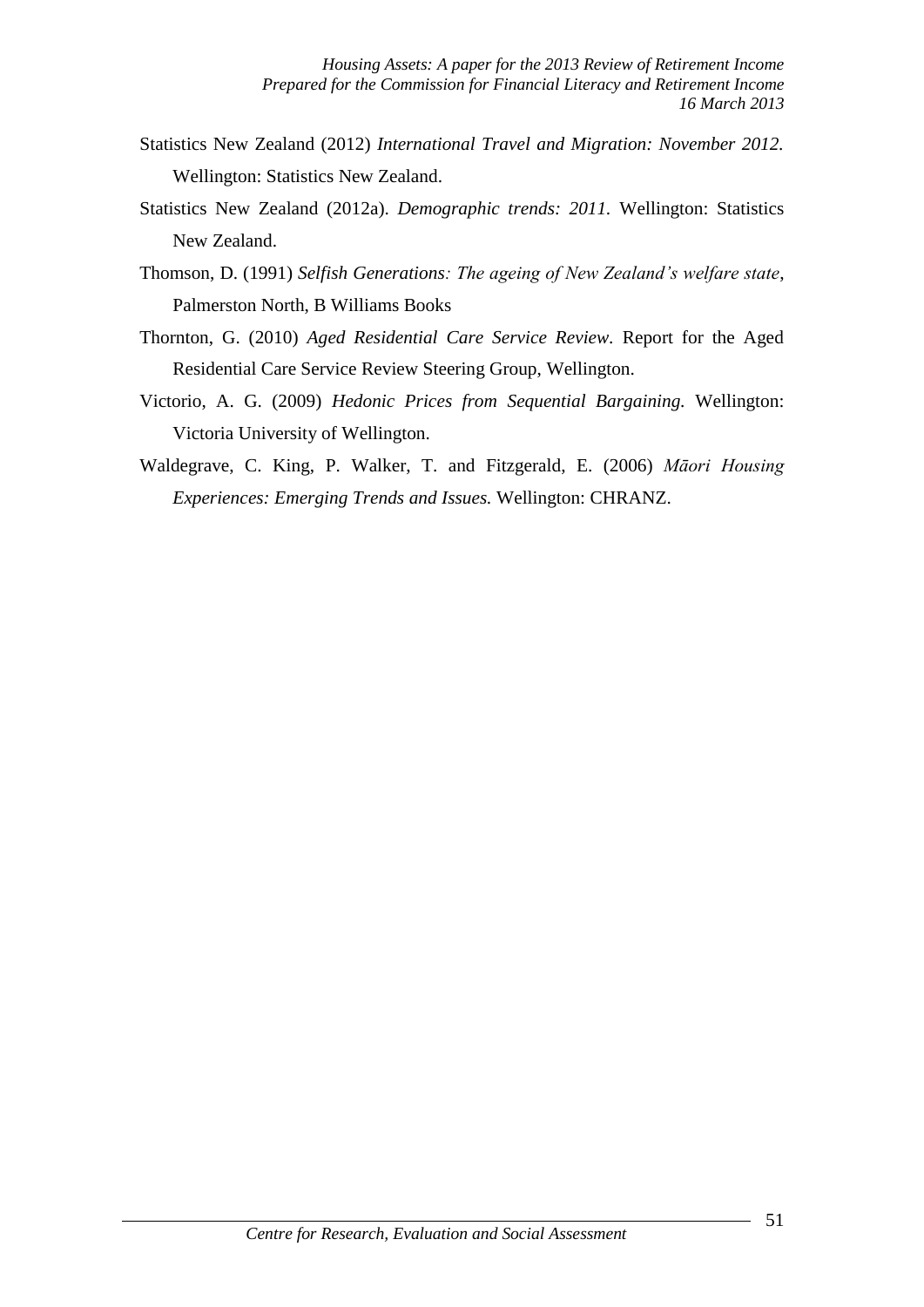Statistics New Zealand (2012) *International Travel and Migration: November 2012.* Wellington: Statistics New Zealand.

Statistics New Zealand (2012a). *Demographic trends: 2011.* Wellington: Statistics New Zealand.

Thomson, D. (1991) *Selfish Generations: The ageing of New Zealand's welfare state*, Palmerston North, B Williams Books

Thornton, G. (2010) *Aged Residential Care Service Review*. Report for the Aged Residential Care Service Review Steering Group, Wellington.

Victorio, A. G. (2009) *Hedonic Prices from Sequential Bargaining.* Wellington: Victoria University of Wellington.

Waldegrave, C. King, P. Walker, T. and Fitzgerald, E. (2006) *Māori Housing Experiences: Emerging Trends and Issues.* Wellington: CHRANZ.